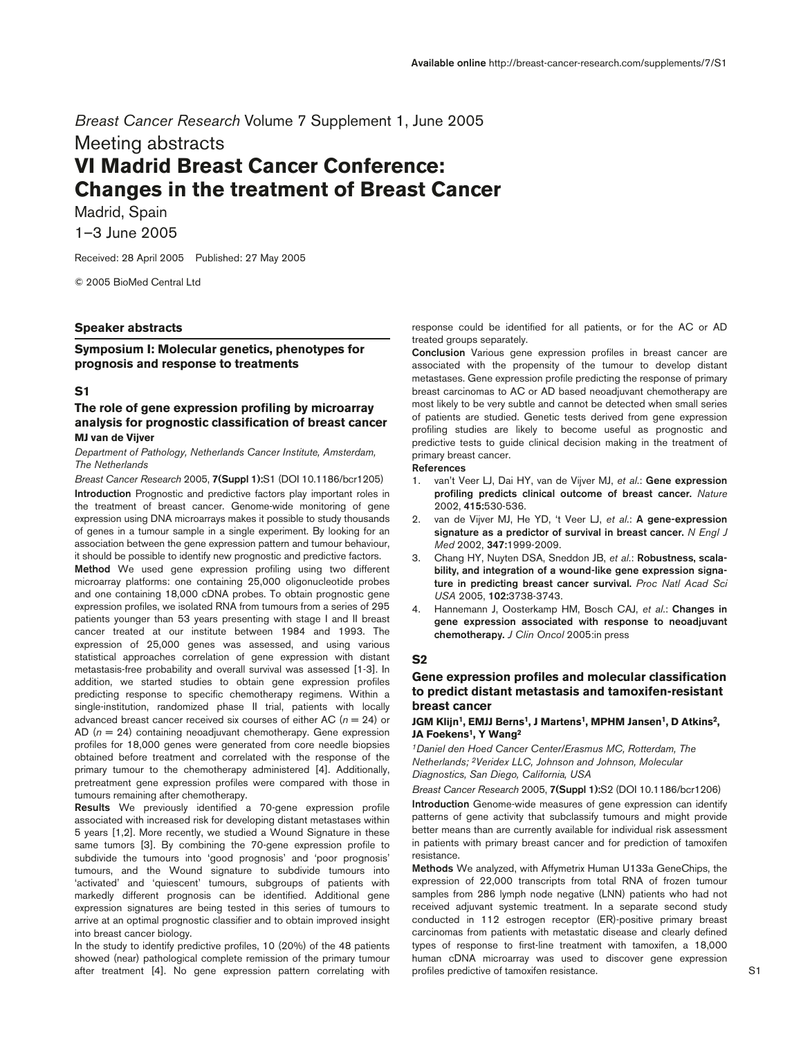*Breast Cancer Research* Volume 7 Supplement 1, June 2005

Meeting abstracts

# VI Madrid Breast Cancer Conference: Changes in the treatment of Breast Cancer

Madrid, Spain

1–3 June 2005

Received: 28 April 2005 Published: 27 May 2005

© 2005 BioMed Central Ltd

## Speaker abstracts

### Symposium I: Molecular genetics, phenotypes for prognosis and response to treatments

#### S1

#### The role of gene expression profiling by microarray analysis for prognostic classification of breast cancer

**MJ van de Vijver**

*Department of Pathology, Netherlands Cancer Institute, Amsterdam, The Netherlands*

*Breast Cancer Research* 2005, **7(Suppl 1):**S1 (DOI 10.1186/bcr1205)

**Introduction** Prognostic and predictive factors play important roles in the treatment of breast cancer. Genome-wide monitoring of gene expression using DNA microarrays makes it possible to study thousands of genes in a tumour sample in a single experiment. By looking for an association between the gene expression pattern and tumour behaviour, it should be possible to identify new prognostic and predictive factors.

**Method** We used gene expression profiling using two different microarray platforms: one containing 25,000 oligonucleotide probes and one containing 18,000 cDNA probes. To obtain prognostic gene expression profiles, we isolated RNA from tumours from a series of 295 patients younger than 53 years presenting with stage I and II breast cancer treated at our institute between 1984 and 1993. The expression of 25,000 genes was assessed, and using various statistical approaches correlation of gene expression with distant metastasis-free probability and overall survival was assessed [1-3]. In addition, we started studies to obtain gene expression profiles predicting response to specific chemotherapy regimens. Within a single-institution, randomized phase II trial, patients with locally advanced breast cancer received six courses of either AC ($n = 24$) or AD ($n = 24$) containing neoadjuvant chemotherapy. Gene expression profiles for 18,000 genes were generated from core needle biopsies obtained before treatment and correlated with the response of the primary tumour to the chemotherapy administered [4]. Additionally, pretreatment gene expression profiles were compared with those in tumours remaining after chemotherapy.

**Results** We previously identified a 70-gene expression profile associated with increased risk for developing distant metastases within 5 years [1,2]. More recently, we studied a Wound Signature in these same tumors [3]. By combining the 70-gene expression profile to subdivide the tumours into 'good prognosis' and 'poor prognosis' tumours, and the Wound signature to subdivide tumours into 'activated' and 'quiescent' tumours, subgroups of patients with markedly different prognosis can be identified. Additional gene expression signatures are being tested in this series of tumours to arrive at an optimal prognostic classifier and to obtain improved insight into breast cancer biology.

In the study to identify predictive profiles, 10 (20%) of the 48 patients showed (near) pathological complete remission of the primary tumour after treatment [4]. No gene expression pattern correlating with response could be identified for all patients, or for the AC or AD treated groups separately.

**Conclusion** Various gene expression profiles in breast cancer are associated with the propensity of the tumour to develop distant metastases. Gene expression profile predicting the response of primary breast carcinomas to AC or AD based neoadjuvant chemotherapy are most likely to be very subtle and cannot be detected when small series of patients are studied. Genetic tests derived from gene expression profiling studies are likely to become useful as prognostic and predictive tests to guide clinical decision making in the treatment of primary breast cancer.

**References**

1. van't Veer LJ, Dai HY, van de Vijver MJ, *et al.*: **Gene expression profiling predicts clinical outcome of breast cancer.** *Nature* 2002, **415:**530-536.
2. van de Vijver MJ, He YD, 't Veer LJ, *et al.*: **A gene-expression signature as a predictor of survival in breast cancer.** *N Engl J Med* 2002, **347:**1999-2009.
3. Chang HY, Nuyten DSA, Sneddon JB, *et al.*: **Robustness, scalability, and integration of a wound-like gene expression signature in predicting breast cancer survival.** *Proc Natl Acad Sci USA* 2005, **102:**3738-3743.
4. Hannemann J, Oosterkamp HM, Bosch CAJ, *et al.*: **Changes in gene expression associated with response to neoadjuvant chemotherapy.** *J Clin Oncol* 2005:in press

#### S2

#### Gene expression profiles and molecular classification to predict distant metastasis and tamoxifen-resistant breast cancer

**JGM Klijn[1], EMJJ Berns[1], J Martens[1], MPHM Jansen[1], D Atkins[2], JA Foekens[1], Y Wang[2]**

*[1]Daniel den Hoed Cancer Center/Erasmus MC, Rotterdam, The Netherlands; [2]Veridex LLC, Johnson and Johnson, Molecular Diagnostics, San Diego, California, USA*

*Breast Cancer Research* 2005, **7(Suppl 1):**S2 (DOI 10.1186/bcr1206)

**Introduction** Genome-wide measures of gene expression can identify patterns of gene activity that subclassify tumours and might provide better means than are currently available for individual risk assessment in patients with primary breast cancer and for prediction of tamoxifen resistance.

**Methods** We analyzed, with Affymetrix Human U133a GeneChips, the expression of 22,000 transcripts from total RNA of frozen tumour samples from 286 lymph node negative (LNN) patients who had not received adjuvant systemic treatment. In a separate second study conducted in 112 estrogen receptor (ER)-positive primary breast carcinomas from patients with metastatic disease and clearly defined types of response to first-line treatment with tamoxifen, a 18,000 human cDNA microarray was used to discover gene expression profiles predictive of tamoxifen resistance.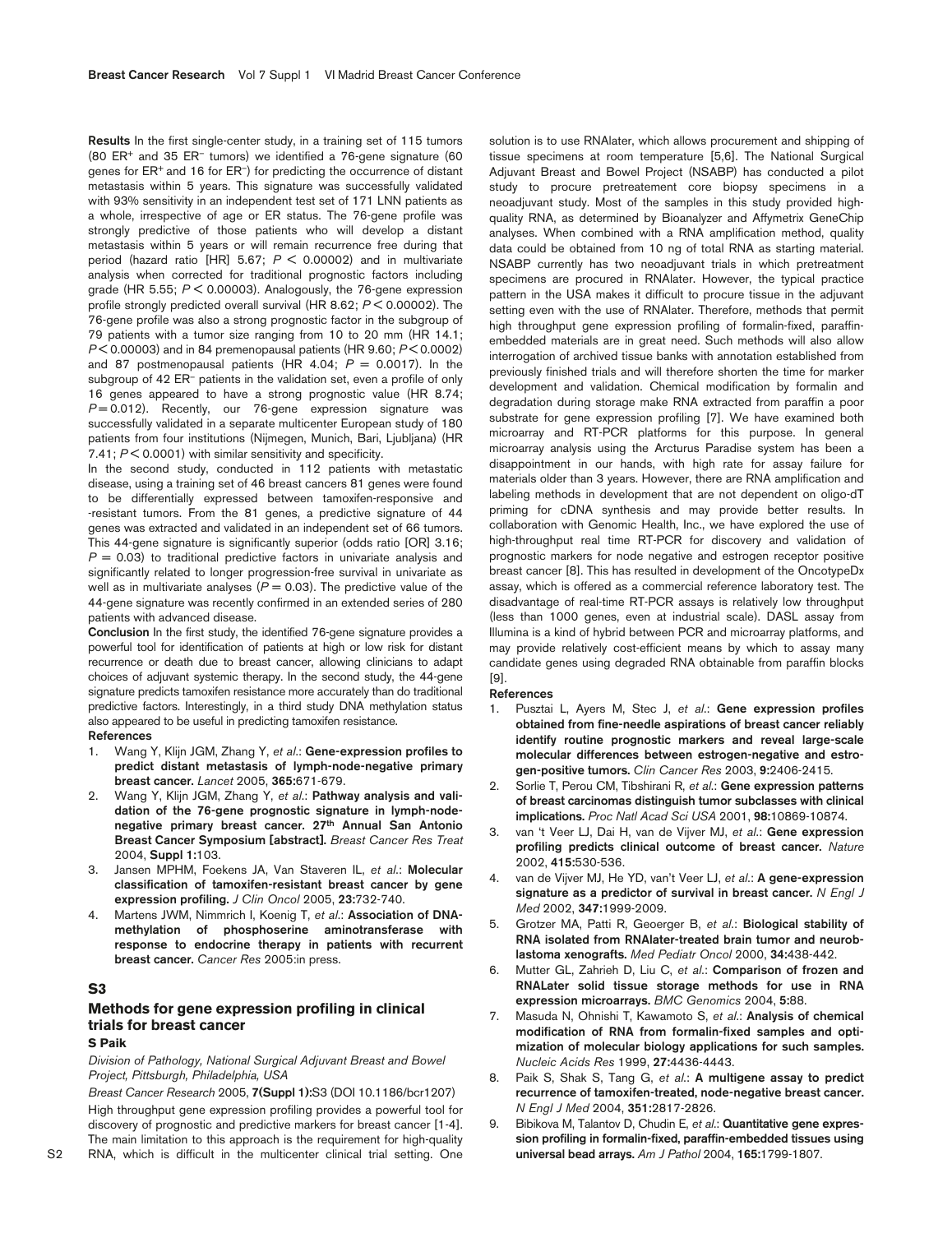**Results** In the first single-center study, in a training set of 115 tumors (80 $ER^+$ and 35 $ER^-$ tumors) we identified a 76-gene signature (60 genes for $ER^+$ and 16 for $ER^-$) for predicting the occurrence of distant metastasis within 5 years. This signature was successfully validated with 93% sensitivity in an independent test set of 171 LNN patients as a whole, irrespective of age or ER status. The 76-gene profile was strongly predictive of those patients who will develop a distant metastasis within 5 years or will remain recurrence free during that period (hazard ratio [HR] 5.67; $P < 0.00002$) and in multivariate analysis when corrected for traditional prognostic factors including grade (HR 5.55; $P < 0.00003$). Analogously, the 76-gene expression profile strongly predicted overall survival (HR 8.62; $P < 0.00002$). The 76-gene profile was also a strong prognostic factor in the subgroup of 79 patients with a tumor size ranging from 10 to 20 mm (HR 14.1; $P < 0.00003$) and in 84 premenopausal patients (HR 9.60; $P < 0.0002$) and 87 postmenopausal patients (HR 4.04; $P = 0.0017$). In the subgroup of 42 $ER^-$ patients in the validation set, even a profile of only 16 genes appeared to have a strong prognostic value (HR 8.74; $P = 0.012$). Recently, our 76-gene expression signature was successfully validated in a separate multicenter European study of 180 patients from four institutions (Nijmegen, Munich, Bari, Ljubljana) (HR 7.41; $P < 0.0001$) with similar sensitivity and specificity.

In the second study, conducted in 112 patients with metastatic disease, using a training set of 46 breast cancers 81 genes were found to be differentially expressed between tamoxifen-responsive and -resistant tumors. From the 81 genes, a predictive signature of 44 genes was extracted and validated in an independent set of 66 tumors. This 44-gene signature is significantly superior (odds ratio [OR] 3.16; $P = 0.03$) to traditional predictive factors in univariate analysis and significantly related to longer progression-free survival in univariate as well as in multivariate analyses ($P = 0.03$). The predictive value of the 44-gene signature was recently confirmed in an extended series of 280 patients with advanced disease.

**Conclusion** In the first study, the identified 76-gene signature provides a powerful tool for identification of patients at high or low risk for distant recurrence or death due to breast cancer, allowing clinicians to adapt choices of adjuvant systemic therapy. In the second study, the 44-gene signature predicts tamoxifen resistance more accurately than do traditional predictive factors. Interestingly, in a third study DNA methylation status also appeared to be useful in predicting tamoxifen resistance.

**References**

1. Wang Y, Klijn JGM, Zhang Y, *et al.*: **Gene-expression profiles to predict distant metastasis of lymph-node-negative primary breast cancer.** *Lancet* 2005, **365:**671-679.
2. Wang Y, Klijn JGM, Zhang Y, *et al.*: **Pathway analysis and validation of the 76-gene prognostic signature in lymph-node-negative primary breast cancer. 27th Annual San Antonio Breast Cancer Symposium [abstract].** *Breast Cancer Res Treat* 2004, **Suppl 1:**103.
3. Jansen MPHM, Foekens JA, Van Staveren IL, *et al.*: **Molecular classification of tamoxifen-resistant breast cancer by gene expression profiling.** *J Clin Oncol* 2005, **23:**732-740.
4. Martens JWM, Nimmrich I, Koenig T, *et al.*: **Association of DNA-methylation of phosphoserine aminotransferase with response to endocrine therapy in patients with recurrent breast cancer.** *Cancer Res* 2005:in press.

## S3

## Methods for gene expression profiling in clinical trials for breast cancer

**S Paik**

*Division of Pathology, National Surgical Adjuvant Breast and Bowel Project, Pittsburgh, Philadelphia, USA*

*Breast Cancer Research* 2005, **7(Suppl 1):**S3 (DOI 10.1186/bcr1207)

High throughput gene expression profiling provides a powerful tool for discovery of prognostic and predictive markers for breast cancer [1-4]. The main limitation to this approach is the requirement for high-quality RNA, which is difficult in the multicenter clinical trial setting. One solution is to use RNAlater, which allows procurement and shipping of tissue specimens at room temperature [5,6]. The National Surgical Adjuvant Breast and Bowel Project (NSABP) has conducted a pilot study to procure pretreatement core biopsy specimens in a neoadjuvant study. Most of the samples in this study provided high-quality RNA, as determined by Bioanalyzer and Affymetrix GeneChip analyses. When combined with a RNA amplification method, quality data could be obtained from 10 ng of total RNA as starting material. NSABP currently has two neoadjuvant trials in which pretreatment specimens are procured in RNAlater. However, the typical practice pattern in the USA makes it difficult to procure tissue in the adjuvant setting even with the use of RNAlater. Therefore, methods that permit high throughput gene expression profiling of formalin-fixed, paraffin-embedded materials are in great need. Such methods will also allow interrogation of archived tissue banks with annotation established from previously finished trials and will therefore shorten the time for marker development and validation. Chemical modification by formalin and degradation during storage make RNA extracted from paraffin a poor substrate for gene expression profiling [7]. We have examined both microarray and RT-PCR platforms for this purpose. In general microarray analysis using the Arcturus Paradise system has been a disappointment in our hands, with high rate for assay failure for materials older than 3 years. However, there are RNA amplification and labeling methods in development that are not dependent on oligo-dT priming for cDNA synthesis and may provide better results. In collaboration with Genomic Health, Inc., we have explored the use of high-throughput real time RT-PCR for discovery and validation of prognostic markers for node negative and estrogen receptor positive breast cancer [8]. This has resulted in development of the OncotypeDx assay, which is offered as a commercial reference laboratory test. The disadvantage of real-time RT-PCR assays is relatively low throughput (less than 1000 genes, even at industrial scale). DASL assay from Illumina is a kind of hybrid between PCR and microarray platforms, and may provide relatively cost-efficient means by which to assay many candidate genes using degraded RNA obtainable from paraffin blocks [9].

**References**

1. Pusztai L, Ayers M, Stec J, *et al.*: **Gene expression profiles obtained from fine-needle aspirations of breast cancer reliably identify routine prognostic markers and reveal large-scale molecular differences between estrogen-negative and estrogen-positive tumors.** *Clin Cancer Res* 2003, **9:**2406-2415.
2. Sorlie T, Perou CM, Tibshirani R, *et al.*: **Gene expression patterns of breast carcinomas distinguish tumor subclasses with clinical implications.** *Proc Natl Acad Sci USA* 2001, **98:**10869-10874.
3. van 't Veer LJ, Dai H, van de Vijver MJ, *et al.*: **Gene expression profiling predicts clinical outcome of breast cancer.** *Nature* 2002, **415:**530-536.
4. van de Vijver MJ, He YD, van't Veer LJ, *et al.*: **A gene-expression signature as a predictor of survival in breast cancer.** *N Engl J Med* 2002, **347:**1999-2009.
5. Grotzer MA, Patti R, Geoerger B, *et al.*: **Biological stability of RNA isolated from RNAlater-treated brain tumor and neuroblastoma xenografts.** *Med Pediatr Oncol* 2000, **34:**438-442.
6. Mutter GL, Zahrieh D, Liu C, *et al.*: **Comparison of frozen and RNALater solid tissue storage methods for use in RNA expression microarrays.** *BMC Genomics* 2004, **5:**88.
7. Masuda N, Ohnishi T, Kawamoto S, *et al.*: **Analysis of chemical modification of RNA from formalin-fixed samples and optimization of molecular biology applications for such samples.** *Nucleic Acids Res* 1999, **27:**4436-4443.
8. Paik S, Shak S, Tang G, *et al.*: **A multigene assay to predict recurrence of tamoxifen-treated, node-negative breast cancer.** *N Engl J Med* 2004, **351:**2817-2826.
9. Bibikova M, Talantov D, Chudin E, *et al.*: **Quantitative gene expression profiling in formalin-fixed, paraffin-embedded tissues using universal bead arrays.** *Am J Pathol* 2004, **165:**1799-1807.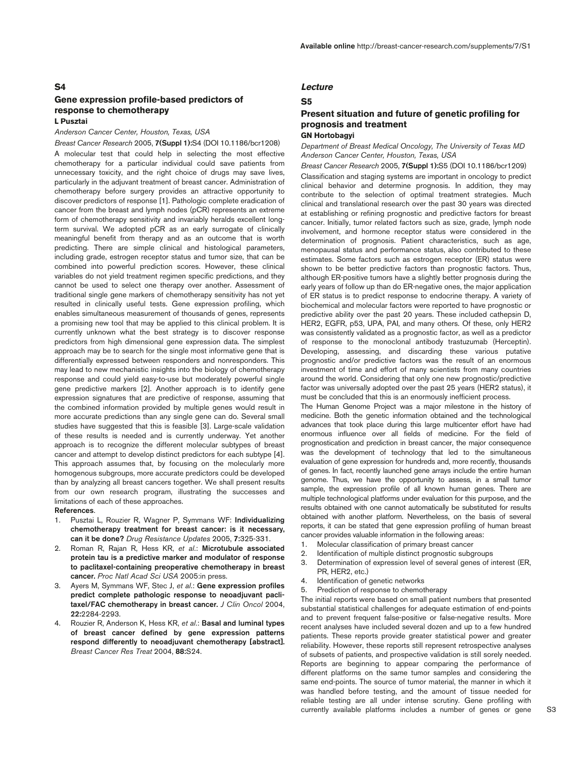## S4

### Gene expression profile-based predictors of response to chemotherapy

**L Pusztai**

*Anderson Cancer Center, Houston, Texas, USA*

*Breast Cancer Research* 2005, **7(Suppl 1):**S4 (DOI 10.1186/bcr1208)

A molecular test that could help in selecting the most effective chemotherapy for a particular individual could save patients from unnecessary toxicity, and the right choice of drugs may save lives, particularly in the adjuvant treatment of breast cancer. Administration of chemotherapy before surgery provides an attractive opportunity to discover predictors of response [1]. Pathologic complete eradication of cancer from the breast and lymph nodes (pCR) represents an extreme form of chemotherapy sensitivity and invariably heralds excellent long-term survival. We adopted pCR as an early surrogate of clinically meaningful benefit from therapy and as an outcome that is worth predicting. There are simple clinical and histological parameters, including grade, estrogen receptor status and tumor size, that can be combined into powerful prediction scores. However, these clinical variables do not yield treatment regimen specific predictions, and they cannot be used to select one therapy over another. Assessment of traditional single gene markers of chemotherapy sensitivity has not yet resulted in clinically useful tests. Gene expression profiling, which enables simultaneous measurement of thousands of genes, represents a promising new tool that may be applied to this clinical problem. It is currently unknown what the best strategy is to discover response predictors from high dimensional gene expression data. The simplest approach may be to search for the single most informative gene that is differentially expressed between responders and nonresponders. This may lead to new mechanistic insights into the biology of chemotherapy response and could yield easy-to-use but moderately powerful single gene predictive markers [2]. Another approach is to identify gene expression signatures that are predictive of response, assuming that the combined information provided by multiple genes would result in more accurate predictions than any single gene can do. Several small studies have suggested that this is feasible [3]. Large-scale validation of these results is needed and is currently underway. Yet another approach is to recognize the different molecular subtypes of breast cancer and attempt to develop distinct predictors for each subtype [4]. This approach assumes that, by focusing on the molecularly more homogenous subgroups, more accurate predictors could be developed than by analyzing all breast cancers together. We shall present results from our own research program, illustrating the successes and limitations of each of these approaches.

**References.**

1. Pusztai L, Rouzier R, Wagner P, Symmans WF: **Individualizing chemotherapy treatment for breast cancer: is it necessary, can it be done?** *Drug Resistance Updates* 2005, **7**:325-331.
2. Roman R, Rajan R, Hess KR, *et al.*: **Microtubule associated protein tau is a predictive marker and modulator of response to paclitaxel-containing preoperative chemotherapy in breast cancer.** *Proc Natl Acad Sci USA* 2005:in press.
3. Ayers M, Symmans WF, Stec J, *et al.*: **Gene expression profiles predict complete pathologic response to neoadjuvant paclitaxel/FAC chemotherapy in breast cancer.** *J Clin Oncol* 2004, **22**:2284-2293.
4. Rouzier R, Anderson K, Hess KR, *et al.*: **Basal and luminal types of breast cancer defined by gene expression patterns respond differently to neoadjuvant chemotherapy [abstract].** *Breast Cancer Res Treat* 2004, **88:**S24.

## *Lecture*

## S5

### Present situation and future of genetic profiling for prognosis and treatment

**GN Hortobagyi**

*Department of Breast Medical Oncology, The University of Texas MD Anderson Cancer Center, Houston, Texas, USA*

*Breast Cancer Research* 2005, **7(Suppl 1):**S5 (DOI 10.1186/bcr1209)

Classification and staging systems are important in oncology to predict clinical behavior and determine prognosis. In addition, they may contribute to the selection of optimal treatment strategies. Much clinical and translational research over the past 30 years was directed at establishing or refining prognostic and predictive factors for breast cancer. Initially, tumor related factors such as size, grade, lymph node involvement, and hormone receptor status were considered in the determination of prognosis. Patient characteristics, such as age, menopausal status and performance status, also contributed to these estimates. Some factors such as estrogen receptor (ER) status were shown to be better predictive factors than prognostic factors. Thus, although ER-positive tumors have a slightly better prognosis during the early years of follow up than do ER-negative ones, the major application of ER status is to predict response to endocrine therapy. A variety of biochemical and molecular factors were reported to have prognostic or predictive ability over the past 20 years. These included cathepsin D, HER2, EGFR, p53, UPA, PAI, and many others. Of these, only HER2 was consistently validated as a prognostic factor, as well as a predictor of response to the monoclonal antibody trastuzumab (Herceptin). Developing, assessing, and discarding these various putative prognostic and/or predictive factors was the result of an enormous investment of time and effort of many scientists from many countries around the world. Considering that only one new prognostic/predictive factor was universally adopted over the past 25 years (HER2 status), it must be concluded that this is an enormously inefficient process.

The Human Genome Project was a major milestone in the history of medicine. Both the genetic information obtained and the technological advances that took place during this large multicenter effort have had enormous influence over all fields of medicine. For the field of prognostication and prediction in breast cancer, the major consequence was the development of technology that led to the simultaneous evaluation of gene expression for hundreds and, more recently, thousands of genes. In fact, recently launched gene arrays include the entire human genome. Thus, we have the opportunity to assess, in a small tumor sample, the expression profile of all known human genes. There are multiple technological platforms under evaluation for this purpose, and the results obtained with one cannot automatically be substituted for results obtained with another platform. Nevertheless, on the basis of several reports, it can be stated that gene expression profiling of human breast cancer provides valuable information in the following areas:

1. Molecular classification of primary breast cancer
2. Identification of multiple distinct prognostic subgroups
3. Determination of expression level of several genes of interest (ER, PR, HER2, etc.)
4. Identification of genetic networks
5. Prediction of response to chemotherapy

The initial reports were based on small patient numbers that presented substantial statistical challenges for adequate estimation of end-points and to prevent frequent false-positive or false-negative results. More recent analyses have included several dozen and up to a few hundred patients. These reports provide greater statistical power and greater reliability. However, these reports still represent retrospective analyses of subsets of patients, and prospective validation is still sorely needed. Reports are beginning to appear comparing the performance of different platforms on the same tumor samples and considering the same end-points. The source of tumor material, the manner in which it was handled before testing, and the amount of tissue needed for reliable testing are all under intense scrutiny. Gene profiling with currently available platforms includes a number of genes or gene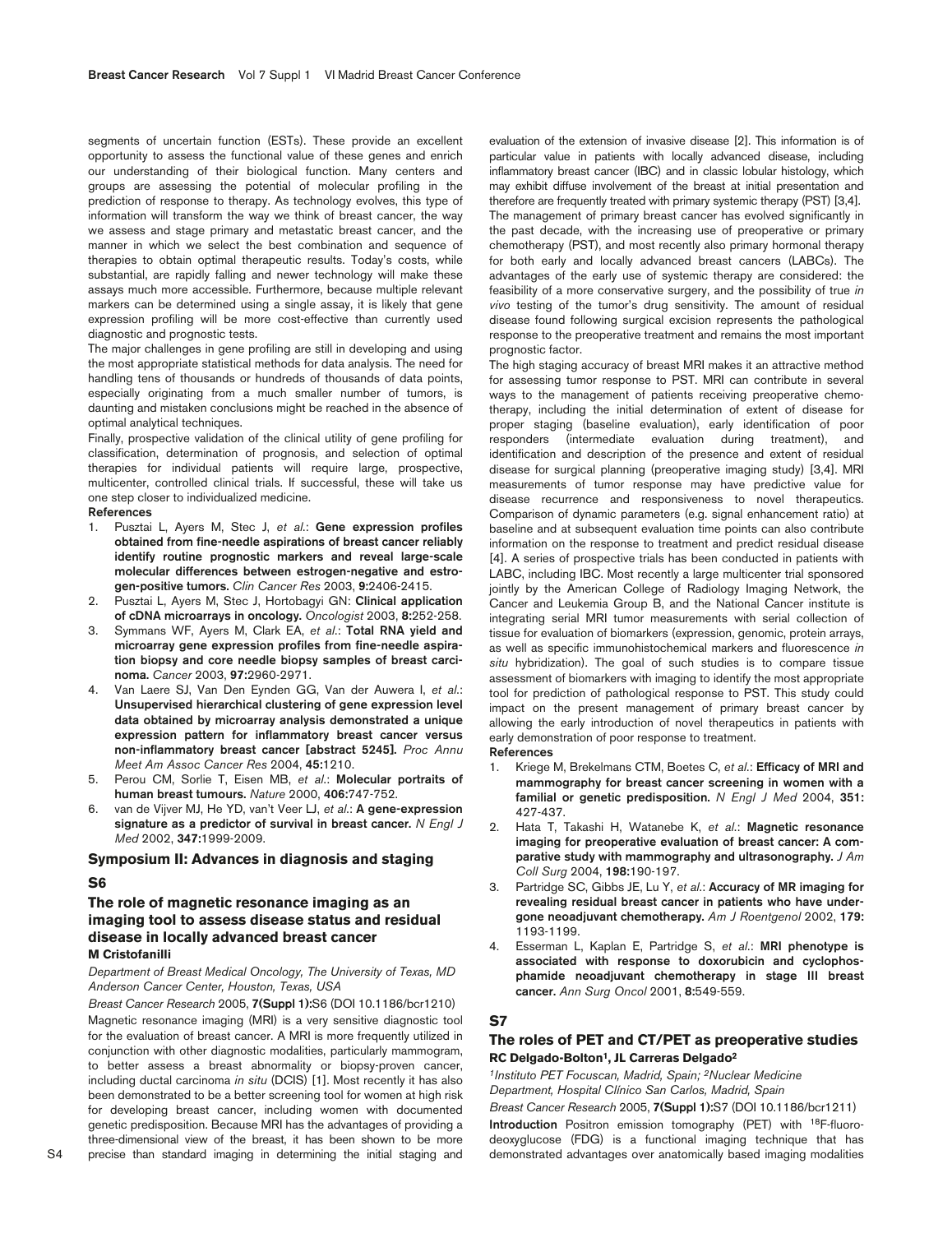segments of uncertain function (ESTs). These provide an excellent opportunity to assess the functional value of these genes and enrich our understanding of their biological function. Many centers and groups are assessing the potential of molecular profiling in the prediction of response to therapy. As technology evolves, this type of information will transform the way we think of breast cancer, the way we assess and stage primary and metastatic breast cancer, and the manner in which we select the best combination and sequence of therapies to obtain optimal therapeutic results. Today's costs, while substantial, are rapidly falling and newer technology will make these assays much more accessible. Furthermore, because multiple relevant markers can be determined using a single assay, it is likely that gene expression profiling will be more cost-effective than currently used diagnostic and prognostic tests.

The major challenges in gene profiling are still in developing and using the most appropriate statistical methods for data analysis. The need for handling tens of thousands or hundreds of thousands of data points, especially originating from a much smaller number of tumors, is daunting and mistaken conclusions might be reached in the absence of optimal analytical techniques.

Finally, prospective validation of the clinical utility of gene profiling for classification, determination of prognosis, and selection of optimal therapies for individual patients will require large, prospective, multicenter, controlled clinical trials. If successful, these will take us one step closer to individualized medicine.

**References**

1. Pusztai L, Ayers M, Stec J, *et al*.: **Gene expression profiles obtained from fine-needle aspirations of breast cancer reliably identify routine prognostic markers and reveal large-scale molecular differences between estrogen-negative and estrogen-positive tumors.** *Clin Cancer Res* 2003, **9:**2406-2415.
2. Pusztai L, Ayers M, Stec J, Hortobagyi GN: **Clinical application of cDNA microarrays in oncology.** *Oncologist* 2003, **8:**252-258.
3. Symmans WF, Ayers M, Clark EA, *et al*.: **Total RNA yield and microarray gene expression profiles from fine-needle aspiration biopsy and core needle biopsy samples of breast carcinoma.** *Cancer* 2003, **97:**2960-2971.
4. Van Laere SJ, Van Den Eynden GG, Van der Auwera I, *et al*.: **Unsupervised hierarchical clustering of gene expression level data obtained by microarray analysis demonstrated a unique expression pattern for inflammatory breast cancer versus non-inflammatory breast cancer [abstract 5245].** *Proc Annu Meet Am Assoc Cancer Res* 2004, **45:**1210.
5. Perou CM, Sorlie T, Eisen MB, *et al*.: **Molecular portraits of human breast tumours.** *Nature* 2000, **406:**747-752.
6. van de Vijver MJ, He YD, van't Veer LJ, *et al*.: **A gene-expression signature as a predictor of survival in breast cancer.** *N Engl J Med* 2002, **347:**1999-2009.

## Symposium II: Advances in diagnosis and staging

### S6

### The role of magnetic resonance imaging as an imaging tool to assess disease status and residual disease in locally advanced breast cancer

**M Cristofanilli**

*Department of Breast Medical Oncology, The University of Texas, MD Anderson Cancer Center, Houston, Texas, USA*

*Breast Cancer Research* 2005, **7(Suppl 1):**S6 (DOI 10.1186/bcr1210)

Magnetic resonance imaging (MRI) is a very sensitive diagnostic tool for the evaluation of breast cancer. A MRI is more frequently utilized in conjunction with other diagnostic modalities, particularly mammogram, to better assess a breast abnormality or biopsy-proven cancer, including ductal carcinoma *in situ* (DCIS) [1]. Most recently it has also been demonstrated to be a better screening tool for women at high risk for developing breast cancer, including women with documented genetic predisposition. Because MRI has the advantages of providing a three-dimensional view of the breast, it has been shown to be more precise than standard imaging in determining the initial staging and evaluation of the extension of invasive disease [2]. This information is of particular value in patients with locally advanced disease, including inflammatory breast cancer (IBC) and in classic lobular histology, which may exhibit diffuse involvement of the breast at initial presentation and therefore are frequently treated with primary systemic therapy (PST) [3,4].

The management of primary breast cancer has evolved significantly in the past decade, with the increasing use of preoperative or primary chemotherapy (PST), and most recently also primary hormonal therapy for both early and locally advanced breast cancers (LABCs). The advantages of the early use of systemic therapy are considered: the feasibility of a more conservative surgery, and the possibility of true *in vivo* testing of the tumor's drug sensitivity. The amount of residual disease found following surgical excision represents the pathological response to the preoperative treatment and remains the most important prognostic factor.

The high staging accuracy of breast MRI makes it an attractive method for assessing tumor response to PST. MRI can contribute in several ways to the management of patients receiving preoperative chemotherapy, including the initial determination of extent of disease for proper staging (baseline evaluation), early identification of poor responders (intermediate evaluation during treatment), and identification and description of the presence and extent of residual disease for surgical planning (preoperative imaging study) [3,4]. MRI measurements of tumor response may have predictive value for disease recurrence and responsiveness to novel therapeutics. Comparison of dynamic parameters (e.g. signal enhancement ratio) at baseline and at subsequent evaluation time points can also contribute information on the response to treatment and predict residual disease [4]. A series of prospective trials has been conducted in patients with LABC, including IBC. Most recently a large multicenter trial sponsored jointly by the American College of Radiology Imaging Network, the Cancer and Leukemia Group B, and the National Cancer institute is integrating serial MRI tumor measurements with serial collection of tissue for evaluation of biomarkers (expression, genomic, protein arrays, as well as specific immunohistochemical markers and fluorescence *in situ* hybridization). The goal of such studies is to compare tissue assessment of biomarkers with imaging to identify the most appropriate tool for prediction of pathological response to PST. This study could impact on the present management of primary breast cancer by allowing the early introduction of novel therapeutics in patients with early demonstration of poor response to treatment.

**References**

1. Kriege M, Brekelmans CTM, Boetes C, *et al*.: **Efficacy of MRI and mammography for breast cancer screening in women with a familial or genetic predisposition.** *N Engl J Med* 2004, **351:** 427-437.
2. Hata T, Takashi H, Watanebe K, *et al*.: **Magnetic resonance imaging for preoperative evaluation of breast cancer: A comparative study with mammography and ultrasonography.** *J Am Coll Surg* 2004, **198:**190-197.
3. Partridge SC, Gibbs JE, Lu Y, *et al*.: **Accuracy of MR imaging for revealing residual breast cancer in patients who have undergone neoadjuvant chemotherapy.** *Am J Roentgenol* 2002, **179:** 1193-1199.
4. Esserman L, Kaplan E, Partridge S, *et al*.: **MRI phenotype is associated with response to doxorubicin and cyclophosphamide neoadjuvant chemotherapy in stage III breast cancer.** *Ann Surg Oncol* 2001, **8:**549-559.

### S7

### The roles of PET and CT/PET as preoperative studies

**RC Delgado-Bolton[1], JL Carreras Delgado[2]**

[1]*Instituto PET Focuscan, Madrid, Spain;* [2]*Nuclear Medicine Department, Hospital Clínico San Carlos, Madrid, Spain*

*Breast Cancer Research* 2005, **7(Suppl 1):**S7 (DOI 10.1186/bcr1211)

**Introduction** Positron emission tomography (PET) with $^{18}$F-fluorodeoxyglucose (FDG) is a functional imaging technique that has demonstrated advantages over anatomically based imaging modalities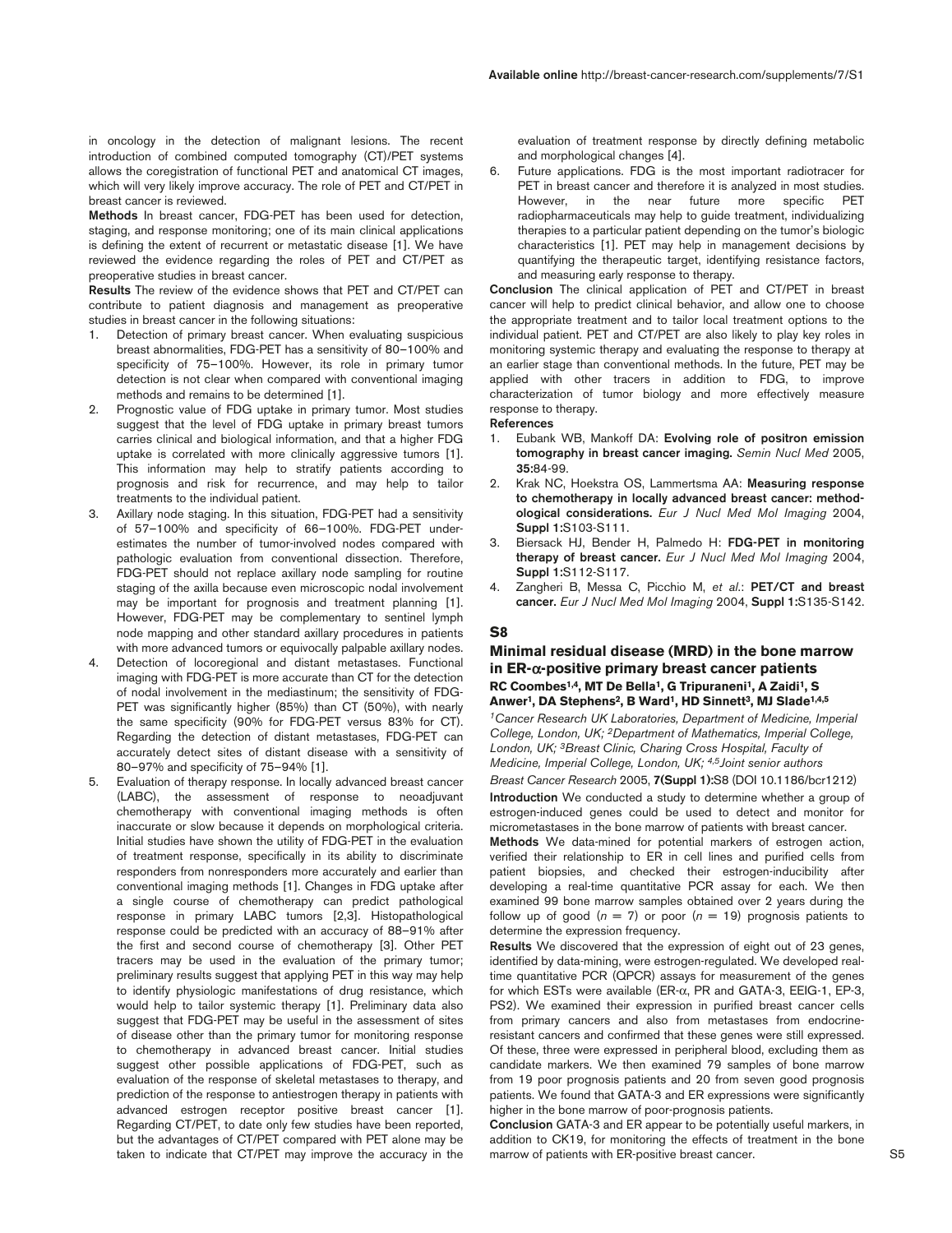in oncology in the detection of malignant lesions. The recent introduction of combined computed tomography (CT)/PET systems allows the coregistration of functional PET and anatomical CT images, which will very likely improve accuracy. The role of PET and CT/PET in breast cancer is reviewed.

**Methods** In breast cancer, FDG-PET has been used for detection, staging, and response monitoring; one of its main clinical applications is defining the extent of recurrent or metastatic disease [1]. We have reviewed the evidence regarding the roles of PET and CT/PET as preoperative studies in breast cancer.

**Results** The review of the evidence shows that PET and CT/PET can contribute to patient diagnosis and management as preoperative studies in breast cancer in the following situations:

1. Detection of primary breast cancer. When evaluating suspicious breast abnormalities, FDG-PET has a sensitivity of 80–100% and specificity of 75–100%. However, its role in primary tumor detection is not clear when compared with conventional imaging methods and remains to be determined [1].
2. Prognostic value of FDG uptake in primary tumor. Most studies suggest that the level of FDG uptake in primary breast tumors carries clinical and biological information, and that a higher FDG uptake is correlated with more clinically aggressive tumors [1]. This information may help to stratify patients according to prognosis and risk for recurrence, and may help to tailor treatments to the individual patient.
3. Axillary node staging. In this situation, FDG-PET had a sensitivity of 57–100% and specificity of 66–100%. FDG-PET underestimates the number of tumor-involved nodes compared with pathologic evaluation from conventional dissection. Therefore, FDG-PET should not replace axillary node sampling for routine staging of the axilla because even microscopic nodal involvement may be important for prognosis and treatment planning [1]. However, FDG-PET may be complementary to sentinel lymph node mapping and other standard axillary procedures in patients with more advanced tumors or equivocally palpable axillary nodes.
4. Detection of locoregional and distant metastases. Functional imaging with FDG-PET is more accurate than CT for the detection of nodal involvement in the mediastinum; the sensitivity of FDG-PET was significantly higher (85%) than CT (50%), with nearly the same specificity (90% for FDG-PET versus 83% for CT). Regarding the detection of distant metastases, FDG-PET can accurately detect sites of distant disease with a sensitivity of 80–97% and specificity of 75–94% [1].
5. Evaluation of therapy response. In locally advanced breast cancer (LABC), the assessment of response to neoadjuvant chemotherapy with conventional imaging methods is often inaccurate or slow because it depends on morphological criteria. Initial studies have shown the utility of FDG-PET in the evaluation of treatment response, specifically in its ability to discriminate responders from nonresponders more accurately and earlier than conventional imaging methods [1]. Changes in FDG uptake after a single course of chemotherapy can predict pathological response in primary LABC tumors [2,3]. Histopathological response could be predicted with an accuracy of 88–91% after the first and second course of chemotherapy [3]. Other PET tracers may be used in the evaluation of the primary tumor; preliminary results suggest that applying PET in this way may help to identify physiologic manifestations of drug resistance, which would help to tailor systemic therapy [1]. Preliminary data also suggest that FDG-PET may be useful in the assessment of sites of disease other than the primary tumor for monitoring response to chemotherapy in advanced breast cancer. Initial studies suggest other possible applications of FDG-PET, such as evaluation of the response of skeletal metastases to therapy, and prediction of the response to antiestrogen therapy in patients with advanced estrogen receptor positive breast cancer [1]. Regarding CT/PET, to date only few studies have been reported, but the advantages of CT/PET compared with PET alone may be taken to indicate that CT/PET may improve the accuracy in the evaluation of treatment response by directly defining metabolic and morphological changes [4].
6. Future applications. FDG is the most important radiotracer for PET in breast cancer and therefore it is analyzed in most studies. However, in the near future more specific PET radiopharmaceuticals may help to guide treatment, individualizing therapies to a particular patient depending on the tumor's biologic characteristics [1]. PET may help in management decisions by quantifying the therapeutic target, identifying resistance factors, and measuring early response to therapy.

**Conclusion** The clinical application of PET and CT/PET in breast cancer will help to predict clinical behavior, and allow one to choose the appropriate treatment and to tailor local treatment options to the individual patient. PET and CT/PET are also likely to play key roles in monitoring systemic therapy and evaluating the response to therapy at an earlier stage than conventional methods. In the future, PET may be applied with other tracers in addition to FDG, to improve characterization of tumor biology and more effectively measure response to therapy.

**References**

1. Eubank WB, Mankoff DA: **Evolving role of positron emission tomography in breast cancer imaging.** *Semin Nucl Med* 2005, **35:**84-99.
2. Krak NC, Hoekstra OS, Lammertsma AA: **Measuring response to chemotherapy in locally advanced breast cancer: methodological considerations.** *Eur J Nucl Med Mol Imaging* 2004, **Suppl 1:**S103-S111.
3. Biersack HJ, Bender H, Palmedo H: **FDG-PET in monitoring therapy of breast cancer.** *Eur J Nucl Med Mol Imaging* 2004, **Suppl 1:**S112-S117.
4. Zangheri B, Messa C, Picchio M, *et al.*: **PET/CT and breast cancer.** *Eur J Nucl Med Mol Imaging* 2004, **Suppl 1:**S135-S142.

## S8

### Minimal residual disease (MRD) in the bone marrow in ER-α-positive primary breast cancer patients

**RC Coombes[1,4], MT De Bella[1], G Tripuraneni[1], A Zaidi[1], S Anwer[1], DA Stephens[2], B Ward[1], HD Sinnett[3], MJ Slade[1,4,5]**

*[1]Cancer Research UK Laboratories, Department of Medicine, Imperial College, London, UK; [2]Department of Mathematics, Imperial College, London, UK; [3]Breast Clinic, Charing Cross Hospital, Faculty of Medicine, Imperial College, London, UK; [4,5]Joint senior authors*

*Breast Cancer Research* 2005, **7(Suppl 1):**S8 (DOI 10.1186/bcr1212)

**Introduction** We conducted a study to determine whether a group of estrogen-induced genes could be used to detect and monitor for micrometastases in the bone marrow of patients with breast cancer.

**Methods** We data-mined for potential markers of estrogen action, verified their relationship to ER in cell lines and purified cells from patient biopsies, and checked their estrogen-inducibility after developing a real-time quantitative PCR assay for each. We then examined 99 bone marrow samples obtained over 2 years during the follow up of good ($n$ = 7) or poor ($n$ = 19) prognosis patients to determine the expression frequency.

**Results** We discovered that the expression of eight out of 23 genes, identified by data-mining, were estrogen-regulated. We developed real-time quantitative PCR (QPCR) assays for measurement of the genes for which ESTs were available (ER-α, PR and GATA-3, EEIG-1, EP-3, PS2). We examined their expression in purified breast cancer cells from primary cancers and also from metastases from endocrine-resistant cancers and confirmed that these genes were still expressed. Of these, three were expressed in peripheral blood, excluding them as candidate markers. We then examined 79 samples of bone marrow from 19 poor prognosis patients and 20 from seven good prognosis patients. We found that GATA-3 and ER expressions were significantly higher in the bone marrow of poor-prognosis patients.

**Conclusion** GATA-3 and ER appear to be potentially useful markers, in addition to CK19, for monitoring the effects of treatment in the bone marrow of patients with ER-positive breast cancer.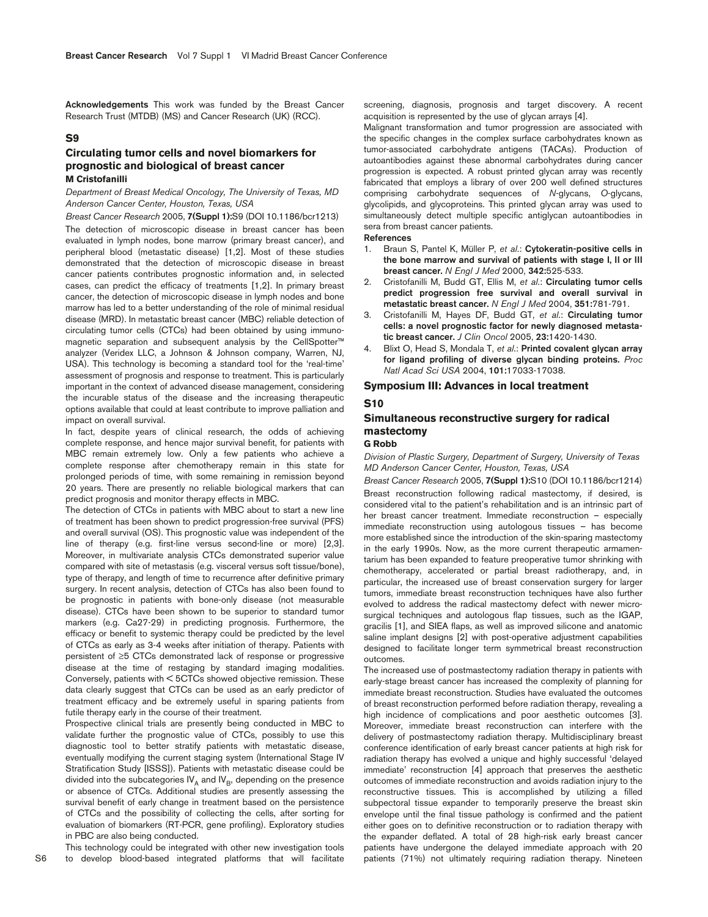**Acknowledgements** This work was funded by the Breast Cancer Research Trust (MTDB) (MS) and Cancer Research (UK) (RCC).

## S9

### Circulating tumor cells and novel biomarkers for prognostic and biological of breast cancer

**M Cristofanilli**

*Department of Breast Medical Oncology, The University of Texas, MD Anderson Cancer Center, Houston, Texas, USA*

*Breast Cancer Research* 2005, **7(Suppl 1):**S9 (DOI 10.1186/bcr1213)

The detection of microscopic disease in breast cancer has been evaluated in lymph nodes, bone marrow (primary breast cancer), and peripheral blood (metastatic disease) [1,2]. Most of these studies demonstrated that the detection of microscopic disease in breast cancer patients contributes prognostic information and, in selected cases, can predict the efficacy of treatments [1,2]. In primary breast cancer, the detection of microscopic disease in lymph nodes and bone marrow has led to a better understanding of the role of minimal residual disease (MRD). In metastatic breast cancer (MBC) reliable detection of circulating tumor cells (CTCs) had been obtained by using immunomagnetic separation and subsequent analysis by the CellSpotter™ analyzer (Veridex LLC, a Johnson & Johnson company, Warren, NJ, USA). This technology is becoming a standard tool for the 'real-time' assessment of prognosis and response to treatment. This is particularly important in the context of advanced disease management, considering the incurable status of the disease and the increasing therapeutic options available that could at least contribute to improve palliation and impact on overall survival.

In fact, despite years of clinical research, the odds of achieving complete response, and hence major survival benefit, for patients with MBC remain extremely low. Only a few patients who achieve a complete response after chemotherapy remain in this state for prolonged periods of time, with some remaining in remission beyond 20 years. There are presently no reliable biological markers that can predict prognosis and monitor therapy effects in MBC.

The detection of CTCs in patients with MBC about to start a new line of treatment has been shown to predict progression-free survival (PFS) and overall survival (OS). This prognostic value was independent of the line of therapy (e.g. first-line versus second-line or more) [2,3]. Moreover, in multivariate analysis CTCs demonstrated superior value compared with site of metastasis (e.g. visceral versus soft tissue/bone), type of therapy, and length of time to recurrence after definitive primary surgery. In recent analysis, detection of CTCs has also been found to be prognostic in patients with bone-only disease (not measurable disease). CTCs have been shown to be superior to standard tumor markers (e.g. Ca27-29) in predicting prognosis. Furthermore, the efficacy or benefit to systemic therapy could be predicted by the level of CTCs as early as 3-4 weeks after initiation of therapy. Patients with persistent of ≥5 CTCs demonstrated lack of response or progressive disease at the time of restaging by standard imaging modalities. Conversely, patients with < 5CTCs showed objective remission. These data clearly suggest that CTCs can be used as an early predictor of treatment efficacy and be extremely useful in sparing patients from futile therapy early in the course of their treatment.

Prospective clinical trials are presently being conducted in MBC to validate further the prognostic value of CTCs, possibly to use this diagnostic tool to better stratify patients with metastatic disease, eventually modifying the current staging system (International Stage IV Stratification Study [ISSS]). Patients with metastatic disease could be divided into the subcategories $IV_A$ and $IV_B$, depending on the presence or absence of CTCs. Additional studies are presently assessing the survival benefit of early change in treatment based on the persistence of CTCs and the possibility of collecting the cells, after sorting for evaluation of biomarkers (RT-PCR, gene profiling). Exploratory studies in PBC are also being conducted.

This technology could be integrated with other new investigation tools to develop blood-based integrated platforms that will facilitate screening, diagnosis, prognosis and target discovery. A recent acquisition is represented by the use of glycan arrays [4].

Malignant transformation and tumor progression are associated with the specific changes in the complex surface carbohydrates known as tumor-associated carbohydrate antigens (TACAs). Production of autoantibodies against these abnormal carbohydrates during cancer progression is expected. A robust printed glycan array was recently fabricated that employs a library of over 200 well defined structures comprising carbohydrate sequences of *N*-glycans, *O*-glycans, glycolipids, and glycoproteins. This printed glycan array was used to simultaneously detect multiple specific antiglycan autoantibodies in sera from breast cancer patients.

**References**

1. Braun S, Pantel K, Müller P, *et al.*: **Cytokeratin-positive cells in the bone marrow and survival of patients with stage I, II or III breast cancer.** *N Engl J Med* 2000, **342:**525-533.
2. Cristofanilli M, Budd GT, Ellis M, *et al.*: **Circulating tumor cells predict progression free survival and overall survival in metastatic breast cancer.** *N Engl J Med* 2004, **351:**781-791.
3. Cristofanilli M, Hayes DF, Budd GT, *et al.*: **Circulating tumor cells: a novel prognostic factor for newly diagnosed metastatic breast cancer.** *J Clin Oncol* 2005, **23:**1420-1430.
4. Blixt O, Head S, Mondala T, *et al.*: **Printed covalent glycan array for ligand profiling of diverse glycan binding proteins.** *Proc Natl Acad Sci USA* 2004, **101:**17033-17038.

## Symposium III: Advances in local treatment

## S10

### Simultaneous reconstructive surgery for radical mastectomy

**G Robb**

*Division of Plastic Surgery, Department of Surgery, University of Texas MD Anderson Cancer Center, Houston, Texas, USA*

*Breast Cancer Research* 2005, **7(Suppl 1):**S10 (DOI 10.1186/bcr1214)

Breast reconstruction following radical mastectomy, if desired, is considered vital to the patient's rehabilitation and is an intrinsic part of her breast cancer treatment. Immediate reconstruction – especially immediate reconstruction using autologous tissues – has become more established since the introduction of the skin-sparing mastectomy in the early 1990s. Now, as the more current therapeutic armamentarium has been expanded to feature preoperative tumor shrinking with chemotherapy, accelerated or partial breast radiotherapy, and, in particular, the increased use of breast conservation surgery for larger tumors, immediate breast reconstruction techniques have also further evolved to address the radical mastectomy defect with newer microsurgical techniques and autologous flap tissues, such as the IGAP, gracilis [1], and SIEA flaps, as well as improved silicone and anatomic saline implant designs [2] with post-operative adjustment capabilities designed to facilitate longer term symmetrical breast reconstruction outcomes.

The increased use of postmastectomy radiation therapy in patients with early-stage breast cancer has increased the complexity of planning for immediate breast reconstruction. Studies have evaluated the outcomes of breast reconstruction performed before radiation therapy, revealing a high incidence of complications and poor aesthetic outcomes [3]. Moreover, immediate breast reconstruction can interfere with the delivery of postmastectomy radiation therapy. Multidisciplinary breast conference identification of early breast cancer patients at high risk for radiation therapy has evolved a unique and highly successful 'delayed immediate' reconstruction [4] approach that preserves the aesthetic outcomes of immediate reconstruction and avoids radiation injury to the reconstructive tissues. This is accomplished by utilizing a filled subpectoral tissue expander to temporarily preserve the breast skin envelope until the final tissue pathology is confirmed and the patient either goes on to definitive reconstruction or to radiation therapy with the expander deflated. A total of 28 high-risk early breast cancer patients have undergone the delayed immediate approach with 20 patients (71%) not ultimately requiring radiation therapy. Nineteen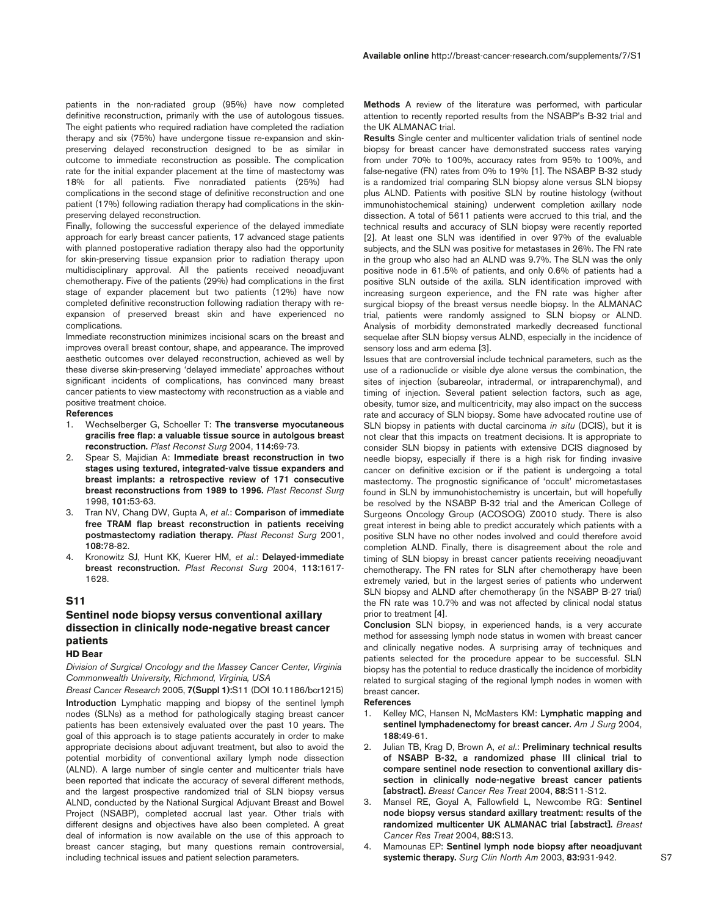patients in the non-radiated group (95%) have now completed definitive reconstruction, primarily with the use of autologous tissues. The eight patients who required radiation have completed the radiation therapy and six (75%) have undergone tissue re-expansion and skin-preserving delayed reconstruction designed to be as similar in outcome to immediate reconstruction as possible. The complication rate for the initial expander placement at the time of mastectomy was 18% for all patients. Five nonradiated patients (25%) had complications in the second stage of definitive reconstruction and one patient (17%) following radiation therapy had complications in the skin-preserving delayed reconstruction.

Finally, following the successful experience of the delayed immediate approach for early breast cancer patients, 17 advanced stage patients with planned postoperative radiation therapy also had the opportunity for skin-preserving tissue expansion prior to radiation therapy upon multidisciplinary approval. All the patients received neoadjuvant chemotherapy. Five of the patients (29%) had complications in the first stage of expander placement but two patients (12%) have now completed definitive reconstruction following radiation therapy with re-expansion of preserved breast skin and have experienced no complications.

Immediate reconstruction minimizes incisional scars on the breast and improves overall breast contour, shape, and appearance. The improved aesthetic outcomes over delayed reconstruction, achieved as well by these diverse skin-preserving 'delayed immediate' approaches without significant incidents of complications, has convinced many breast cancer patients to view mastectomy with reconstruction as a viable and positive treatment choice.

**References**

1. Wechselberger G, Schoeller T: **The transverse myocutaneous gracilis free flap: a valuable tissue source in autolgous breast reconstruction.** *Plast Reconst Surg* 2004, **114:**69-73.
2. Spear S, Majidian A: **Immediate breast reconstruction in two stages using textured, integrated-valve tissue expanders and breast implants: a retrospective review of 171 consecutive breast reconstructions from 1989 to 1996.** *Plast Reconst Surg* 1998, **101:**53-63.
3. Tran NV, Chang DW, Gupta A, *et al.*: **Comparison of immediate free TRAM flap breast reconstruction in patients receiving postmastectomy radiation therapy.** *Plast Reconst Surg* 2001, **108:**78-82.
4. Kronowitz SJ, Hunt KK, Kuerer HM, *et al.*: **Delayed-immediate breast reconstruction.** *Plast Reconst Surg* 2004, **113:**1617-1628.

## S11

## Sentinel node biopsy versus conventional axillary dissection in clinically node-negative breast cancer patients

**HD Bear**

*Division of Surgical Oncology and the Massey Cancer Center, Virginia Commonwealth University, Richmond, Virginia, USA*

*Breast Cancer Research* 2005, **7(Suppl 1):**S11 (DOI 10.1186/bcr1215)

**Introduction** Lymphatic mapping and biopsy of the sentinel lymph nodes (SLNs) as a method for pathologically staging breast cancer patients has been extensively evaluated over the past 10 years. The goal of this approach is to stage patients accurately in order to make appropriate decisions about adjuvant treatment, but also to avoid the potential morbidity of conventional axillary lymph node dissection (ALND). A large number of single center and multicenter trials have been reported that indicate the accuracy of several different methods, and the largest prospective randomized trial of SLN biopsy versus ALND, conducted by the National Surgical Adjuvant Breast and Bowel Project (NSABP), completed accrual last year. Other trials with different designs and objectives have also been completed. A great deal of information is now available on the use of this approach to breast cancer staging, but many questions remain controversial, including technical issues and patient selection parameters.

**Methods** A review of the literature was performed, with particular attention to recently reported results from the NSABP's B-32 trial and the UK ALMANAC trial.

**Results** Single center and multicenter validation trials of sentinel node biopsy for breast cancer have demonstrated success rates varying from under 70% to 100%, accuracy rates from 95% to 100%, and false-negative (FN) rates from 0% to 19% [1]. The NSABP B-32 study is a randomized trial comparing SLN biopsy alone versus SLN biopsy plus ALND. Patients with positive SLN by routine histology (without immunohistochemical staining) underwent completion axillary node dissection. A total of 5611 patients were accrued to this trial, and the technical results and accuracy of SLN biopsy were recently reported [2]. At least one SLN was identified in over 97% of the evaluable subjects, and the SLN was positive for metastases in 26%. The FN rate in the group who also had an ALND was 9.7%. The SLN was the only positive node in 61.5% of patients, and only 0.6% of patients had a positive SLN outside of the axilla. SLN identification improved with increasing surgeon experience, and the FN rate was higher after surgical biopsy of the breast versus needle biopsy. In the ALMANAC trial, patients were randomly assigned to SLN biopsy or ALND. Analysis of morbidity demonstrated markedly decreased functional sequelae after SLN biopsy versus ALND, especially in the incidence of sensory loss and arm edema [3].

Issues that are controversial include technical parameters, such as the use of a radionuclide or visible dye alone versus the combination, the sites of injection (subareolar, intradermal, or intraparenchymal), and timing of injection. Several patient selection factors, such as age, obesity, tumor size, and multicentricity, may also impact on the success rate and accuracy of SLN biopsy. Some have advocated routine use of SLN biopsy in patients with ductal carcinoma *in situ* (DCIS), but it is not clear that this impacts on treatment decisions. It is appropriate to consider SLN biopsy in patients with extensive DCIS diagnosed by needle biopsy, especially if there is a high risk for finding invasive cancer on definitive excision or if the patient is undergoing a total mastectomy. The prognostic significance of 'occult' micrometastases found in SLN by immunohistochemistry is uncertain, but will hopefully be resolved by the NSABP B-32 trial and the American College of Surgeons Oncology Group (ACOSOG) Z0010 study. There is also great interest in being able to predict accurately which patients with a positive SLN have no other nodes involved and could therefore avoid completion ALND. Finally, there is disagreement about the role and timing of SLN biopsy in breast cancer patients receiving neoadjuvant chemotherapy. The FN rates for SLN after chemotherapy have been extremely varied, but in the largest series of patients who underwent SLN biopsy and ALND after chemotherapy (in the NSABP B-27 trial) the FN rate was 10.7% and was not affected by clinical nodal status prior to treatment [4].

**Conclusion** SLN biopsy, in experienced hands, is a very accurate method for assessing lymph node status in women with breast cancer and clinically negative nodes. A surprising array of techniques and patients selected for the procedure appear to be successful. SLN biopsy has the potential to reduce drastically the incidence of morbidity related to surgical staging of the regional lymph nodes in women with breast cancer.

**References**

1. Kelley MC, Hansen N, McMasters KM: **Lymphatic mapping and sentinel lymphadenectomy for breast cancer.** *Am J Surg* 2004, **188:**49-61.
2. Julian TB, Krag D, Brown A, *et al.*: **Preliminary technical results of NSABP B-32, a randomized phase III clinical trial to compare sentinel node resection to conventional axillary dissection in clinically node-negative breast cancer patients [abstract].** *Breast Cancer Res Treat* 2004, **88:**S11-S12.
3. Mansel RE, Goyal A, Fallowfield L, Newcombe RG: **Sentinel node biopsy versus standard axillary treatment: results of the randomized multicenter UK ALMANAC trial [abstract].** *Breast Cancer Res Treat* 2004, **88:**S13.
4. Mamounas EP: **Sentinel lymph node biopsy after neoadjuvant systemic therapy.** *Surg Clin North Am* 2003, **83:**931-942.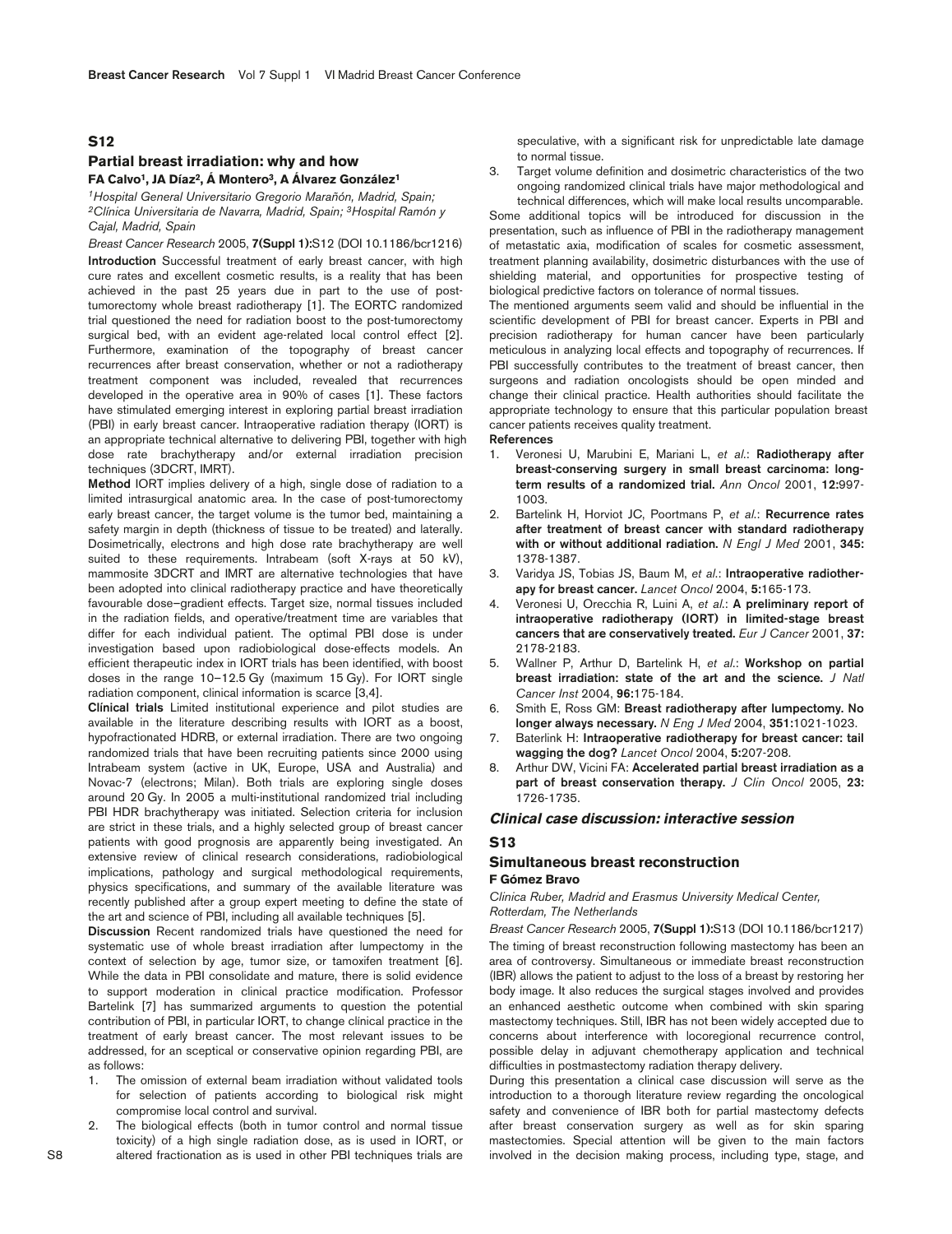## S12

### Partial breast irradiation: why and how

**FA Calvo[1], JA Díaz[2], Á Montero[3], A Álvarez González[1]**

[1]Hospital General Universitario Gregorio Marañón, Madrid, Spain; [2]Clínica Universitaria de Navarra, Madrid, Spain; [3]Hospital Ramón y Cajal, Madrid, Spain

*Breast Cancer Research* 2005, **7(Suppl 1):**S12 (DOI 10.1186/bcr1216)

**Introduction** Successful treatment of early breast cancer, with high cure rates and excellent cosmetic results, is a reality that has been achieved in the past 25 years due in part to the use of post-tumorectomy whole breast radiotherapy [1]. The EORTC randomized trial questioned the need for radiation boost to the post-tumorectomy surgical bed, with an evident age-related local control effect [2]. Furthermore, examination of the topography of breast cancer recurrences after breast conservation, whether or not a radiotherapy treatment component was included, revealed that recurrences developed in the operative area in 90% of cases [1]. These factors have stimulated emerging interest in exploring partial breast irradiation (PBI) in early breast cancer. Intraoperative radiation therapy (IORT) is an appropriate technical alternative to delivering PBI, together with high dose rate brachytherapy and/or external irradiation precision techniques (3DCRT, IMRT).

**Method** IORT implies delivery of a high, single dose of radiation to a limited intrasurgical anatomic area. In the case of post-tumorectomy early breast cancer, the target volume is the tumor bed, maintaining a safety margin in depth (thickness of tissue to be treated) and laterally. Dosimetrically, electrons and high dose rate brachytherapy are well suited to these requirements. Intrabeam (soft X-rays at 50 kV), mammosite 3DCRT and IMRT are alternative technologies that have been adopted into clinical radiotherapy practice and have theoretically favourable dose–gradient effects. Target size, normal tissues included in the radiation fields, and operative/treatment time are variables that differ for each individual patient. The optimal PBI dose is under investigation based upon radiobiological dose-effects models. An efficient therapeutic index in IORT trials has been identified, with boost doses in the range 10–12.5 Gy (maximum 15 Gy). For IORT single radiation component, clinical information is scarce [3,4].

**Clinical trials** Limited institutional experience and pilot studies are available in the literature describing results with IORT as a boost, hypofractionated HDRB, or external irradiation. There are two ongoing randomized trials that have been recruiting patients since 2000 using Intrabeam system (active in UK, Europe, USA and Australia) and Novac-7 (electrons; Milan). Both trials are exploring single doses around 20 Gy. In 2005 a multi-institutional randomized trial including PBI HDR brachytherapy was initiated. Selection criteria for inclusion are strict in these trials, and a highly selected group of breast cancer patients with good prognosis are apparently being investigated. An extensive review of clinical research considerations, radiobiological implications, pathology and surgical methodological requirements, physics specifications, and summary of the available literature was recently published after a group expert meeting to define the state of the art and science of PBI, including all available techniques [5].

**Discussion** Recent randomized trials have questioned the need for systematic use of whole breast irradiation after lumpectomy in the context of selection by age, tumor size, or tamoxifen treatment [6]. While the data in PBI consolidate and mature, there is solid evidence to support moderation in clinical practice modification. Professor Bartelink [7] has summarized arguments to question the potential contribution of PBI, in particular IORT, to change clinical practice in the treatment of early breast cancer. The most relevant issues to be addressed, for an sceptical or conservative opinion regarding PBI, are as follows:

1. The omission of external beam irradiation without validated tools for selection of patients according to biological risk might compromise local control and survival.
2. The biological effects (both in tumor control and normal tissue toxicity) of a high single radiation dose, as is used in IORT, or altered fractionation as is used in other PBI techniques trials are speculative, with a significant risk for unpredictable late damage to normal tissue.
3. Target volume definition and dosimetric characteristics of the two ongoing randomized clinical trials have major methodological and technical differences, which will make local results uncomparable.

Some additional topics will be introduced for discussion in the presentation, such as influence of PBI in the radiotherapy management of metastatic axia, modification of scales for cosmetic assessment, treatment planning availability, dosimetric disturbances with the use of shielding material, and opportunities for prospective testing of biological predictive factors on tolerance of normal tissues.

The mentioned arguments seem valid and should be influential in the scientific development of PBI for breast cancer. Experts in PBI and precision radiotherapy for human cancer have been particularly meticulous in analyzing local effects and topography of recurrences. If PBI successfully contributes to the treatment of breast cancer, then surgeons and radiation oncologists should be open minded and change their clinical practice. Health authorities should facilitate the appropriate technology to ensure that this particular population breast cancer patients receives quality treatment.

**References**

1. Veronesi U, Marubini E, Mariani L, *et al.*: **Radiotherapy after breast-conserving surgery in small breast carcinoma: long-term results of a randomized trial.** *Ann Oncol* 2001, **12:**997-1003.
2. Bartelink H, Horviot JC, Poortmans P, *et al.*: **Recurrence rates after treatment of breast cancer with standard radiotherapy with or without additional radiation.** *N Engl J Med* 2001, **345:** 1378-1387.
3. Varidya JS, Tobias JS, Baum M, *et al.*: **Intraoperative radiotherapy for breast cancer.** *Lancet Oncol* 2004, **5:**165-173.
4. Veronesi U, Orecchia R, Luini A, *et al.*: **A preliminary report of intraoperative radiotherapy (IORT) in limited-stage breast cancers that are conservatively treated.** *Eur J Cancer* 2001, **37:** 2178-2183.
5. Wallner P, Arthur D, Bartelink H, *et al.*: **Workshop on partial breast irradiation: state of the art and the science.** *J Natl Cancer Inst* 2004, **96:**175-184.
6. Smith E, Ross GM: **Breast radiotherapy after lumpectomy. No longer always necessary.** *N Eng J Med* 2004, **351:**1021-1023.
7. Baterlink H: **Intraoperative radiotherapy for breast cancer: tail wagging the dog?** *Lancet Oncol* 2004, **5:**207-208.
8. Arthur DW, Vicini FA: **Accelerated partial breast irradiation as a part of breast conservation therapy.** *J Clin Oncol* 2005, **23:** 1726-1735.

## *Clinical case discussion: interactive session*

## S13

### Simultaneous breast reconstruction

**F Gómez Bravo**

*Clinica Ruber, Madrid and Erasmus University Medical Center, Rotterdam, The Netherlands*

*Breast Cancer Research* 2005, **7(Suppl 1):**S13 (DOI 10.1186/bcr1217)

The timing of breast reconstruction following mastectomy has been an area of controversy. Simultaneous or immediate breast reconstruction (IBR) allows the patient to adjust to the loss of a breast by restoring her body image. It also reduces the surgical stages involved and provides an enhanced aesthetic outcome when combined with skin sparing mastectomy techniques. Still, IBR has not been widely accepted due to concerns about interference with locoregional recurrence control, possible delay in adjuvant chemotherapy application and technical difficulties in postmastectomy radiation therapy delivery.

During this presentation a clinical case discussion will serve as the introduction to a thorough literature review regarding the oncological safety and convenience of IBR both for partial mastectomy defects after breast conservation surgery as well as for skin sparing mastectomies. Special attention will be given to the main factors involved in the decision making process, including type, stage, and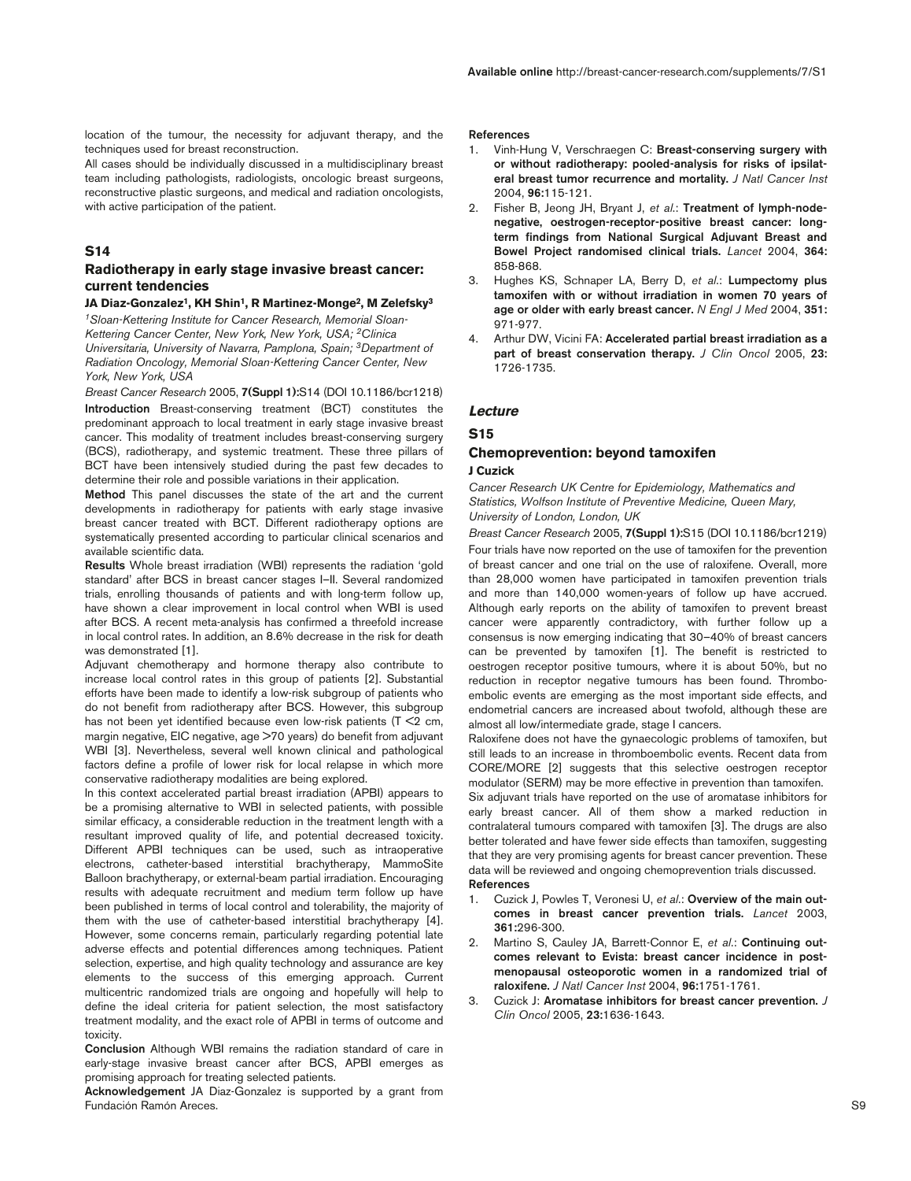location of the tumour, the necessity for adjuvant therapy, and the techniques used for breast reconstruction.

All cases should be individually discussed in a multidisciplinary breast team including pathologists, radiologists, oncologic breast surgeons, reconstructive plastic surgeons, and medical and radiation oncologists, with active participation of the patient.

## S14

### Radiotherapy in early stage invasive breast cancer: current tendencies

**JA Diaz-Gonzalez[1], KH Shin[1], R Martinez-Monge[2], M Zelefsky[3]**

*[1]Sloan-Kettering Institute for Cancer Research, Memorial Sloan-Kettering Cancer Center, New York, New York, USA; [2]Clinica Universitaria, University of Navarra, Pamplona, Spain; [3]Department of Radiation Oncology, Memorial Sloan-Kettering Cancer Center, New York, New York, USA*

*Breast Cancer Research* 2005, **7(Suppl 1):**S14 (DOI 10.1186/bcr1218)

**Introduction** Breast-conserving treatment (BCT) constitutes the predominant approach to local treatment in early stage invasive breast cancer. This modality of treatment includes breast-conserving surgery (BCS), radiotherapy, and systemic treatment. These three pillars of BCT have been intensively studied during the past few decades to determine their role and possible variations in their application.

**Method** This panel discusses the state of the art and the current developments in radiotherapy for patients with early stage invasive breast cancer treated with BCT. Different radiotherapy options are systematically presented according to particular clinical scenarios and available scientific data.

**Results** Whole breast irradiation (WBI) represents the radiation 'gold standard' after BCS in breast cancer stages I–II. Several randomized trials, enrolling thousands of patients and with long-term follow up, have shown a clear improvement in local control when WBI is used after BCS. A recent meta-analysis has confirmed a threefold increase in local control rates. In addition, an 8.6% decrease in the risk for death was demonstrated [1].

Adjuvant chemotherapy and hormone therapy also contribute to increase local control rates in this group of patients [2]. Substantial efforts have been made to identify a low-risk subgroup of patients who do not benefit from radiotherapy after BCS. However, this subgroup has not been yet identified because even low-risk patients (T <2 cm, margin negative, EIC negative, age >70 years) do benefit from adjuvant WBI [3]. Nevertheless, several well known clinical and pathological factors define a profile of lower risk for local relapse in which more conservative radiotherapy modalities are being explored.

In this context accelerated partial breast irradiation (APBI) appears to be a promising alternative to WBI in selected patients, with possible similar efficacy, a considerable reduction in the treatment length with a resultant improved quality of life, and potential decreased toxicity. Different APBI techniques can be used, such as intraoperative electrons, catheter-based interstitial brachytherapy, MammoSite Balloon brachytherapy, or external-beam partial irradiation. Encouraging results with adequate recruitment and medium term follow up have been published in terms of local control and tolerability, the majority of them with the use of catheter-based interstitial brachytherapy [4]. However, some concerns remain, particularly regarding potential late adverse effects and potential differences among techniques. Patient selection, expertise, and high quality technology and assurance are key elements to the success of this emerging approach. Current multicentric randomized trials are ongoing and hopefully will help to define the ideal criteria for patient selection, the most satisfactory treatment modality, and the exact role of APBI in terms of outcome and toxicity.

**Conclusion** Although WBI remains the radiation standard of care in early-stage invasive breast cancer after BCS, APBI emerges as promising approach for treating selected patients.

**Acknowledgement** JA Diaz-Gonzalez is supported by a grant from Fundación Ramón Areces.

**References**

1. Vinh-Hung V, Verschraegen C: **Breast-conserving surgery with or without radiotherapy: pooled-analysis for risks of ipsilateral breast tumor recurrence and mortality.** *J Natl Cancer Inst* 2004, **96:**115-121.
2. Fisher B, Jeong JH, Bryant J, *et al.*: **Treatment of lymph-node-negative, oestrogen-receptor-positive breast cancer: long-term findings from National Surgical Adjuvant Breast and Bowel Project randomised clinical trials.** *Lancet* 2004, **364:** 858-868.
3. Hughes KS, Schnaper LA, Berry D, *et al.*: **Lumpectomy plus tamoxifen with or without irradiation in women 70 years of age or older with early breast cancer.** *N Engl J Med* 2004, **351:** 971-977.
4. Arthur DW, Vicini FA: **Accelerated partial breast irradiation as a part of breast conservation therapy.** *J Clin Oncol* 2005, **23:** 1726-1735.

## *Lecture*

## S15

### Chemoprevention: beyond tamoxifen

**J Cuzick**

*Cancer Research UK Centre for Epidemiology, Mathematics and Statistics, Wolfson Institute of Preventive Medicine, Queen Mary, University of London, London, UK*

*Breast Cancer Research* 2005, **7(Suppl 1):**S15 (DOI 10.1186/bcr1219)

Four trials have now reported on the use of tamoxifen for the prevention of breast cancer and one trial on the use of raloxifene. Overall, more than 28,000 women have participated in tamoxifen prevention trials and more than 140,000 women-years of follow up have accrued. Although early reports on the ability of tamoxifen to prevent breast cancer were apparently contradictory, with further follow up a consensus is now emerging indicating that 30–40% of breast cancers can be prevented by tamoxifen [1]. The benefit is restricted to oestrogen receptor positive tumours, where it is about 50%, but no reduction in receptor negative tumours has been found. Thromboembolic events are emerging as the most important side effects, and endometrial cancers are increased about twofold, although these are almost all low/intermediate grade, stage I cancers.

Raloxifene does not have the gynaecologic problems of tamoxifen, but still leads to an increase in thromboembolic events. Recent data from CORE/MORE [2] suggests that this selective oestrogen receptor modulator (SERM) may be more effective in prevention than tamoxifen.

Six adjuvant trials have reported on the use of aromatase inhibitors for early breast cancer. All of them show a marked reduction in contralateral tumours compared with tamoxifen [3]. The drugs are also better tolerated and have fewer side effects than tamoxifen, suggesting that they are very promising agents for breast cancer prevention. These data will be reviewed and ongoing chemoprevention trials discussed.

**References**

1. Cuzick J, Powles T, Veronesi U, *et al.*: **Overview of the main outcomes in breast cancer prevention trials.** *Lancet* 2003, **361:**296-300.
2. Martino S, Cauley JA, Barrett-Connor E, *et al.*: **Continuing outcomes relevant to Evista: breast cancer incidence in postmenopausal osteoporotic women in a randomized trial of raloxifene.** *J Natl Cancer Inst* 2004, **96:**1751-1761.
3. Cuzick J: **Aromatase inhibitors for breast cancer prevention.** *J Clin Oncol* 2005, **23:**1636-1643.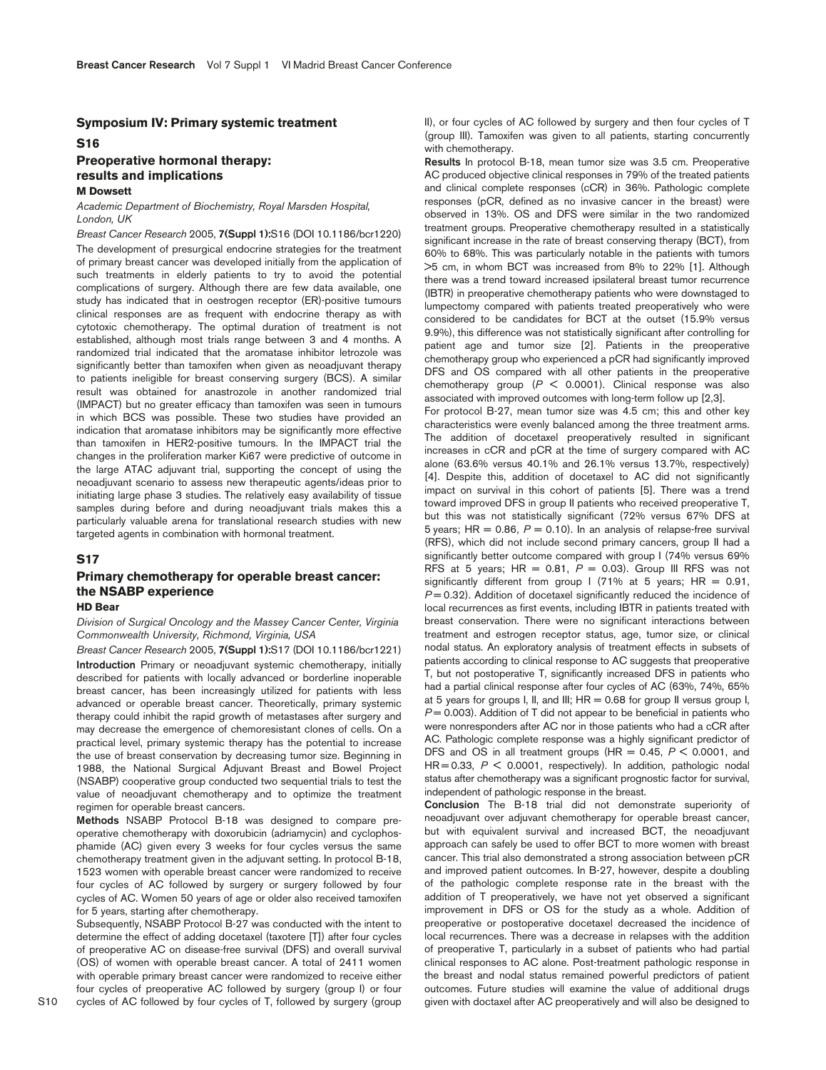## Symposium IV: Primary systemic treatment

### S16

### Preoperative hormonal therapy: results and implications

**M Dowsett**

*Academic Department of Biochemistry, Royal Marsden Hospital, London, UK*

*Breast Cancer Research* 2005, **7(Suppl 1):**S16 (DOI 10.1186/bcr1220)

The development of presurgical endocrine strategies for the treatment of primary breast cancer was developed initially from the application of such treatments in elderly patients to try to avoid the potential complications of surgery. Although there are few data available, one study has indicated that in oestrogen receptor (ER)-positive tumours clinical responses are as frequent with endocrine therapy as with cytotoxic chemotherapy. The optimal duration of treatment is not established, although most trials range between 3 and 4 months. A randomized trial indicated that the aromatase inhibitor letrozole was significantly better than tamoxifen when given as neoadjuvant therapy to patients ineligible for breast conserving surgery (BCS). A similar result was obtained for anastrozole in another randomized trial (IMPACT) but no greater efficacy than tamoxifen was seen in tumours in which BCS was possible. These two studies have provided an indication that aromatase inhibitors may be significantly more effective than tamoxifen in HER2-positive tumours. In the IMPACT trial the changes in the proliferation marker Ki67 were predictive of outcome in the large ATAC adjuvant trial, supporting the concept of using the neoadjuvant scenario to assess new therapeutic agents/ideas prior to initiating large phase 3 studies. The relatively easy availability of tissue samples during before and during neoadjuvant trials makes this a particularly valuable arena for translational research studies with new targeted agents in combination with hormonal treatment.

### S17

### Primary chemotherapy for operable breast cancer: the NSABP experience

**HD Bear**

*Division of Surgical Oncology and the Massey Cancer Center, Virginia Commonwealth University, Richmond, Virginia, USA*

*Breast Cancer Research* 2005, **7(Suppl 1):**S17 (DOI 10.1186/bcr1221)

**Introduction** Primary or neoadjuvant systemic chemotherapy, initially described for patients with locally advanced or borderline inoperable breast cancer, has been increasingly utilized for patients with less advanced or operable breast cancer. Theoretically, primary systemic therapy could inhibit the rapid growth of metastases after surgery and may decrease the emergence of chemoresistant clones of cells. On a practical level, primary systemic therapy has the potential to increase the use of breast conservation by decreasing tumor size. Beginning in 1988, the National Surgical Adjuvant Breast and Bowel Project (NSABP) cooperative group conducted two sequential trials to test the value of neoadjuvant chemotherapy and to optimize the treatment regimen for operable breast cancers.

**Methods** NSABP Protocol B-18 was designed to compare preoperative chemotherapy with doxorubicin (adriamycin) and cyclophosphamide (AC) given every 3 weeks for four cycles versus the same chemotherapy treatment given in the adjuvant setting. In protocol B-18, 1523 women with operable breast cancer were randomized to receive four cycles of AC followed by surgery or surgery followed by four cycles of AC. Women 50 years of age or older also received tamoxifen for 5 years, starting after chemotherapy.

Subsequently, NSABP Protocol B-27 was conducted with the intent to determine the effect of adding docetaxel (taxotere [T]) after four cycles of preoperative AC on disease-free survival (DFS) and overall survival (OS) of women with operable breast cancer. A total of 2411 women with operable primary breast cancer were randomized to receive either four cycles of preoperative AC followed by surgery (group I) or four cycles of AC followed by four cycles of T, followed by surgery (group II), or four cycles of AC followed by surgery and then four cycles of T (group III). Tamoxifen was given to all patients, starting concurrently with chemotherapy.

**Results** In protocol B-18, mean tumor size was 3.5 cm. Preoperative AC produced objective clinical responses in 79% of the treated patients and clinical complete responses (cCR) in 36%. Pathologic complete responses (pCR, defined as no invasive cancer in the breast) were observed in 13%. OS and DFS were similar in the two randomized treatment groups. Preoperative chemotherapy resulted in a statistically significant increase in the rate of breast conserving therapy (BCT), from 60% to 68%. This was particularly notable in the patients with tumors >5 cm, in whom BCT was increased from 8% to 22% [1]. Although there was a trend toward increased ipsilateral breast tumor recurrence (IBTR) in preoperative chemotherapy patients who were downstaged to lumpectomy compared with patients treated preoperatively who were considered to be candidates for BCT at the outset (15.9% versus 9.9%), this difference was not statistically significant after controlling for patient age and tumor size [2]. Patients in the preoperative chemotherapy group who experienced a pCR had significantly improved DFS and OS compared with all other patients in the preoperative chemotherapy group ($P < 0.0001$). Clinical response was also associated with improved outcomes with long-term follow up [2,3].

For protocol B-27, mean tumor size was 4.5 cm; this and other key characteristics were evenly balanced among the three treatment arms. The addition of docetaxel preoperatively resulted in significant increases in cCR and pCR at the time of surgery compared with AC alone (63.6% versus 40.1% and 26.1% versus 13.7%, respectively) [4]. Despite this, addition of docetaxel to AC did not significantly impact on survival in this cohort of patients [5]. There was a trend toward improved DFS in group II patients who received preoperative T, but this was not statistically significant (72% versus 67% DFS at 5 years; HR = 0.86, $P = 0.10$). In an analysis of relapse-free survival (RFS), which did not include second primary cancers, group II had a significantly better outcome compared with group I (74% versus 69% RFS at 5 years; HR = 0.81, $P = 0.03$). Group III RFS was not significantly different from group I (71% at 5 years; HR = 0.91, $P = 0.32$). Addition of docetaxel significantly reduced the incidence of local recurrences as first events, including IBTR in patients treated with breast conservation. There were no significant interactions between treatment and estrogen receptor status, age, tumor size, or clinical nodal status. An exploratory analysis of treatment effects in subsets of patients according to clinical response to AC suggests that preoperative T, but not postoperative T, significantly increased DFS in patients who had a partial clinical response after four cycles of AC (63%, 74%, 65% at 5 years for groups I, II, and III; HR = 0.68 for group II versus group I, $P = 0.003$). Addition of T did not appear to be beneficial in patients who were nonresponders after AC nor in those patients who had a cCR after AC. Pathologic complete response was a highly significant predictor of DFS and OS in all treatment groups (HR = 0.45, $P < 0.0001$, and HR = 0.33, $P < 0.0001$, respectively). In addition, pathologic nodal status after chemotherapy was a significant prognostic factor for survival, independent of pathologic response in the breast.

**Conclusion** The B-18 trial did not demonstrate superiority of neoadjuvant over adjuvant chemotherapy for operable breast cancer, but with equivalent survival and increased BCT, the neoadjuvant approach can safely be used to offer BCT to more women with breast cancer. This trial also demonstrated a strong association between pCR and improved patient outcomes. In B-27, however, despite a doubling of the pathologic complete response rate in the breast with the addition of T preoperatively, we have not yet observed a significant improvement in DFS or OS for the study as a whole. Addition of preoperative or postoperative docetaxel decreased the incidence of local recurrences. There was a decrease in relapses with the addition of preoperative T, particularly in a subset of patients who had partial clinical responses to AC alone. Post-treatment pathologic response in the breast and nodal status remained powerful predictors of patient outcomes. Future studies will examine the value of additional drugs given with doctaxel after AC preoperatively and will also be designed to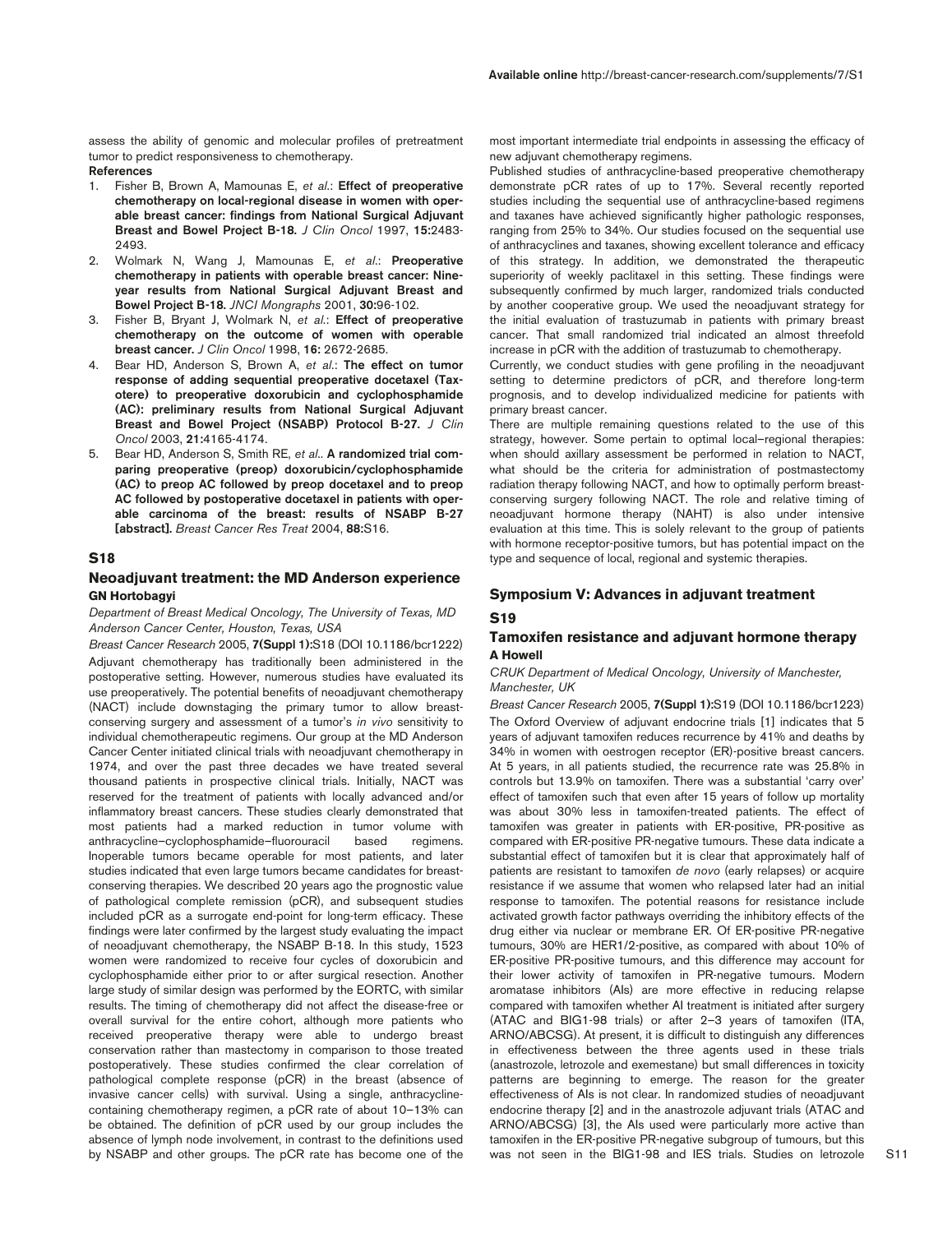assess the ability of genomic and molecular profiles of pretreatment tumor to predict responsiveness to chemotherapy.

**References**

1. Fisher B, Brown A, Mamounas E, *et al*.: **Effect of preoperative chemotherapy on local-regional disease in women with operable breast cancer: findings from National Surgical Adjuvant Breast and Bowel Project B-18.** *J Clin Oncol* 1997, **15:**2483-2493.
2. Wolmark N, Wang J, Mamounas E, *et al*.: **Preoperative chemotherapy in patients with operable breast cancer: Nine-year results from National Surgical Adjuvant Breast and Bowel Project B-18.** *JNCI Mongraphs* 2001, **30:**96-102.
3. Fisher B, Bryant J, Wolmark N, *et al*.: **Effect of preoperative chemotherapy on the outcome of women with operable breast cancer.** *J Clin Oncol* 1998, **16:** 2672-2685.
4. Bear HD, Anderson S, Brown A, *et al*.: **The effect on tumor response of adding sequential preoperative docetaxel (Taxotere) to preoperative doxorubicin and cyclophosphamide (AC): preliminary results from National Surgical Adjuvant Breast and Bowel Project (NSABP) Protocol B-27.** *J Clin Oncol* 2003, **21:**4165-4174.
5. Bear HD, Anderson S, Smith RE, *et al*.. **A randomized trial comparing preoperative (preop) doxorubicin/cyclophosphamide (AC) to preop AC followed by preop docetaxel and to preop AC followed by postoperative docetaxel in patients with operable carcinoma of the breast: results of NSABP B-27 [abstract].** *Breast Cancer Res Treat* 2004, **88:**S16.

## S18

### Neoadjuvant treatment: the MD Anderson experience

**GN Hortobagyi**

*Department of Breast Medical Oncology, The University of Texas, MD Anderson Cancer Center, Houston, Texas, USA*

*Breast Cancer Research* 2005, **7(Suppl 1):**S18 (DOI 10.1186/bcr1222)

Adjuvant chemotherapy has traditionally been administered in the postoperative setting. However, numerous studies have evaluated its use preoperatively. The potential benefits of neoadjuvant chemotherapy (NACT) include downstaging the primary tumor to allow breast-conserving surgery and assessment of a tumor's *in vivo* sensitivity to individual chemotherapeutic regimens. Our group at the MD Anderson Cancer Center initiated clinical trials with neoadjuvant chemotherapy in 1974, and over the past three decades we have treated several thousand patients in prospective clinical trials. Initially, NACT was reserved for the treatment of patients with locally advanced and/or inflammatory breast cancers. These studies clearly demonstrated that most patients had a marked reduction in tumor volume with anthracycline–cyclophosphamide–fluorouracil based regimens. Inoperable tumors became operable for most patients, and later studies indicated that even large tumors became candidates for breast-conserving therapies. We described 20 years ago the prognostic value of pathological complete remission (pCR), and subsequent studies included pCR as a surrogate end-point for long-term efficacy. These findings were later confirmed by the largest study evaluating the impact of neoadjuvant chemotherapy, the NSABP B-18. In this study, 1523 women were randomized to receive four cycles of doxorubicin and cyclophosphamide either prior to or after surgical resection. Another large study of similar design was performed by the EORTC, with similar results. The timing of chemotherapy did not affect the disease-free or overall survival for the entire cohort, although more patients who received preoperative therapy were able to undergo breast conservation rather than mastectomy in comparison to those treated postoperatively. These studies confirmed the clear correlation of pathological complete response (pCR) in the breast (absence of invasive cancer cells) with survival. Using a single, anthracycline-containing chemotherapy regimen, a pCR rate of about 10–13% can be obtained. The definition of pCR used by our group includes the absence of lymph node involvement, in contrast to the definitions used by NSABP and other groups. The pCR rate has become one of the most important intermediate trial endpoints in assessing the efficacy of new adjuvant chemotherapy regimens.

Published studies of anthracycline-based preoperative chemotherapy demonstrate pCR rates of up to 17%. Several recently reported studies including the sequential use of anthracycline-based regimens and taxanes have achieved significantly higher pathologic responses, ranging from 25% to 34%. Our studies focused on the sequential use of anthracyclines and taxanes, showing excellent tolerance and efficacy of this strategy. In addition, we demonstrated the therapeutic superiority of weekly paclitaxel in this setting. These findings were subsequently confirmed by much larger, randomized trials conducted by another cooperative group. We used the neoadjuvant strategy for the initial evaluation of trastuzumab in patients with primary breast cancer. That small randomized trial indicated an almost threefold increase in pCR with the addition of trastuzumab to chemotherapy.

Currently, we conduct studies with gene profiling in the neoadjuvant setting to determine predictors of pCR, and therefore long-term prognosis, and to develop individualized medicine for patients with primary breast cancer.

There are multiple remaining questions related to the use of this strategy, however. Some pertain to optimal local–regional therapies: when should axillary assessment be performed in relation to NACT, what should be the criteria for administration of postmastectomy radiation therapy following NACT, and how to optimally perform breast-conserving surgery following NACT. The role and relative timing of neoadjuvant hormone therapy (NAHT) is also under intensive evaluation at this time. This is solely relevant to the group of patients with hormone receptor-positive tumors, but has potential impact on the type and sequence of local, regional and systemic therapies.

# Symposium V: Advances in adjuvant treatment

## S19

### Tamoxifen resistance and adjuvant hormone therapy

**A Howell**

*CRUK Department of Medical Oncology, University of Manchester, Manchester, UK*

*Breast Cancer Research* 2005, **7(Suppl 1):**S19 (DOI 10.1186/bcr1223)

The Oxford Overview of adjuvant endocrine trials [1] indicates that 5 years of adjuvant tamoxifen reduces recurrence by 41% and deaths by 34% in women with oestrogen receptor (ER)-positive breast cancers. At 5 years, in all patients studied, the recurrence rate was 25.8% in controls but 13.9% on tamoxifen. There was a substantial 'carry over' effect of tamoxifen such that even after 15 years of follow up mortality was about 30% less in tamoxifen-treated patients. The effect of tamoxifen was greater in patients with ER-positive, PR-positive as compared with ER-positive PR-negative tumours. These data indicate a substantial effect of tamoxifen but it is clear that approximately half of patients are resistant to tamoxifen *de novo* (early relapses) or acquire resistance if we assume that women who relapsed later had an initial response to tamoxifen. The potential reasons for resistance include activated growth factor pathways overriding the inhibitory effects of the drug either via nuclear or membrane ER. Of ER-positive PR-negative tumours, 30% are HER1/2-positive, as compared with about 10% of ER-positive PR-positive tumours, and this difference may account for their lower activity of tamoxifen in PR-negative tumours. Modern aromatase inhibitors (AIs) are more effective in reducing relapse compared with tamoxifen whether AI treatment is initiated after surgery (ATAC and BIG1-98 trials) or after 2–3 years of tamoxifen (ITA, ARNO/ABCSG). At present, it is difficult to distinguish any differences in effectiveness between the three agents used in these trials (anastrozole, letrozole and exemestane) but small differences in toxicity patterns are beginning to emerge. The reason for the greater effectiveness of AIs is not clear. In randomized studies of neoadjuvant endocrine therapy [2] and in the anastrozole adjuvant trials (ATAC and ARNO/ABCSG) [3], the AIs used were particularly more active than tamoxifen in the ER-positive PR-negative subgroup of tumours, but this was not seen in the BIG1-98 and IES trials. Studies on letrozole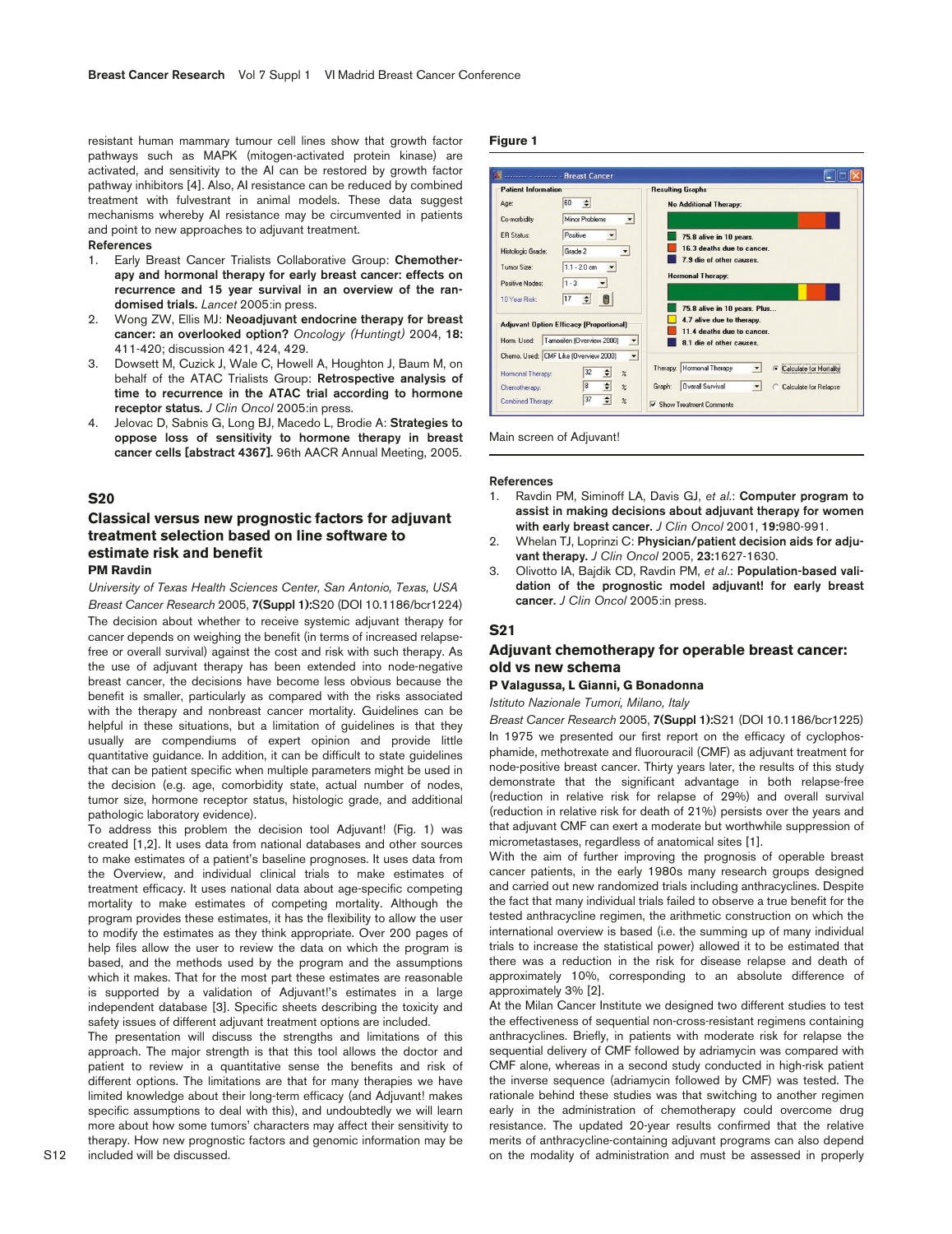resistant human mammary tumour cell lines show that growth factor pathways such as MAPK (mitogen-activated protein kinase) are activated, and sensitivity to the AI can be restored by growth factor pathway inhibitors [4]. Also, AI resistance can be reduced by combined treatment with fulvestrant in animal models. These data suggest mechanisms whereby AI resistance may be circumvented in patients and point to new approaches to adjuvant treatment.

**References**

1. Early Breast Cancer Trialists Collaborative Group: **Chemotherapy and hormonal therapy for early breast cancer: effects on recurrence and 15 year survival in an overview of the randomised trials.** *Lancet* 2005:in press.
2. Wong ZW, Ellis MJ: **Neoadjuvant endocrine therapy for breast cancer: an overlooked option?** *Oncology (Huntingt)* 2004, **18:** 411-420; discussion 421, 424, 429.
3. Dowsett M, Cuzick J, Wale C, Howell A, Houghton J, Baum M, on behalf of the ATAC Trialists Group: **Retrospective analysis of time to recurrence in the ATAC trial according to hormone receptor status.** *J Clin Oncol* 2005:in press.
4. Jelovac D, Sabnis G, Long BJ, Macedo L, Brodie A: **Strategies to oppose loss of sensitivity to hormone therapy in breast cancer cells [abstract 4367].** 96th AACR Annual Meeting, 2005.

## S20

### Classical versus new prognostic factors for adjuvant treatment selection based on line software to estimate risk and benefit

**PM Ravdin**

*University of Texas Health Sciences Center, San Antonio, Texas, USA*

*Breast Cancer Research* 2005, **7(Suppl 1):**S20 (DOI 10.1186/bcr1224)

The decision about whether to receive systemic adjuvant therapy for cancer depends on weighing the benefit (in terms of increased relapse-free or overall survival) against the cost and risk with such therapy. As the use of adjuvant therapy has been extended into node-negative breast cancer, the decisions have become less obvious because the benefit is smaller, particularly as compared with the risks associated with the therapy and nonbreast cancer mortality. Guidelines can be helpful in these situations, but a limitation of guidelines is that they usually are compendiums of expert opinion and provide little quantitative guidance. In addition, it can be difficult to state guidelines that can be patient specific when multiple parameters might be used in the decision (e.g. age, comorbidity state, actual number of nodes, tumor size, hormone receptor status, histologic grade, and additional pathologic laboratory evidence).

To address this problem the decision tool Adjuvant! (Fig. 1) was created [1,2]. It uses data from national databases and other sources to make estimates of a patient's baseline prognoses. It uses data from the Overview, and individual clinical trials to make estimates of treatment efficacy. It uses national data about age-specific competing mortality to make estimates of competing mortality. Although the program provides these estimates, it has the flexibility to allow the user to modify the estimates as they think appropriate. Over 200 pages of help files allow the user to review the data on which the program is based, and the methods used by the program and the assumptions which it makes. That for the most part these estimates are reasonable is supported by a validation of Adjuvant!'s estimates in a large independent database [3]. Specific sheets describing the toxicity and safety issues of different adjuvant treatment options are included.

The presentation will discuss the strengths and limitations of this approach. The major strength is that this tool allows the doctor and patient to review in a quantitative sense the benefits and risk of different options. The limitations are that for many therapies we have limited knowledge about their long-term efficacy (and Adjuvant! makes specific assumptions to deal with this), and undoubtedly we will learn more about how some tumors' characters may affect their sensitivity to therapy. How new prognostic factors and genomic information may be included will be discussed.

**Figure 1**

Breast Cancer

Patient Information
Age: 60
Co-morbidity: Minor Problems
ER Status: Positive
Histologic Grade: Grade 2
Tumor Size: 1.1 - 2.0 cm
Positive Nodes: 1 - 3
10 Year Risk: 17

Adjuvant Option Efficacy (Proportional)
Horm. Used: Tamoxifen (Overview 2000)
Chemo. Used: CMF Like (Overview 2000)
Hormonal Therapy: 32 %
Chemotherapy: 8 %
Combined Therapy: 37 %

Resulting Graphs
No Additional Therapy:
75.8 alive in 10 years.
16.3 deaths due to cancer.
7.9 die of other causes.

Hormonal Therapy:
75.8 alive in 10 years. Plus...
4.7 alive due to therapy.
11.4 deaths due to cancer.
8.1 die of other causes.

Therapy: Hormonal Therapy
Graph: Overall Survival
Calculate for Mortality
Calculate for Relapse
Show Treatment Comments

Main screen of Adjuvant!

**References**

1. Ravdin PM, Siminoff LA, Davis GJ, *et al.*: **Computer program to assist in making decisions about adjuvant therapy for women with early breast cancer.** *J Clin Oncol* 2001, **19:**980-991.
2. Whelan TJ, Loprinzi C: **Physician/patient decision aids for adjuvant therapy.** *J Clin Oncol* 2005, **23:**1627-1630.
3. Olivotto IA, Bajdik CD, Ravdin PM, *et al.*: **Population-based validation of the prognostic model adjuvant! for early breast cancer.** *J Clin Oncol* 2005:in press.

## S21

### Adjuvant chemotherapy for operable breast cancer: old vs new schema

**P Valagussa, L Gianni, G Bonadonna**

*Istituto Nazionale Tumori, Milano, Italy*

*Breast Cancer Research* 2005, **7(Suppl 1):**S21 (DOI 10.1186/bcr1225)

In 1975 we presented our first report on the efficacy of cyclophosphamide, methotrexate and fluorouracil (CMF) as adjuvant treatment for node-positive breast cancer. Thirty years later, the results of this study demonstrate that the significant advantage in both relapse-free (reduction in relative risk for relapse of 29%) and overall survival (reduction in relative risk for death of 21%) persists over the years and that adjuvant CMF can exert a moderate but worthwhile suppression of micrometastases, regardless of anatomical sites [1].

With the aim of further improving the prognosis of operable breast cancer patients, in the early 1980s many research groups designed and carried out new randomized trials including anthracyclines. Despite the fact that many individual trials failed to observe a true benefit for the tested anthracycline regimen, the arithmetic construction on which the international overview is based (i.e. the summing up of many individual trials to increase the statistical power) allowed it to be estimated that there was a reduction in the risk for disease relapse and death of approximately 10%, corresponding to an absolute difference of approximately 3% [2].

At the Milan Cancer Institute we designed two different studies to test the effectiveness of sequential non-cross-resistant regimens containing anthracyclines. Briefly, in patients with moderate risk for relapse the sequential delivery of CMF followed by adriamycin was compared with CMF alone, whereas in a second study conducted in high-risk patient the inverse sequence (adriamycin followed by CMF) was tested. The rationale behind these studies was that switching to another regimen early in the administration of chemotherapy could overcome drug resistance. The updated 20-year results confirmed that the relative merits of anthracycline-containing adjuvant programs can also depend on the modality of administration and must be assessed in properly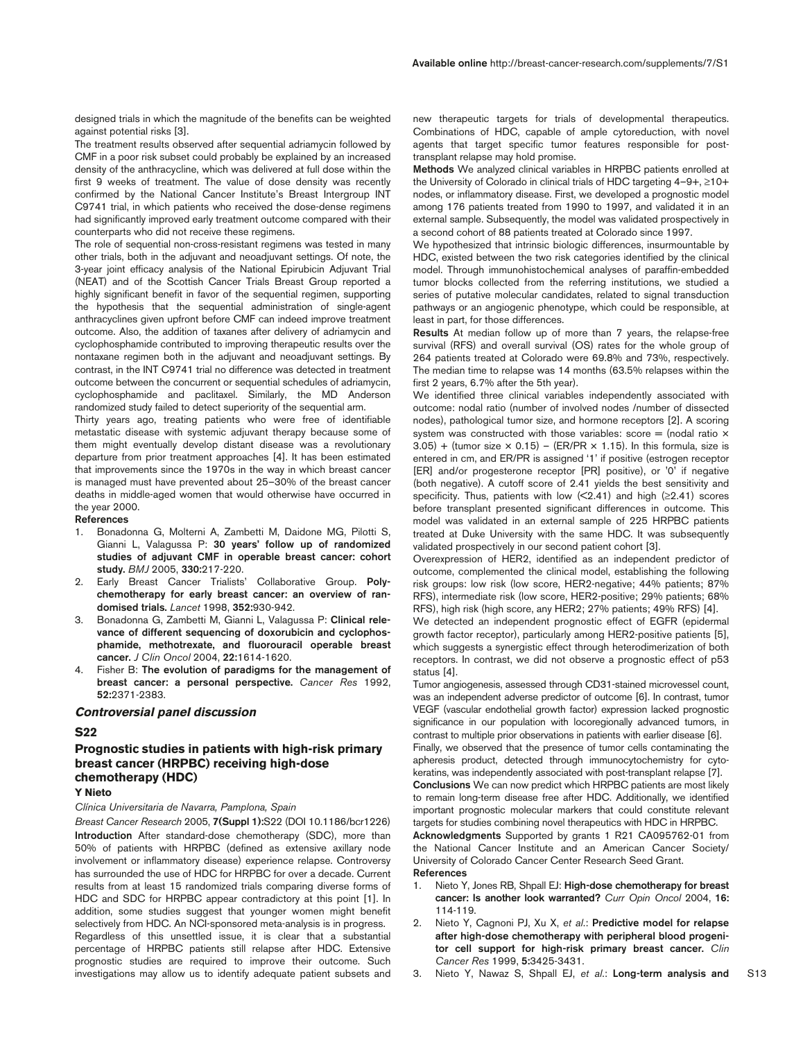designed trials in which the magnitude of the benefits can be weighted against potential risks [3].

The treatment results observed after sequential adriamycin followed by CMF in a poor risk subset could probably be explained by an increased density of the anthracycline, which was delivered at full dose within the first 9 weeks of treatment. The value of dose density was recently confirmed by the National Cancer Institute's Breast Intergroup INT C9741 trial, in which patients who received the dose-dense regimens had significantly improved early treatment outcome compared with their counterparts who did not receive these regimens.

The role of sequential non-cross-resistant regimens was tested in many other trials, both in the adjuvant and neoadjuvant settings. Of note, the 3-year joint efficacy analysis of the National Epirubicin Adjuvant Trial (NEAT) and of the Scottish Cancer Trials Breast Group reported a highly significant benefit in favor of the sequential regimen, supporting the hypothesis that the sequential administration of single-agent anthracyclines given upfront before CMF can indeed improve treatment outcome. Also, the addition of taxanes after delivery of adriamycin and cyclophosphamide contributed to improving therapeutic results over the nontaxane regimen both in the adjuvant and neoadjuvant settings. By contrast, in the INT C9741 trial no difference was detected in treatment outcome between the concurrent or sequential schedules of adriamycin, cyclophosphamide and paclitaxel. Similarly, the MD Anderson randomized study failed to detect superiority of the sequential arm.

Thirty years ago, treating patients who were free of identifiable metastatic disease with systemic adjuvant therapy because some of them might eventually develop distant disease was a revolutionary departure from prior treatment approaches [4]. It has been estimated that improvements since the 1970s in the way in which breast cancer is managed must have prevented about 25–30% of the breast cancer deaths in middle-aged women that would otherwise have occurred in the year 2000.

**References**

1. Bonadonna G, Molterni A, Zambetti M, Daidone MG, Pilotti S, Gianni L, Valagussa P: **30 years' follow up of randomized studies of adjuvant CMF in operable breast cancer: cohort study.** *BMJ* 2005, **330:**217-220.
2. Early Breast Cancer Trialists' Collaborative Group. **Polychemotherapy for early breast cancer: an overview of randomised trials.** *Lancet* 1998, **352:**930-942.
3. Bonadonna G, Zambetti M, Gianni L, Valagussa P: **Clinical relevance of different sequencing of doxorubicin and cyclophosphamide, methotrexate, and fluorouracil operable breast cancer.** *J Clin Oncol* 2004, **22:**1614-1620.
4. Fisher B: **The evolution of paradigms for the management of breast cancer: a personal perspective.** *Cancer Res* 1992, **52:**2371-2383.

## *Controversial panel discussion*

### S22

### Prognostic studies in patients with high-risk primary breast cancer (HRPBC) receiving high-dose chemotherapy (HDC)

**Y Nieto**

*Clínica Universitaria de Navarra, Pamplona, Spain*

*Breast Cancer Research* 2005, **7(Suppl 1):**S22 (DOI 10.1186/bcr1226)

**Introduction** After standard-dose chemotherapy (SDC), more than 50% of patients with HRPBC (defined as extensive axillary node involvement or inflammatory disease) experience relapse. Controversy has surrounded the use of HDC for HRPBC for over a decade. Current results from at least 15 randomized trials comparing diverse forms of HDC and SDC for HRPBC appear contradictory at this point [1]. In addition, some studies suggest that younger women might benefit selectively from HDC. An NCI-sponsored meta-analysis is in progress.

Regardless of this unsettled issue, it is clear that a substantial percentage of HRPBC patients still relapse after HDC. Extensive prognostic studies are required to improve their outcome. Such investigations may allow us to identify adequate patient subsets and new therapeutic targets for trials of developmental therapeutics. Combinations of HDC, capable of ample cytoreduction, with novel agents that target specific tumor features responsible for post-transplant relapse may hold promise.

**Methods** We analyzed clinical variables in HRPBC patients enrolled at the University of Colorado in clinical trials of HDC targeting 4–9+, ≥10+ nodes, or inflammatory disease. First, we developed a prognostic model among 176 patients treated from 1990 to 1997, and validated it in an external sample. Subsequently, the model was validated prospectively in a second cohort of 88 patients treated at Colorado since 1997.

We hypothesized that intrinsic biologic differences, insurmountable by HDC, existed between the two risk categories identified by the clinical model. Through immunohistochemical analyses of paraffin-embedded tumor blocks collected from the referring institutions, we studied a series of putative molecular candidates, related to signal transduction pathways or an angiogenic phenotype, which could be responsible, at least in part, for those differences.

**Results** At median follow up of more than 7 years, the relapse-free survival (RFS) and overall survival (OS) rates for the whole group of 264 patients treated at Colorado were 69.8% and 73%, respectively. The median time to relapse was 14 months (63.5% relapses within the first 2 years, 6.7% after the 5th year).

We identified three clinical variables independently associated with outcome: nodal ratio (number of involved nodes /number of dissected nodes), pathological tumor size, and hormone receptors [2]. A scoring system was constructed with those variables: score = (nodal ratio × 3.05) + (tumor size × 0.15) – (ER/PR × 1.15). In this formula, size is entered in cm, and ER/PR is assigned '1' if positive (estrogen receptor [ER] and/or progesterone receptor [PR] positive), or '0' if negative (both negative). A cutoff score of 2.41 yields the best sensitivity and specificity. Thus, patients with low (<2.41) and high (≥2.41) scores before transplant presented significant differences in outcome. This model was validated in an external sample of 225 HRPBC patients treated at Duke University with the same HDC. It was subsequently validated prospectively in our second patient cohort [3].

Overexpression of HER2, identified as an independent predictor of outcome, complemented the clinical model, establishing the following risk groups: low risk (low score, HER2-negative; 44% patients; 87% RFS), intermediate risk (low score, HER2-positive; 29% patients; 68% RFS), high risk (high score, any HER2; 27% patients; 49% RFS) [4].

We detected an independent prognostic effect of EGFR (epidermal growth factor receptor), particularly among HER2-positive patients [5], which suggests a synergistic effect through heterodimerization of both receptors. In contrast, we did not observe a prognostic effect of p53 status [4].

Tumor angiogenesis, assessed through CD31-stained microvessel count, was an independent adverse predictor of outcome [6]. In contrast, tumor VEGF (vascular endothelial growth factor) expression lacked prognostic significance in our population with locoregionally advanced tumors, in contrast to multiple prior observations in patients with earlier disease [6].

Finally, we observed that the presence of tumor cells contaminating the apheresis product, detected through immunocytochemistry for cytokeratins, was independently associated with post-transplant relapse [7].

**Conclusions** We can now predict which HRPBC patients are most likely to remain long-term disease free after HDC. Additionally, we identified important prognostic molecular markers that could constitute relevant targets for studies combining novel therapeutics with HDC in HRPBC.

**Acknowledgments** Supported by grants 1 R21 CA095762-01 from the National Cancer Institute and an American Cancer Society/ University of Colorado Cancer Center Research Seed Grant.

**References**

1. Nieto Y, Jones RB, Shpall EJ: **High-dose chemotherapy for breast cancer: Is another look warranted?** *Curr Opin Oncol* 2004, **16:** 114-119.
2. Nieto Y, Cagnoni PJ, Xu X, *et al.*: **Predictive model for relapse after high-dose chemotherapy with peripheral blood progenitor cell support for high-risk primary breast cancer.** *Clin Cancer Res* 1999, **5:**3425-3431.
3. Nieto Y, Nawaz S, Shpall EJ, *et al.*: **Long-term analysis and**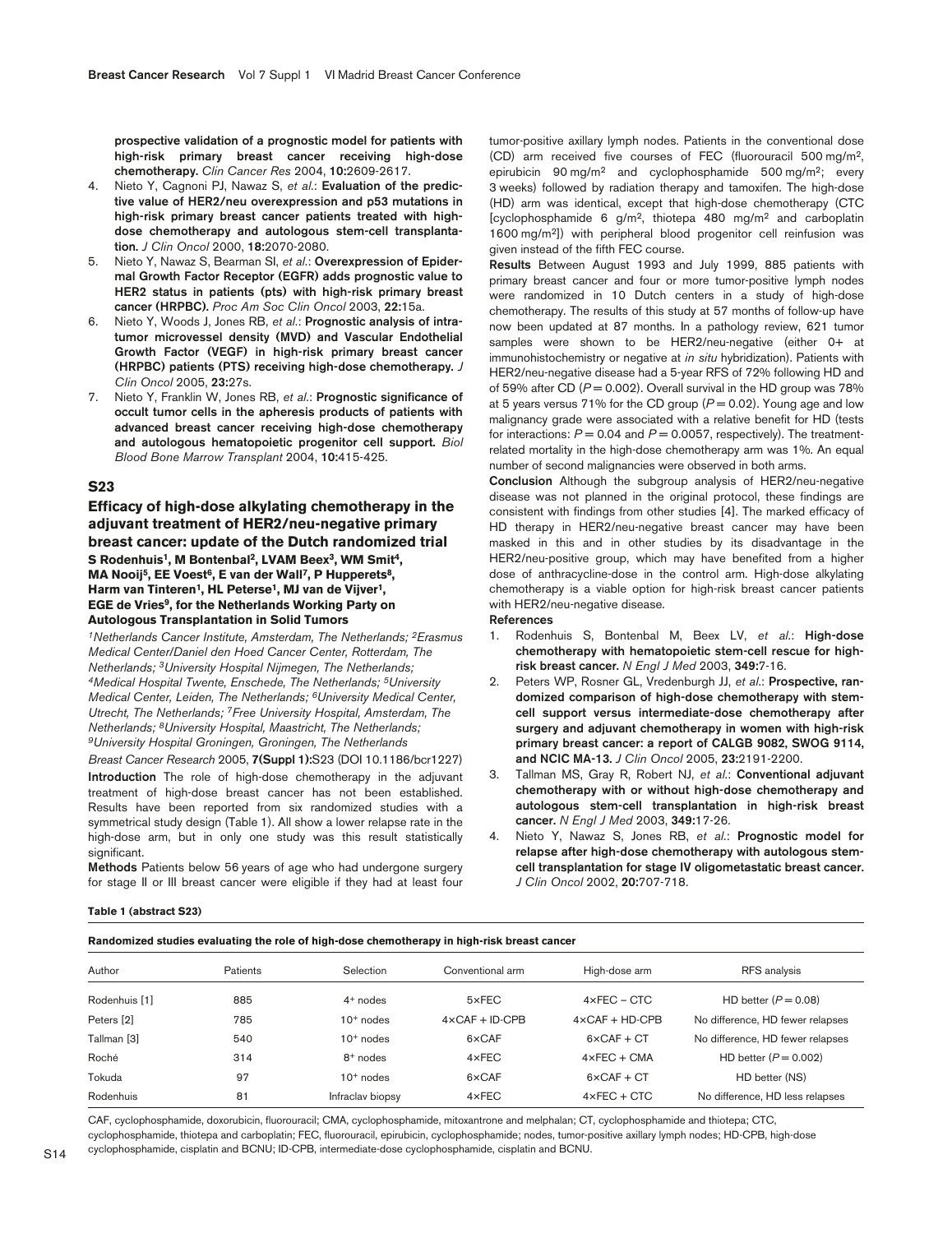prospective validation of a prognostic model for patients with high-risk primary breast cancer receiving high-dose chemotherapy. *Clin Cancer Res* 2004, **10:**2609-2617.

4. Nieto Y, Cagnoni PJ, Nawaz S, *et al.*: **Evaluation of the predictive value of HER2/neu overexpression and p53 mutations in high-risk primary breast cancer patients treated with high-dose chemotherapy and autologous stem-cell transplantation.** *J Clin Oncol* 2000, **18:**2070-2080.
5. Nieto Y, Nawaz S, Bearman SI, *et al.*: **Overexpression of Epidermal Growth Factor Receptor (EGFR) adds prognostic value to HER2 status in patients (pts) with high-risk primary breast cancer (HRPBC).** *Proc Am Soc Clin Oncol* 2003, **22:**15a.
6. Nieto Y, Woods J, Jones RB, *et al.*: **Prognostic analysis of intratumor microvessel density (MVD) and Vascular Endothelial Growth Factor (VEGF) in high-risk primary breast cancer (HRPBC) patients (PTS) receiving high-dose chemotherapy.** *J Clin Oncol* 2005, **23:**27s.
7. Nieto Y, Franklin W, Jones RB, *et al.*: **Prognostic significance of occult tumor cells in the apheresis products of patients with advanced breast cancer receiving high-dose chemotherapy and autologous hematopoietic progenitor cell support.** *Biol Blood Bone Marrow Transplant* 2004, **10:**415-425.

## S23

### Efficacy of high-dose alkylating chemotherapy in the adjuvant treatment of HER2/neu-negative primary breast cancer: update of the Dutch randomized trial

**S Rodenhuis[1], M Bontenbal[2], LVAM Beex[3], WM Smit[4], MA Nooij[5], EE Voest[6], E van der Wall[7], P Hupperets[8], Harm van Tinteren[1], HL Peterse[1], MJ van de Vijver[1], EGE de Vries[9], for the Netherlands Working Party on Autologous Transplantation in Solid Tumors**

*[1]Netherlands Cancer Institute, Amsterdam, The Netherlands; [2]Erasmus Medical Center/Daniel den Hoed Cancer Center, Rotterdam, The Netherlands; [3]University Hospital Nijmegen, The Netherlands; [4]Medical Hospital Twente, Enschede, The Netherlands; [5]University Medical Center, Leiden, The Netherlands; [6]University Medical Center, Utrecht, The Netherlands; [7]Free University Hospital, Amsterdam, The Netherlands; [8]University Hospital, Maastricht, The Netherlands; [9]University Hospital Groningen, Groningen, The Netherlands*

*Breast Cancer Research* 2005, **7(Suppl 1):**S23 (DOI 10.1186/bcr1227)

**Introduction** The role of high-dose chemotherapy in the adjuvant treatment of high-dose breast cancer has not been established. Results have been reported from six randomized studies with a symmetrical study design (Table 1). All show a lower relapse rate in the high-dose arm, but in only one study was this result statistically significant.

**Methods** Patients below 56 years of age who had undergone surgery for stage II or III breast cancer were eligible if they had at least four tumor-positive axillary lymph nodes. Patients in the conventional dose (CD) arm received five courses of FEC (fluorouracil 500 mg/m$^2$, epirubicin 90 mg/m$^2$ and cyclophosphamide 500 mg/m$^2$; every 3 weeks) followed by radiation therapy and tamoxifen. The high-dose (HD) arm was identical, except that high-dose chemotherapy (CTC [cyclophosphamide 6 g/m$^2$, thiotepa 480 mg/m$^2$ and carboplatin 1600 mg/m$^2$]) with peripheral blood progenitor cell reinfusion was given instead of the fifth FEC course.

**Results** Between August 1993 and July 1999, 885 patients with primary breast cancer and four or more tumor-positive lymph nodes were randomized in 10 Dutch centers in a study of high-dose chemotherapy. The results of this study at 57 months of follow-up have now been updated at 87 months. In a pathology review, 621 tumor samples were shown to be HER2/neu-negative (either 0+ at immunohistochemistry or negative at *in situ* hybridization). Patients with HER2/neu-negative disease had a 5-year RFS of 72% following HD and of 59% after CD ($P = 0.002$). Overall survival in the HD group was 78% at 5 years versus 71% for the CD group ($P = 0.02$). Young age and low malignancy grade were associated with a relative benefit for HD (tests for interactions: $P = 0.04$ and $P = 0.0057$, respectively). The treatment-related mortality in the high-dose chemotherapy arm was 1%. An equal number of second malignancies were observed in both arms.

**Conclusion** Although the subgroup analysis of HER2/neu-negative disease was not planned in the original protocol, these findings are consistent with findings from other studies [4]. The marked efficacy of HD therapy in HER2/neu-negative breast cancer may have been masked in this and in other studies by its disadvantage in the HER2/neu-positive group, which may have benefited from a higher dose of anthracycline-dose in the control arm. High-dose alkylating chemotherapy is a viable option for high-risk breast cancer patients with HER2/neu-negative disease.

**References**

1. Rodenhuis S, Bontenbal M, Beex LV, *et al.*: **High-dose chemotherapy with hematopoietic stem-cell rescue for high-risk breast cancer.** *N Engl J Med* 2003, **349:**7-16.
2. Peters WP, Rosner GL, Vredenburgh JJ, *et al.*: **Prospective, randomized comparison of high-dose chemotherapy with stem-cell support versus intermediate-dose chemotherapy after surgery and adjuvant chemotherapy in women with high-risk primary breast cancer: a report of CALGB 9082, SWOG 9114, and NCIC MA-13.** *J Clin Oncol* 2005, **23:**2191-2200.
3. Tallman MS, Gray R, Robert NJ, *et al.*: **Conventional adjuvant chemotherapy with or without high-dose chemotherapy and autologous stem-cell transplantation in high-risk breast cancer.** *N Engl J Med* 2003, **349:**17-26.
4. Nieto Y, Nawaz S, Jones RB, *et al.*: **Prognostic model for relapse after high-dose chemotherapy with autologous stem-cell transplantation for stage IV oligometastatic breast cancer.** *J Clin Oncol* 2002, **20:**707-718.

**Table 1 (abstract S23)**

**Randomized studies evaluating the role of high-dose chemotherapy in high-risk breast cancer**

| Author | Patients | Selection | Conventional arm | High-dose arm | RFS analysis |
|---|---|---|---|---|---|
| Rodenhuis [1] | 885 | 4+ nodes | 5×FEC | 4×FEC – CTC | HD better ($P = 0.08$) |
| Peters [2] | 785 | 10+ nodes | 4×CAF + ID-CPB | 4×CAF + HD-CPB | No difference, HD fewer relapses |
| Tallman [3] | 540 | 10+ nodes | 6×CAF | 6×CAF + CT | No difference, HD fewer relapses |
| Roché | 314 | 8+ nodes | 4×FEC | 4×FEC + CMA | HD better ($P = 0.002$) |
| Tokuda | 97 | 10+ nodes | 6×CAF | 6×CAF + CT | HD better (NS) |
| Rodenhuis | 81 | Infraclav biopsy | 4×FEC | 4×FEC + CTC | No difference, HD less relapses |

CAF, cyclophosphamide, doxorubicin, fluorouracil; CMA, cyclophosphamide, mitoxantrone and melphalan; CT, cyclophosphamide and thiotepa; CTC, cyclophosphamide, thiotepa and carboplatin; FEC, fluorouracil, epirubicin, cyclophosphamide; nodes, tumor-positive axillary lymph nodes; HD-CPB, high-dose cyclophosphamide, cisplatin and BCNU; ID-CPB, intermediate-dose cyclophosphamide, cisplatin and BCNU.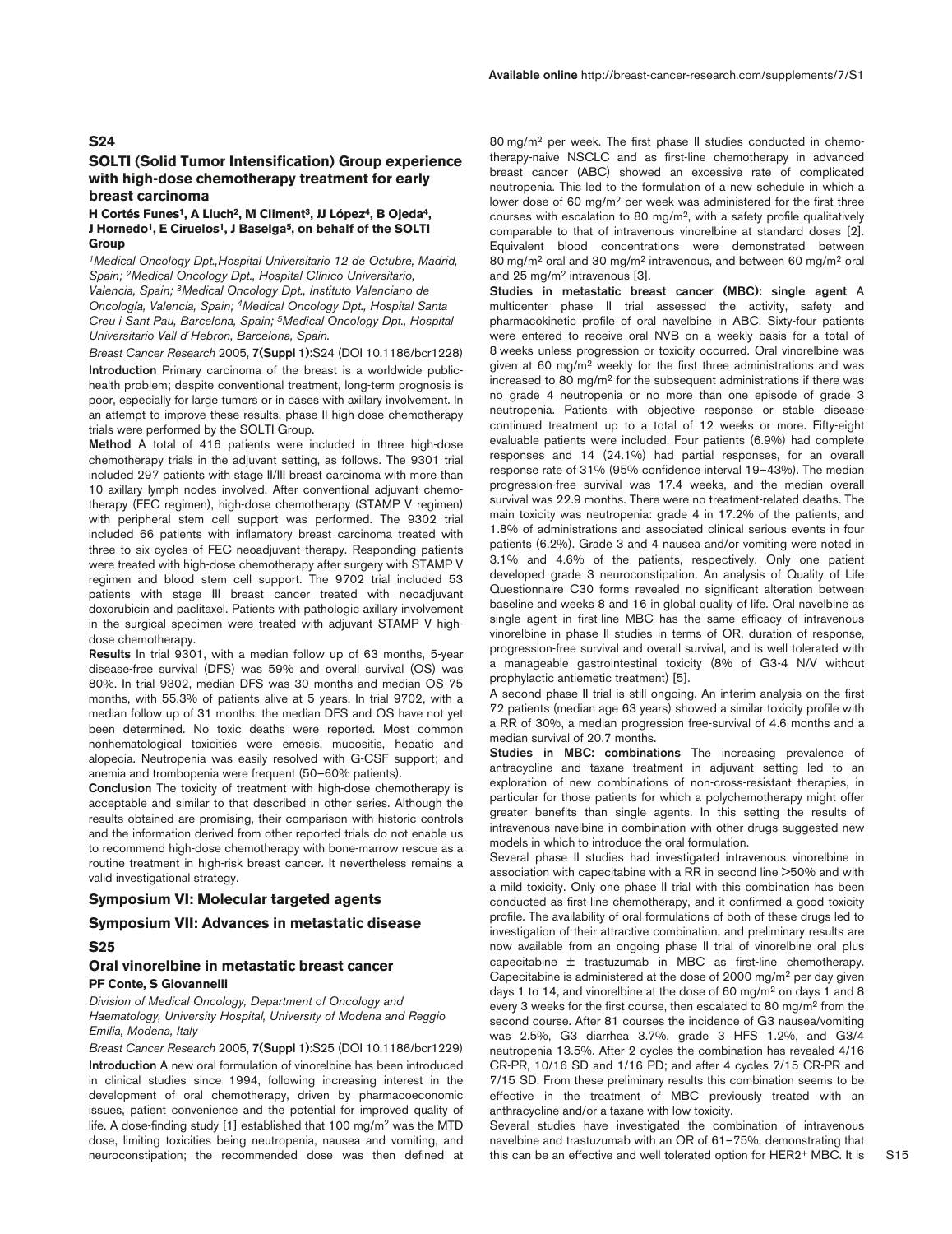## S24

### SOLTI (Solid Tumor Intensification) Group experience with high-dose chemotherapy treatment for early breast carcinoma

**H Cortés Funes[1], A Lluch[2], M Climent[3], JJ López[4], B Ojeda[4], J Hornedo[1], E Ciruelos[1], J Baselga[5], on behalf of the SOLTI Group**

*[1]Medical Oncology Dpt.,Hospital Universitario 12 de Octubre, Madrid, Spain; [2]Medical Oncology Dpt., Hospital Clínico Universitario, Valencia, Spain; [3]Medical Oncology Dpt., Instituto Valenciano de Oncología, Valencia, Spain; [4]Medical Oncology Dpt., Hospital Santa Creu i Sant Pau, Barcelona, Spain; [5]Medical Oncology Dpt., Hospital Universitario Vall d'Hebron, Barcelona, Spain.*

*Breast Cancer Research* 2005, **7(Suppl 1):**S24 (DOI 10.1186/bcr1228)

**Introduction** Primary carcinoma of the breast is a worldwide public-health problem; despite conventional treatment, long-term prognosis is poor, especially for large tumors or in cases with axillary involvement. In an attempt to improve these results, phase II high-dose chemotherapy trials were performed by the SOLTI Group.

**Method** A total of 416 patients were included in three high-dose chemotherapy trials in the adjuvant setting, as follows. The 9301 trial included 297 patients with stage II/III breast carcinoma with more than 10 axillary lymph nodes involved. After conventional adjuvant chemotherapy (FEC regimen), high-dose chemotherapy (STAMP V regimen) with peripheral stem cell support was performed. The 9302 trial included 66 patients with inflamatory breast carcinoma treated with three to six cycles of FEC neoadjuvant therapy. Responding patients were treated with high-dose chemotherapy after surgery with STAMP V regimen and blood stem cell support. The 9702 trial included 53 patients with stage III breast cancer treated with neoadjuvant doxorubicin and paclitaxel. Patients with pathologic axillary involvement in the surgical specimen were treated with adjuvant STAMP V high-dose chemotherapy.

**Results** In trial 9301, with a median follow up of 63 months, 5-year disease-free survival (DFS) was 59% and overall survival (OS) was 80%. In trial 9302, median DFS was 30 months and median OS 75 months, with 55.3% of patients alive at 5 years. In trial 9702, with a median follow up of 31 months, the median DFS and OS have not yet been determined. No toxic deaths were reported. Most common nonhematological toxicities were emesis, mucositis, hepatic and alopecia. Neutropenia was easily resolved with G-CSF support; and anemia and trombopenia were frequent (50–60% patients).

**Conclusion** The toxicity of treatment with high-dose chemotherapy is acceptable and similar to that described in other series. Although the results obtained are promising, their comparison with historic controls and the information derived from other reported trials do not enable us to recommend high-dose chemotherapy with bone-marrow rescue as a routine treatment in high-risk breast cancer. It nevertheless remains a valid investigational strategy.

## Symposium VI: Molecular targeted agents

## Symposium VII: Advances in metastatic disease

## S25

### Oral vinorelbine in metastatic breast cancer

**PF Conte, S Giovannelli**

*Division of Medical Oncology, Department of Oncology and Haematology, University Hospital, University of Modena and Reggio Emilia, Modena, Italy*

*Breast Cancer Research* 2005, **7(Suppl 1):**S25 (DOI 10.1186/bcr1229)

**Introduction** A new oral formulation of vinorelbine has been introduced in clinical studies since 1994, following increasing interest in the development of oral chemotherapy, driven by pharmacoeconomic issues, patient convenience and the potential for improved quality of life. A dose-finding study [1] established that 100 mg/m$^2$ was the MTD dose, limiting toxicities being neutropenia, nausea and vomiting, and neuroconstipation; the recommended dose was then defined at 80 mg/m$^2$ per week. The first phase II studies conducted in chemotherapy-naive NSCLC and as first-line chemotherapy in advanced breast cancer (ABC) showed an excessive rate of complicated neutropenia. This led to the formulation of a new schedule in which a lower dose of 60 mg/m$^2$ per week was administered for the first three courses with escalation to 80 mg/m$^2$, with a safety profile qualitatively comparable to that of intravenous vinorelbine at standard doses [2]. Equivalent blood concentrations were demonstrated between 80 mg/m$^2$ oral and 30 mg/m$^2$ intravenous, and between 60 mg/m$^2$ oral and 25 mg/m$^2$ intravenous [3].

**Studies in metastatic breast cancer (MBC): single agent** A multicenter phase II trial assessed the activity, safety and pharmacokinetic profile of oral navelbine in ABC. Sixty-four patients were entered to receive oral NVB on a weekly basis for a total of 8 weeks unless progression or toxicity occurred. Oral vinorelbine was given at 60 mg/m$^2$ weekly for the first three administrations and was increased to 80 mg/m$^2$ for the subsequent administrations if there was no grade 4 neutropenia or no more than one episode of grade 3 neutropenia. Patients with objective response or stable disease continued treatment up to a total of 12 weeks or more. Fifty-eight evaluable patients were included. Four patients (6.9%) had complete responses and 14 (24.1%) had partial responses, for an overall response rate of 31% (95% confidence interval 19–43%). The median progression-free survival was 17.4 weeks, and the median overall survival was 22.9 months. There were no treatment-related deaths. The main toxicity was neutropenia: grade 4 in 17.2% of the patients, and 1.8% of administrations and associated clinical serious events in four patients (6.2%). Grade 3 and 4 nausea and/or vomiting were noted in 3.1% and 4.6% of the patients, respectively. Only one patient developed grade 3 neuroconstipation. An analysis of Quality of Life Questionnaire C30 forms revealed no significant alteration between baseline and weeks 8 and 16 in global quality of life. Oral navelbine as single agent in first-line MBC has the same efficacy of intravenous vinorelbine in phase II studies in terms of OR, duration of response, progression-free survival and overall survival, and is well tolerated with a manageable gastrointestinal toxicity (8% of G3-4 N/V without prophylactic antiemetic treatment) [5].

A second phase II trial is still ongoing. An interim analysis on the first 72 patients (median age 63 years) showed a similar toxicity profile with a RR of 30%, a median progression free-survival of 4.6 months and a median survival of 20.7 months.

**Studies in MBC: combinations** The increasing prevalence of antracycline and taxane treatment in adjuvant setting led to an exploration of new combinations of non-cross-resistant therapies, in particular for those patients for which a polychemotherapy might offer greater benefits than single agents. In this setting the results of intravenous navelbine in combination with other drugs suggested new models in which to introduce the oral formulation.

Several phase II studies had investigated intravenous vinorelbine in association with capecitabine with a RR in second line >50% and with a mild toxicity. Only one phase II trial with this combination has been conducted as first-line chemotherapy, and it confirmed a good toxicity profile. The availability of oral formulations of both of these drugs led to investigation of their attractive combination, and preliminary results are now available from an ongoing phase II trial of vinorelbine oral plus capecitabine ± trastuzumab in MBC as first-line chemotherapy. Capecitabine is administered at the dose of 2000 mg/m$^2$ per day given days 1 to 14, and vinorelbine at the dose of 60 mg/m$^2$ on days 1 and 8 every 3 weeks for the first course, then escalated to 80 mg/m$^2$ from the second course. After 81 courses the incidence of G3 nausea/vomiting was 2.5%, G3 diarrhea 3.7%, grade 3 HFS 1.2%, and G3/4 neutropenia 13.5%. After 2 cycles the combination has revealed 4/16 CR-PR, 10/16 SD and 1/16 PD; and after 4 cycles 7/15 CR-PR and 7/15 SD. From these preliminary results this combination seems to be effective in the treatment of MBC previously treated with an anthracycline and/or a taxane with low toxicity.

Several studies have investigated the combination of intravenous navelbine and trastuzumab with an OR of 61–75%, demonstrating that this can be an effective and well tolerated option for HER2$^+$ MBC. It is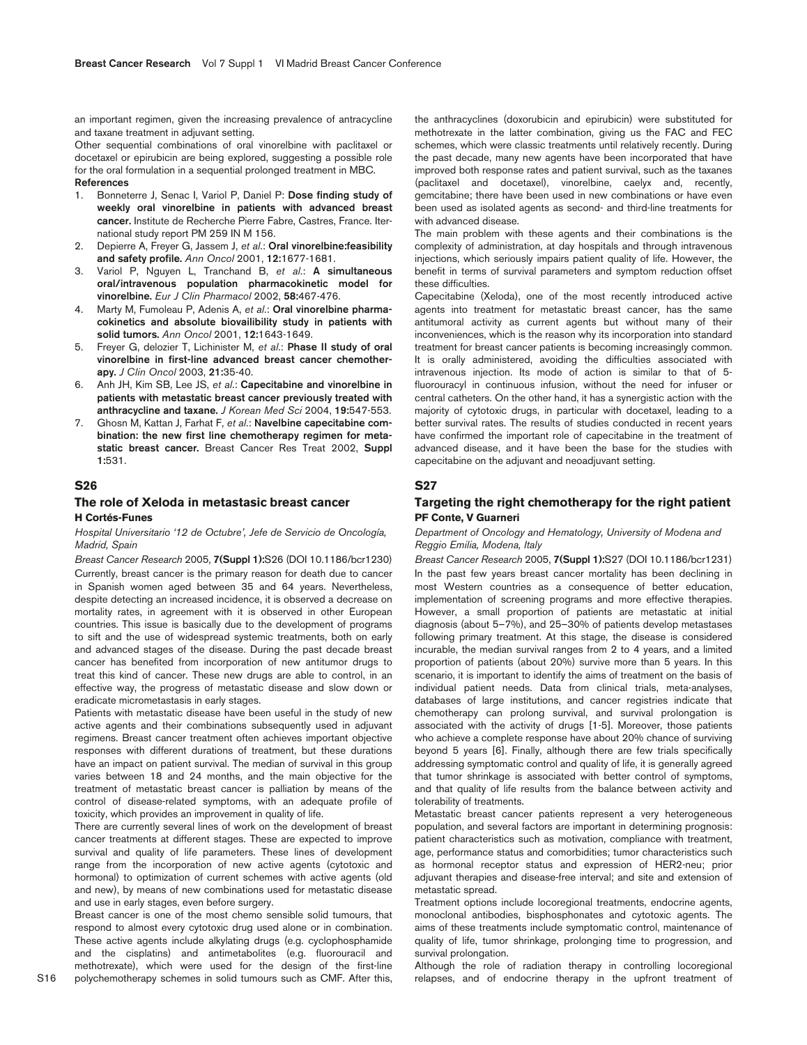an important regimen, given the increasing prevalence of antracycline and taxane treatment in adjuvant setting.

Other sequential combinations of oral vinorelbine with paclitaxel or docetaxel or epirubicin are being explored, suggesting a possible role for the oral formulation in a sequential prolonged treatment in MBC.

**References**

1. Bonneterre J, Senac I, Variol P, Daniel P: **Dose finding study of weekly oral vinorelbine in patients with advanced breast cancer.** Institute de Recherche Pierre Fabre, Castres, France. Iternational study report PM 259 IN M 156.
2. Depierre A, Freyer G, Jassem J, *et al.*: **Oral vinorelbine:feasibility and safety profile.** *Ann Oncol* 2001, **12:**1677-1681.
3. Variol P, Nguyen L, Tranchand B, *et al.*: **A simultaneous oral/intravenous population pharmacokinetic model for vinorelbine.** *Eur J Clin Pharmacol* 2002, **58:**467-476.
4. Marty M, Fumoleau P, Adenis A, *et al.*: **Oral vinorelbine pharmacokinetics and absolute biovailibility study in patients with solid tumors.** *Ann Oncol* 2001, **12:**1643-1649.
5. Freyer G, delozier T, Lichinister M, *et al.*: **Phase II study of oral vinorelbine in first-line advanced breast cancer chemotherapy.** *J Clin Oncol* 2003, **21:**35-40.
6. Anh JH, Kim SB, Lee JS, *et al.*: **Capecitabine and vinorelbine in patients with metastatic breast cancer previously treated with anthracycline and taxane.** *J Korean Med Sci* 2004, **19:**547-553.
7. Ghosn M, Kattan J, Farhat F, *et al.*: **Navelbine capecitabine combination: the new first line chemotherapy regimen for metastatic breast cancer.** Breast Cancer Res Treat 2002, **Suppl 1:**531.

## S26

### The role of Xeloda in metastasic breast cancer

**H Cortés-Funes**

*Hospital Universitario '12 de Octubre', Jefe de Servicio de Oncología, Madrid, Spain*

*Breast Cancer Research* 2005, **7(Suppl 1):**S26 (DOI 10.1186/bcr1230)

Currently, breast cancer is the primary reason for death due to cancer in Spanish women aged between 35 and 64 years. Nevertheless, despite detecting an increased incidence, it is observed a decrease on mortality rates, in agreement with it is observed in other European countries. This issue is basically due to the development of programs to sift and the use of widespread systemic treatments, both on early and advanced stages of the disease. During the past decade breast cancer has benefited from incorporation of new antitumor drugs to treat this kind of cancer. These new drugs are able to control, in an effective way, the progress of metastatic disease and slow down or eradicate micrometastasis in early stages.

Patients with metastatic disease have been useful in the study of new active agents and their combinations subsequently used in adjuvant regimens. Breast cancer treatment often achieves important objective responses with different durations of treatment, but these durations have an impact on patient survival. The median of survival in this group varies between 18 and 24 months, and the main objective for the treatment of metastatic breast cancer is palliation by means of the control of disease-related symptoms, with an adequate profile of toxicity, which provides an improvement in quality of life.

There are currently several lines of work on the development of breast cancer treatments at different stages. These are expected to improve survival and quality of life parameters. These lines of development range from the incorporation of new active agents (cytotoxic and hormonal) to optimization of current schemes with active agents (old and new), by means of new combinations used for metastatic disease and use in early stages, even before surgery.

Breast cancer is one of the most chemo sensible solid tumours, that respond to almost every cytotoxic drug used alone or in combination. These active agents include alkylating drugs (e.g. cyclophosphamide and the cisplatins) and antimetabolites (e.g. fluorouracil and methotrexate), which were used for the design of the first-line polychemotherapy schemes in solid tumours such as CMF. After this, the anthracyclines (doxorubicin and epirubicin) were substituted for methotrexate in the latter combination, giving us the FAC and FEC schemes, which were classic treatments until relatively recently. During the past decade, many new agents have been incorporated that have improved both response rates and patient survival, such as the taxanes (paclitaxel and docetaxel), vinorelbine, caelyx and, recently, gemcitabine; there have been used in new combinations or have even been used as isolated agents as second- and third-line treatments for with advanced disease.

The main problem with these agents and their combinations is the complexity of administration, at day hospitals and through intravenous injections, which seriously impairs patient quality of life. However, the benefit in terms of survival parameters and symptom reduction offset these difficulties.

Capecitabine (Xeloda), one of the most recently introduced active agents into treatment for metastatic breast cancer, has the same antitumoral activity as current agents but without many of their inconveniences, which is the reason why its incorporation into standard treatment for breast cancer patients is becoming increasingly common. It is orally administered, avoiding the difficulties associated with intravenous injection. Its mode of action is similar to that of 5-fluorouracyl in continuous infusion, without the need for infuser or central catheters. On the other hand, it has a synergistic action with the majority of cytotoxic drugs, in particular with docetaxel, leading to a better survival rates. The results of studies conducted in recent years have confirmed the important role of capecitabine in the treatment of advanced disease, and it have been the base for the studies with capecitabine on the adjuvant and neoadjuvant setting.

## S27

### Targeting the right chemotherapy for the right patient

**PF Conte, V Guarneri**

*Department of Oncology and Hematology, University of Modena and Reggio Emilia, Modena, Italy*

*Breast Cancer Research* 2005, **7(Suppl 1):**S27 (DOI 10.1186/bcr1231)

In the past few years breast cancer mortality has been declining in most Western countries as a consequence of better education, implementation of screening programs and more effective therapies. However, a small proportion of patients are metastatic at initial diagnosis (about 5–7%), and 25–30% of patients develop metastases following primary treatment. At this stage, the disease is considered incurable, the median survival ranges from 2 to 4 years, and a limited proportion of patients (about 20%) survive more than 5 years. In this scenario, it is important to identify the aims of treatment on the basis of individual patient needs. Data from clinical trials, meta-analyses, databases of large institutions, and cancer registries indicate that chemotherapy can prolong survival, and survival prolongation is associated with the activity of drugs [1-5]. Moreover, those patients who achieve a complete response have about 20% chance of surviving beyond 5 years [6]. Finally, although there are few trials specifically addressing symptomatic control and quality of life, it is generally agreed that tumor shrinkage is associated with better control of symptoms, and that quality of life results from the balance between activity and tolerability of treatments.

Metastatic breast cancer patients represent a very heterogeneous population, and several factors are important in determining prognosis: patient characteristics such as motivation, compliance with treatment, age, performance status and comorbidities; tumor characteristics such as hormonal receptor status and expression of HER2-neu; prior adjuvant therapies and disease-free interval; and site and extension of metastatic spread.

Treatment options include locoregional treatments, endocrine agents, monoclonal antibodies, bisphosphonates and cytotoxic agents. The aims of these treatments include symptomatic control, maintenance of quality of life, tumor shrinkage, prolonging time to progression, and survival prolongation.

Although the role of radiation therapy in controlling locoregional relapses, and of endocrine therapy in the upfront treatment of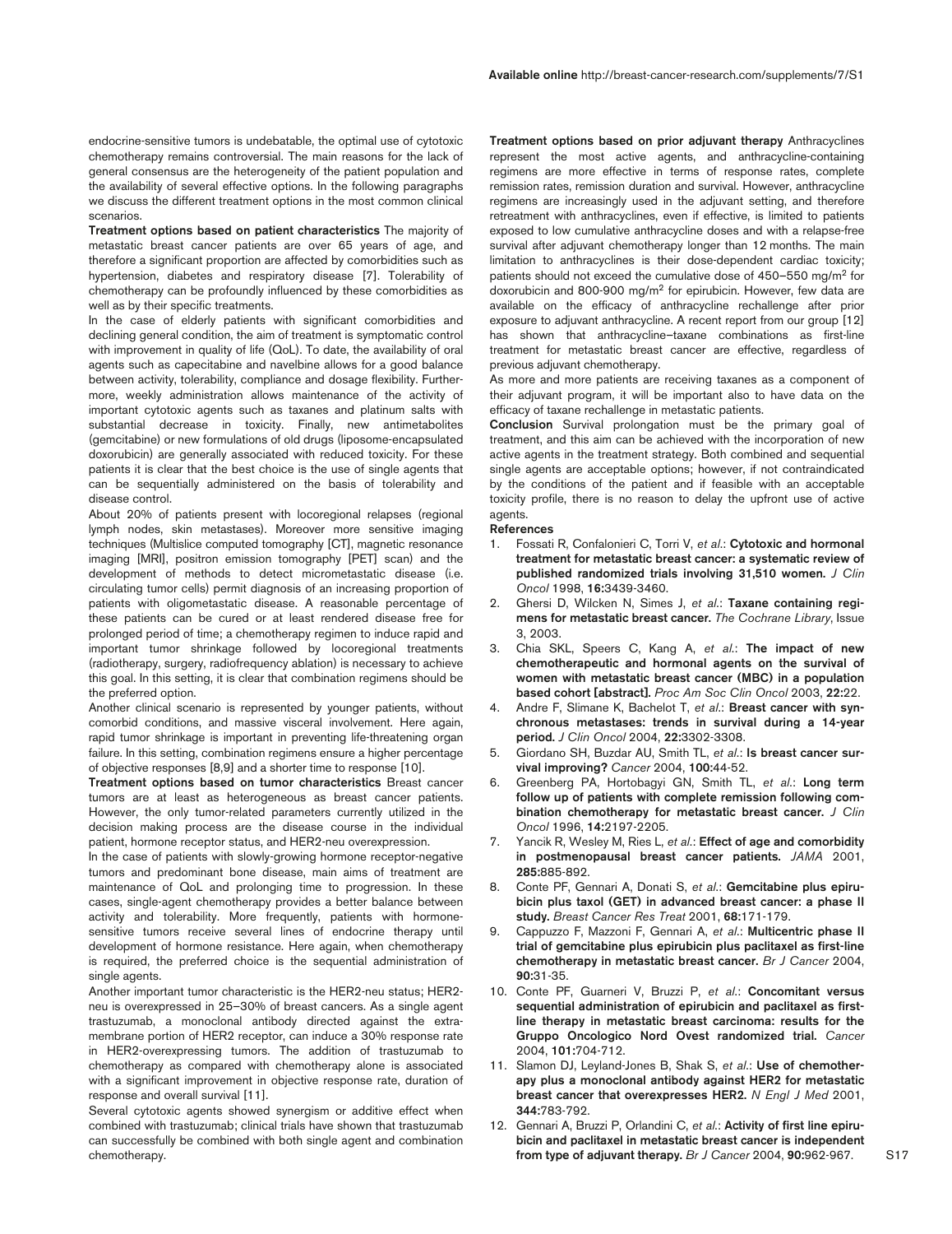endocrine-sensitive tumors is undebatable, the optimal use of cytotoxic chemotherapy remains controversial. The main reasons for the lack of general consensus are the heterogeneity of the patient population and the availability of several effective options. In the following paragraphs we discuss the different treatment options in the most common clinical scenarios.

**Treatment options based on patient characteristics** The majority of metastatic breast cancer patients are over 65 years of age, and therefore a significant proportion are affected by comorbidities such as hypertension, diabetes and respiratory disease [7]. Tolerability of chemotherapy can be profoundly influenced by these comorbidities as well as by their specific treatments.

In the case of elderly patients with significant comorbidities and declining general condition, the aim of treatment is symptomatic control with improvement in quality of life (QoL). To date, the availability of oral agents such as capecitabine and navelbine allows for a good balance between activity, tolerability, compliance and dosage flexibility. Furthermore, weekly administration allows maintenance of the activity of important cytotoxic agents such as taxanes and platinum salts with substantial decrease in toxicity. Finally, new antimetabolites (gemcitabine) or new formulations of old drugs (liposome-encapsulated doxorubicin) are generally associated with reduced toxicity. For these patients it is clear that the best choice is the use of single agents that can be sequentially administered on the basis of tolerability and disease control.

About 20% of patients present with locoregional relapses (regional lymph nodes, skin metastases). Moreover more sensitive imaging techniques (Multislice computed tomography [CT], magnetic resonance imaging [MRI], positron emission tomography [PET] scan) and the development of methods to detect micrometastatic disease (i.e. circulating tumor cells) permit diagnosis of an increasing proportion of patients with oligometastatic disease. A reasonable percentage of these patients can be cured or at least rendered disease free for prolonged period of time; a chemotherapy regimen to induce rapid and important tumor shrinkage followed by locoregional treatments (radiotherapy, surgery, radiofrequency ablation) is necessary to achieve this goal. In this setting, it is clear that combination regimens should be the preferred option.

Another clinical scenario is represented by younger patients, without comorbid conditions, and massive visceral involvement. Here again, rapid tumor shrinkage is important in preventing life-threatening organ failure. In this setting, combination regimens ensure a higher percentage of objective responses [8,9] and a shorter time to response [10].

**Treatment options based on tumor characteristics** Breast cancer tumors are at least as heterogeneous as breast cancer patients. However, the only tumor-related parameters currently utilized in the decision making process are the disease course in the individual patient, hormone receptor status, and HER2-neu overexpression.

In the case of patients with slowly-growing hormone receptor-negative tumors and predominant bone disease, main aims of treatment are maintenance of QoL and prolonging time to progression. In these cases, single-agent chemotherapy provides a better balance between activity and tolerability. More frequently, patients with hormone-sensitive tumors receive several lines of endocrine therapy until development of hormone resistance. Here again, when chemotherapy is required, the preferred choice is the sequential administration of single agents.

Another important tumor characteristic is the HER2-neu status; HER2-neu is overexpressed in 25–30% of breast cancers. As a single agent trastuzumab, a monoclonal antibody directed against the extra-membrane portion of HER2 receptor, can induce a 30% response rate in HER2-overexpressing tumors. The addition of trastuzumab to chemotherapy as compared with chemotherapy alone is associated with a significant improvement in objective response rate, duration of response and overall survival [11].

Several cytotoxic agents showed synergism or additive effect when combined with trastuzumab; clinical trials have shown that trastuzumab can successfully be combined with both single agent and combination chemotherapy.

**Treatment options based on prior adjuvant therapy** Anthracyclines represent the most active agents, and anthracycline-containing regimens are more effective in terms of response rates, complete remission rates, remission duration and survival. However, anthracycline regimens are increasingly used in the adjuvant setting, and therefore retreatment with anthracyclines, even if effective, is limited to patients exposed to low cumulative anthracycline doses and with a relapse-free survival after adjuvant chemotherapy longer than 12 months. The main limitation to anthracyclines is their dose-dependent cardiac toxicity; patients should not exceed the cumulative dose of 450–550 mg/m$^2$ for doxorubicin and 800-900 mg/m$^2$ for epirubicin. However, few data are available on the efficacy of anthracycline rechallenge after prior exposure to adjuvant anthracycline. A recent report from our group [12] has shown that anthracycline–taxane combinations as first-line treatment for metastatic breast cancer are effective, regardless of previous adjuvant chemotherapy.

As more and more patients are receiving taxanes as a component of their adjuvant program, it will be important also to have data on the efficacy of taxane rechallenge in metastatic patients.

**Conclusion** Survival prolongation must be the primary goal of treatment, and this aim can be achieved with the incorporation of new active agents in the treatment strategy. Both combined and sequential single agents are acceptable options; however, if not contraindicated by the conditions of the patient and if feasible with an acceptable toxicity profile, there is no reason to delay the upfront use of active agents.

**References**

1. Fossati R, Confalonieri C, Torri V, *et al.*: **Cytotoxic and hormonal treatment for metastatic breast cancer: a systematic review of published randomized trials involving 31,510 women.** *J Clin Oncol* 1998, **16:**3439-3460.
2. Ghersi D, Wilcken N, Simes J, *et al.*: **Taxane containing regimens for metastatic breast cancer.** *The Cochrane Library*, Issue 3, 2003.
3. Chia SKL, Speers C, Kang A, *et al.*: **The impact of new chemotherapeutic and hormonal agents on the survival of women with metastatic breast cancer (MBC) in a population based cohort [abstract].** *Proc Am Soc Clin Oncol* 2003, **22:**22.
4. Andre F, Slimane K, Bachelot T, *et al.*: **Breast cancer with synchronous metastases: trends in survival during a 14-year period.** *J Clin Oncol* 2004, **22:**3302-3308.
5. Giordano SH, Buzdar AU, Smith TL, *et al.*: **Is breast cancer survival improving?** *Cancer* 2004, **100:**44-52.
6. Greenberg PA, Hortobagyi GN, Smith TL, *et al.*: **Long term follow up of patients with complete remission following combination chemotherapy for metastatic breast cancer.** *J Clin Oncol* 1996, **14:**2197-2205.
7. Yancik R, Wesley M, Ries L, *et al.*: **Effect of age and comorbidity in postmenopausal breast cancer patients.** *JAMA* 2001, **285:**885-892.
8. Conte PF, Gennari A, Donati S, *et al.*: **Gemcitabine plus epirubicin plus taxol (GET) in advanced breast cancer: a phase II study.** *Breast Cancer Res Treat* 2001, **68:**171-179.
9. Cappuzzo F, Mazzoni F, Gennari A, *et al.*: **Multicentric phase II trial of gemcitabine plus epirubicin plus paclitaxel as first-line chemotherapy in metastatic breast cancer.** *Br J Cancer* 2004, **90:**31-35.
10. Conte PF, Guarneri V, Bruzzi P, *et al.*: **Concomitant versus sequential administration of epirubicin and paclitaxel as first-line therapy in metastatic breast carcinoma: results for the Gruppo Oncologico Nord Ovest randomized trial.** *Cancer* 2004, **101:**704-712.
11. Slamon DJ, Leyland-Jones B, Shak S, *et al.*: **Use of chemotherapy plus a monoclonal antibody against HER2 for metastatic breast cancer that overexpresses HER2.** *N Engl J Med* 2001, **344:**783-792.
12. Gennari A, Bruzzi P, Orlandini C, *et al.*: **Activity of first line epirubicin and paclitaxel in metastatic breast cancer is independent from type of adjuvant therapy.** *Br J Cancer* 2004, **90:**962-967.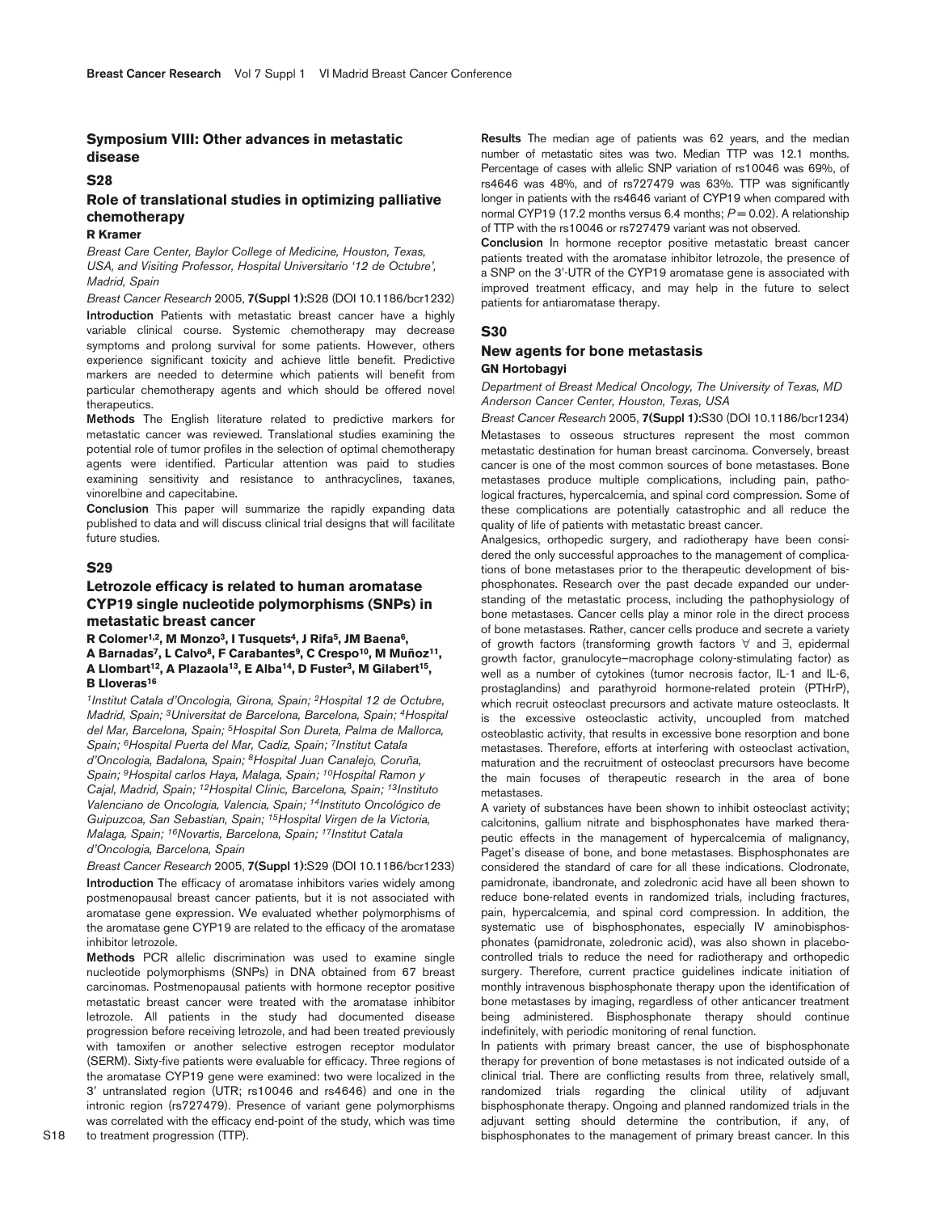## Symposium VIII: Other advances in metastatic disease

### S28

### Role of translational studies in optimizing palliative chemotherapy

**R Kramer**

*Breast Care Center, Baylor College of Medicine, Houston, Texas, USA, and Visiting Professor, Hospital Universitario '12 de Octubre', Madrid, Spain*

*Breast Cancer Research* 2005, **7(Suppl 1):**S28 (DOI 10.1186/bcr1232)

**Introduction** Patients with metastatic breast cancer have a highly variable clinical course. Systemic chemotherapy may decrease symptoms and prolong survival for some patients. However, others experience significant toxicity and achieve little benefit. Predictive markers are needed to determine which patients will benefit from particular chemotherapy agents and which should be offered novel therapeutics.

**Methods** The English literature related to predictive markers for metastatic cancer was reviewed. Translational studies examining the potential role of tumor profiles in the selection of optimal chemotherapy agents were identified. Particular attention was paid to studies examining sensitivity and resistance to anthracyclines, taxanes, vinorelbine and capecitabine.

**Conclusion** This paper will summarize the rapidly expanding data published to data and will discuss clinical trial designs that will facilitate future studies.

### S29

### Letrozole efficacy is related to human aromatase CYP19 single nucleotide polymorphisms (SNPs) in metastatic breast cancer

**R Colomer[1,2], M Monzo[3], I Tusquets[4], J Rifa[5], JM Baena[6], A Barnadas[7], L Calvo[8], F Carabantes[9], C Crespo[10], M Muñoz[11], A Llombart[12], A Plazaola[13], E Alba[14], D Fuster[3], M Gilabert[15], B Lloveras[16]**

*[1]Institut Catala d'Oncologia, Girona, Spain; [2]Hospital 12 de Octubre, Madrid, Spain; [3]Universitat de Barcelona, Barcelona, Spain; [4]Hospital del Mar, Barcelona, Spain; [5]Hospital Son Dureta, Palma de Mallorca, Spain; [6]Hospital Puerta del Mar, Cadiz, Spain; [7]Institut Catala d'Oncologia, Badalona, Spain; [8]Hospital Juan Canalejo, Coruña, Spain; [9]Hospital carlos Haya, Malaga, Spain; [10]Hospital Ramon y Cajal, Madrid, Spain; [12]Hospital Clinic, Barcelona, Spain; [13]Instituto Valenciano de Oncologia, Valencia, Spain; [14]Instituto Oncológico de Guipuzcoa, San Sebastian, Spain; [15]Hospital Virgen de la Victoria, Malaga, Spain; [16]Novartis, Barcelona, Spain; [17]Institut Catala d'Oncologia, Barcelona, Spain*

*Breast Cancer Research* 2005, **7(Suppl 1):**S29 (DOI 10.1186/bcr1233)

**Introduction** The efficacy of aromatase inhibitors varies widely among postmenopausal breast cancer patients, but it is not associated with aromatase gene expression. We evaluated whether polymorphisms of the aromatase gene CYP19 are related to the efficacy of the aromatase inhibitor letrozole.

**Methods** PCR allelic discrimination was used to examine single nucleotide polymorphisms (SNPs) in DNA obtained from 67 breast carcinomas. Postmenopausal patients with hormone receptor positive metastatic breast cancer were treated with the aromatase inhibitor letrozole. All patients in the study had documented disease progression before receiving letrozole, and had been treated previously with tamoxifen or another selective estrogen receptor modulator (SERM). Sixty-five patients were evaluable for efficacy. Three regions of the aromatase CYP19 gene were examined: two were localized in the 3' untranslated region (UTR; rs10046 and rs4646) and one in the intronic region (rs727479). Presence of variant gene polymorphisms was correlated with the efficacy end-point of the study, which was time to treatment progression (TTP).

**Results** The median age of patients was 62 years, and the median number of metastatic sites was two. Median TTP was 12.1 months. Percentage of cases with allelic SNP variation of rs10046 was 69%, of rs4646 was 48%, and of rs727479 was 63%. TTP was significantly longer in patients with the rs4646 variant of CYP19 when compared with normal CYP19 (17.2 months versus 6.4 months; $P = 0.02$). A relationship of TTP with the rs10046 or rs727479 variant was not observed.

**Conclusion** In hormone receptor positive metastatic breast cancer patients treated with the aromatase inhibitor letrozole, the presence of a SNP on the 3'-UTR of the CYP19 aromatase gene is associated with improved treatment efficacy, and may help in the future to select patients for antiaromatase therapy.

### S30

### New agents for bone metastasis

**GN Hortobagyi**

*Department of Breast Medical Oncology, The University of Texas, MD Anderson Cancer Center, Houston, Texas, USA*

*Breast Cancer Research* 2005, **7(Suppl 1):**S30 (DOI 10.1186/bcr1234)

Metastases to osseous structures represent the most common metastatic destination for human breast carcinoma. Conversely, breast cancer is one of the most common sources of bone metastases. Bone metastases produce multiple complications, including pain, pathological fractures, hypercalcemia, and spinal cord compression. Some of these complications are potentially catastrophic and all reduce the quality of life of patients with metastatic breast cancer.

Analgesics, orthopedic surgery, and radiotherapy have been considered the only successful approaches to the management of complications of bone metastases prior to the therapeutic development of bisphosphonates. Research over the past decade expanded our understanding of the metastatic process, including the pathophysiology of bone metastases. Cancer cells play a minor role in the direct process of bone metastases. Rather, cancer cells produce and secrete a variety of growth factors (transforming growth factors ∀ and ∃, epidermal growth factor, granulocyte–macrophage colony-stimulating factor) as well as a number of cytokines (tumor necrosis factor, IL-1 and IL-6, prostaglandins) and parathyroid hormone-related protein (PTHrP), which recruit osteoclast precursors and activate mature osteoclasts. It is the excessive osteoclastic activity, uncoupled from matched osteoblastic activity, that results in excessive bone resorption and bone metastases. Therefore, efforts at interfering with osteoclast activation, maturation and the recruitment of osteoclast precursors have become the main focuses of therapeutic research in the area of bone metastases.

A variety of substances have been shown to inhibit osteoclast activity; calcitonins, gallium nitrate and bisphosphonates have marked therapeutic effects in the management of hypercalcemia of malignancy, Paget's disease of bone, and bone metastases. Bisphosphonates are considered the standard of care for all these indications. Clodronate, pamidronate, ibandronate, and zoledronic acid have all been shown to reduce bone-related events in randomized trials, including fractures, pain, hypercalcemia, and spinal cord compression. In addition, the systematic use of bisphosphonates, especially IV aminobisphosphonates (pamidronate, zoledronic acid), was also shown in placebo-controlled trials to reduce the need for radiotherapy and orthopedic surgery. Therefore, current practice guidelines indicate initiation of monthly intravenous bisphosphonate therapy upon the identification of bone metastases by imaging, regardless of other anticancer treatment being administered. Bisphosphonate therapy should continue indefinitely, with periodic monitoring of renal function.

In patients with primary breast cancer, the use of bisphosphonate therapy for prevention of bone metastases is not indicated outside of a clinical trial. There are conflicting results from three, relatively small, randomized trials regarding the clinical utility of adjuvant bisphosphonate therapy. Ongoing and planned randomized trials in the adjuvant setting should determine the contribution, if any, of bisphosphonates to the management of primary breast cancer. In this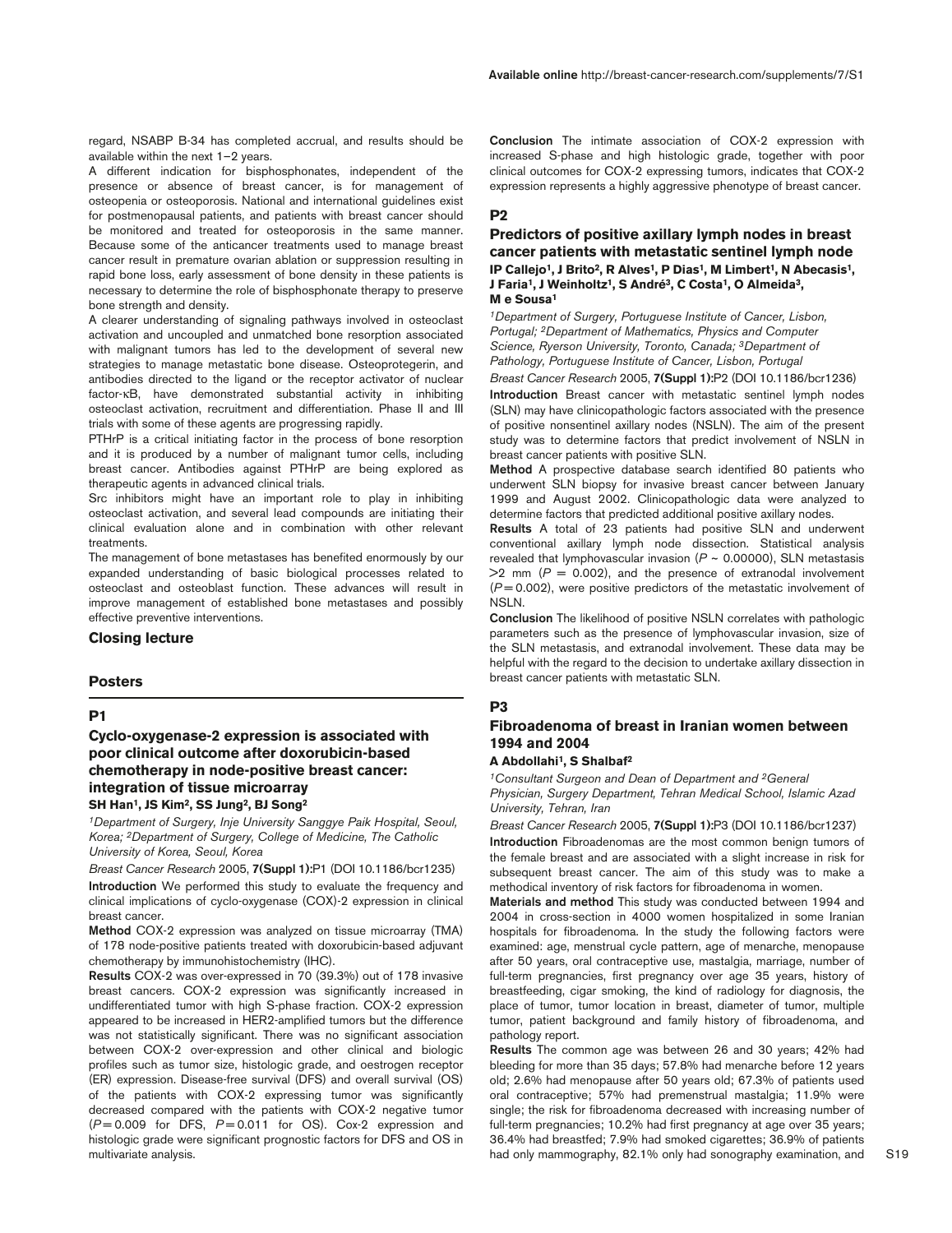regard, NSABP B-34 has completed accrual, and results should be available within the next 1–2 years.

A different indication for bisphosphonates, independent of the presence or absence of breast cancer, is for management of osteopenia or osteoporosis. National and international guidelines exist for postmenopausal patients, and patients with breast cancer should be monitored and treated for osteoporosis in the same manner. Because some of the anticancer treatments used to manage breast cancer result in premature ovarian ablation or suppression resulting in rapid bone loss, early assessment of bone density in these patients is necessary to determine the role of bisphosphonate therapy to preserve bone strength and density.

A clearer understanding of signaling pathways involved in osteoclast activation and uncoupled and unmatched bone resorption associated with malignant tumors has led to the development of several new strategies to manage metastatic bone disease. Osteoprotegerin, and antibodies directed to the ligand or the receptor activator of nuclear factor-κB, have demonstrated substantial activity in inhibiting osteoclast activation, recruitment and differentiation. Phase II and III trials with some of these agents are progressing rapidly.

PTHrP is a critical initiating factor in the process of bone resorption and it is produced by a number of malignant tumor cells, including breast cancer. Antibodies against PTHrP are being explored as therapeutic agents in advanced clinical trials.

Src inhibitors might have an important role to play in inhibiting osteoclast activation, and several lead compounds are initiating their clinical evaluation alone and in combination with other relevant treatments.

The management of bone metastases has benefited enormously by our expanded understanding of basic biological processes related to osteoclast and osteoblast function. These advances will result in improve management of established bone metastases and possibly effective preventive interventions.

## Closing lecture

## Posters

### P1

### Cyclo-oxygenase-2 expression is associated with poor clinical outcome after doxorubicin-based chemotherapy in node-positive breast cancer: integration of tissue microarray

**SH Han[1], JS Kim[2], SS Jung[2], BJ Song[2]**

[1]Department of Surgery, Inje University Sanggye Paik Hospital, Seoul, Korea; [2]Department of Surgery, College of Medicine, The Catholic University of Korea, Seoul, Korea

*Breast Cancer Research* 2005, **7(Suppl 1):**P1 (DOI 10.1186/bcr1235)

**Introduction** We performed this study to evaluate the frequency and clinical implications of cyclo-oxygenase (COX)-2 expression in clinical breast cancer.

**Method** COX-2 expression was analyzed on tissue microarray (TMA) of 178 node-positive patients treated with doxorubicin-based adjuvant chemotherapy by immunohistochemistry (IHC).

**Results** COX-2 was over-expressed in 70 (39.3%) out of 178 invasive breast cancers. COX-2 expression was significantly increased in undifferentiated tumor with high S-phase fraction. COX-2 expression appeared to be increased in HER2-amplified tumors but the difference was not statistically significant. There was no significant association between COX-2 over-expression and other clinical and biologic profiles such as tumor size, histologic grade, and oestrogen receptor (ER) expression. Disease-free survival (DFS) and overall survival (OS) of the patients with COX-2 expressing tumor was significantly decreased compared with the patients with COX-2 negative tumor ($P = 0.009$ for DFS, $P = 0.011$ for OS). Cox-2 expression and histologic grade were significant prognostic factors for DFS and OS in multivariate analysis.

**Conclusion** The intimate association of COX-2 expression with increased S-phase and high histologic grade, together with poor clinical outcomes for COX-2 expressing tumors, indicates that COX-2 expression represents a highly aggressive phenotype of breast cancer.

### P2

### Predictors of positive axillary lymph nodes in breast cancer patients with metastatic sentinel lymph node

**IP Callejo[1], J Brito[2], R Alves[1], P Dias[1], M Limbert[1], N Abecasis[1], J Faria[1], J Weinholtz[1], S André[3], C Costa[1], O Almeida[3], M e Sousa[1]**

[1]Department of Surgery, Portuguese Institute of Cancer, Lisbon, Portugal; [2]Department of Mathematics, Physics and Computer Science, Ryerson University, Toronto, Canada; [3]Department of Pathology, Portuguese Institute of Cancer, Lisbon, Portugal

*Breast Cancer Research* 2005, **7(Suppl 1):**P2 (DOI 10.1186/bcr1236)

**Introduction** Breast cancer with metastatic sentinel lymph nodes (SLN) may have clinicopathologic factors associated with the presence of positive nonsentinel axillary nodes (NSLN). The aim of the present study was to determine factors that predict involvement of NSLN in breast cancer patients with positive SLN.

**Method** A prospective database search identified 80 patients who underwent SLN biopsy for invasive breast cancer between January 1999 and August 2002. Clinicopathologic data were analyzed to determine factors that predicted additional positive axillary nodes.

**Results** A total of 23 patients had positive SLN and underwent conventional axillary lymph node dissection. Statistical analysis revealed that lymphovascular invasion ($P \sim 0.00000$), SLN metastasis $>2$ mm ($P = 0.002$), and the presence of extranodal involvement ($P = 0.002$), were positive predictors of the metastatic involvement of NSLN.

**Conclusion** The likelihood of positive NSLN correlates with pathologic parameters such as the presence of lymphovascular invasion, size of the SLN metastasis, and extranodal involvement. These data may be helpful with the regard to the decision to undertake axillary dissection in breast cancer patients with metastatic SLN.

### P3

### Fibroadenoma of breast in Iranian women between 1994 and 2004

**A Abdollahi[1], S Shalbaf[2]**

[1]Consultant Surgeon and Dean of Department and [2]General Physician, Surgery Department, Tehran Medical School, Islamic Azad University, Tehran, Iran

*Breast Cancer Research* 2005, **7(Suppl 1):**P3 (DOI 10.1186/bcr1237)

**Introduction** Fibroadenomas are the most common benign tumors of the female breast and are associated with a slight increase in risk for subsequent breast cancer. The aim of this study was to make a methodical inventory of risk factors for fibroadenoma in women.

**Materials and method** This study was conducted between 1994 and 2004 in cross-section in 4000 women hospitalized in some Iranian hospitals for fibroadenoma. In the study the following factors were examined: age, menstrual cycle pattern, age of menarche, menopause after 50 years, oral contraceptive use, mastalgia, marriage, number of full-term pregnancies, first pregnancy over age 35 years, history of breastfeeding, cigar smoking, the kind of radiology for diagnosis, the place of tumor, tumor location in breast, diameter of tumor, multiple tumor, patient background and family history of fibroadenoma, and pathology report.

**Results** The common age was between 26 and 30 years; 42% had bleeding for more than 35 days; 57.8% had menarche before 12 years old; 2.6% had menopause after 50 years old; 67.3% of patients used oral contraceptive; 57% had premenstrual mastalgia; 11.9% were single; the risk for fibroadenoma decreased with increasing number of full-term pregnancies; 10.2% had first pregnancy at age over 35 years; 36.4% had breastfed; 7.9% had smoked cigarettes; 36.9% of patients had only mammography, 82.1% only had sonography examination, and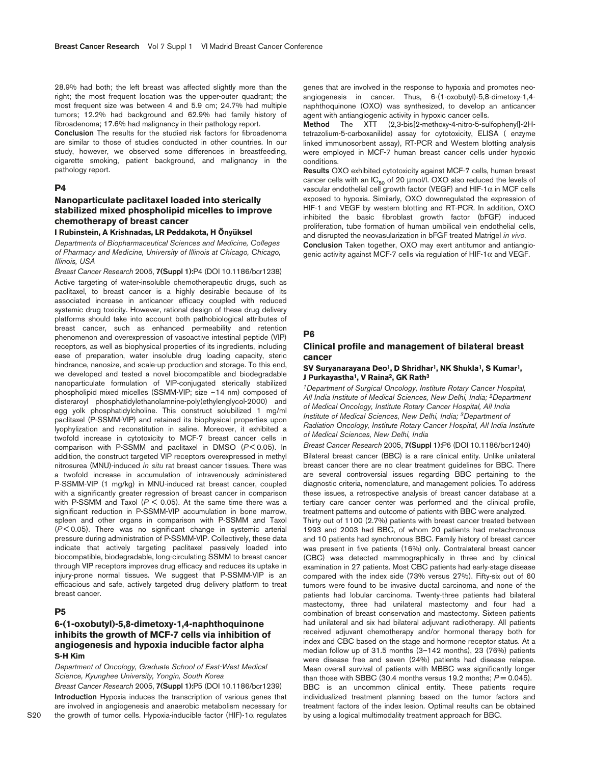28.9% had both; the left breast was affected slightly more than the right; the most frequent location was the upper-outer quadrant; the most frequent size was between 4 and 5.9 cm; 24.7% had multiple tumors; 12.2% had background and 62.9% had family history of fibroadenoma; 17.6% had malignancy in their pathology report.

**Conclusion** The results for the studied risk factors for fibroadenoma are similar to those of studies conducted in other countries. In our study, however, we observed some differences in breastfeeding, cigarette smoking, patient background, and malignancy in the pathology report.

## P4

### Nanoparticulate paclitaxel loaded into sterically stabilized mixed phospholipid micelles to improve chemotherapy of breast cancer

**I Rubinstein, A Krishnadas, LR Peddakota, H Önyüksel**

*Departments of Biopharmaceutical Sciences and Medicine, Colleges of Pharmacy and Medicine, University of Illinois at Chicago, Chicago, Illinois, USA*

*Breast Cancer Research* 2005, **7(Suppl 1):**P4 (DOI 10.1186/bcr1238)

Active targeting of water-insoluble chemotherapeutic drugs, such as paclitaxel, to breast cancer is a highly desirable because of its associated increase in anticancer efficacy coupled with reduced systemic drug toxicity. However, rational design of these drug delivery platforms should take into account both pathobiological attributes of breast cancer, such as enhanced permeability and retention phenomenon and overexpression of vasoactive intestinal peptide (VIP) receptors, as well as biophysical properties of its ingredients, including ease of preparation, water insoluble drug loading capacity, steric hindrance, nanosize, and scale-up production and storage. To this end, we developed and tested a novel biocompatible and biodegradable nanoparticulate formulation of VIP-conjugated sterically stabilized phospholipid mixed micelles (SSMM-VIP; size ~14 nm) composed of disteraroyl phosphatidylethanolamnine-poly(ethylenglycol-2000) and egg yolk phosphatidylcholine. This construct solubilized 1 mg/ml paclitaxel (P-SSMM-VIP) and retained its biophysical properties upon lyophylization and reconstitution in saline. Moreover, it exhibited a twofold increase in cytotoxicity to MCF-7 breast cancer cells in comparison with P-SSMM and paclitaxel in DMSO ($P < 0.05$). In addition, the construct targeted VIP receptors overexpressed in methyl nitrosurea (MNU)-induced *in situ* rat breast cancer tissues. There was a twofold increase in accumulation of intravenously administered P-SSMM-VIP (1 mg/kg) in MNU-induced rat breast cancer, coupled with a significantly greater regression of breast cancer in comparison with P-SSMM and Taxol ($P < 0.05$). At the same time there was a significant reduction in P-SSMM-VIP accumulation in bone marrow, spleen and other organs in comparison with P-SSMM and Taxol ($P < 0.05$). There was no significant change in systemic arterial pressure during administration of P-SSMM-VIP. Collectively, these data indicate that actively targeting paclitaxel passively loaded into biocompatible, biodegradable, long-circulating SSMM to breast cancer through VIP receptors improves drug efficacy and reduces its uptake in injury-prone normal tissues. We suggest that P-SSMM-VIP is an efficacious and safe, actively targeted drug delivery platform to treat breast cancer.

## P5

### 6-(1-oxobutyl)-5,8-dimetoxy-1,4-naphthoquinone inhibits the growth of MCF-7 cells via inhibition of angiogenesis and hypoxia inducible factor alpha

**S-H Kim**

*Department of Oncology, Graduate School of East-West Medical Science, Kyunghee University, Yongin, South Korea*

*Breast Cancer Research* 2005, **7(Suppl 1):**P5 (DOI 10.1186/bcr1239)

**Introduction** Hypoxia induces the transcription of various genes that are involved in angiogenesis and anaerobic metabolism necessary for the growth of tumor cells. Hypoxia-inducible factor (HIF)-1$\alpha$ regulates genes that are involved in the response to hypoxia and promotes neo-angiogenesis in cancer. Thus, 6-(1-oxobutyl)-5,8-dimetoxy-1,4-naphthoquinone (OXO) was synthesized, to develop an anticancer agent with antiangiogenic activity in hypoxic cancer cells.

**Method** The XTT (2,3-bis[2-methoxy-4-nitro-5-sulfophenyl]-2H-tetrazolium-5-carboxanilide) assay for cytotoxicity, ELISA ( enzyme linked immunosorbent assay), RT-PCR and Western blotting analysis were employed in MCF-7 human breast cancer cells under hypoxic conditions.

**Results** OXO exhibited cytotoxicity against MCF-7 cells, human breast cancer cells with an $IC_{50}$ of 20 μmol/l. OXO also reduced the levels of vascular endothelial cell growth factor (VEGF) and HIF-1$\alpha$ in MCF cells exposed to hypoxia. Similarly, OXO downregulated the expression of HIF-1 and VEGF by western blotting and RT-PCR. In addition, OXO inhibited the basic fibroblast growth factor (bFGF) induced proliferation, tube formation of human umbilical vein endothelial cells, and disrupted the neovasularization in bFGF treated Matrigel *in vivo*.

**Conclusion** Taken together, OXO may exert antitumor and antiangiogenic activity against MCF-7 cells via regulation of HIF-1$\alpha$ and VEGF.

## P6

### Clinical profile and management of bilateral breast cancer

**SV Suryanarayana Deo[1], D Shridhar[1], NK Shukla[1], S Kumar[1], J Purkayastha[1], V Raina[2], GK Rath[3]**

*[1]Department of Surgical Oncology, Institute Rotary Cancer Hospital, All India Institute of Medical Sciences, New Delhi, India; [2]Department of Medical Oncology, Institute Rotary Cancer Hospital, All India Institute of Medical Sciences, New Delhi, India; [3]Department of Radiation Oncology, Institute Rotary Cancer Hospital, All India Institute of Medical Sciences, New Delhi, India*

*Breast Cancer Research* 2005, **7(Suppl 1):**P6 (DOI 10.1186/bcr1240)

Bilateral breast cancer (BBC) is a rare clinical entity. Unlike unilateral breast cancer there are no clear treatment guidelines for BBC. There are several controversial issues regarding BBC pertaining to the diagnostic criteria, nomenclature, and management policies. To address these issues, a retrospective analysis of breast cancer database at a tertiary care cancer center was performed and the clinical profile, treatment patterns and outcome of patients with BBC were analyzed.

Thirty out of 1100 (2.7%) patients with breast cancer treated between 1993 and 2003 had BBC, of whom 20 patients had metachronous and 10 patients had synchronous BBC. Family history of breast cancer was present in five patients (16%) only. Contralateral breast cancer (CBC) was detected mammographically in three and by clinical examination in 27 patients. Most CBC patients had early-stage disease compared with the index side (73% versus 27%). Fifty-six out of 60 tumors were found to be invasive ductal carcinoma, and none of the patients had lobular carcinoma. Twenty-three patients had bilateral mastectomy, three had unilateral mastectomy and four had a combination of breast conservation and mastectomy. Sixteen patients had unilateral and six had bilateral adjuvant radiotherapy. All patients received adjuvant chemotherapy and/or hormonal therapy both for index and CBC based on the stage and hormone receptor status. At a median follow up of 31.5 months (3–142 months), 23 (76%) patients were disease free and seven (24%) patients had disease relapse. Mean overall survival of patients with MBBC was significantly longer than those with SBBC (30.4 months versus 19.2 months; $P = 0.045$).

BBC is an uncommon clinical entity. These patients require individualized treatment planning based on the tumor factors and treatment factors of the index lesion. Optimal results can be obtained by using a logical multimodality treatment approach for BBC.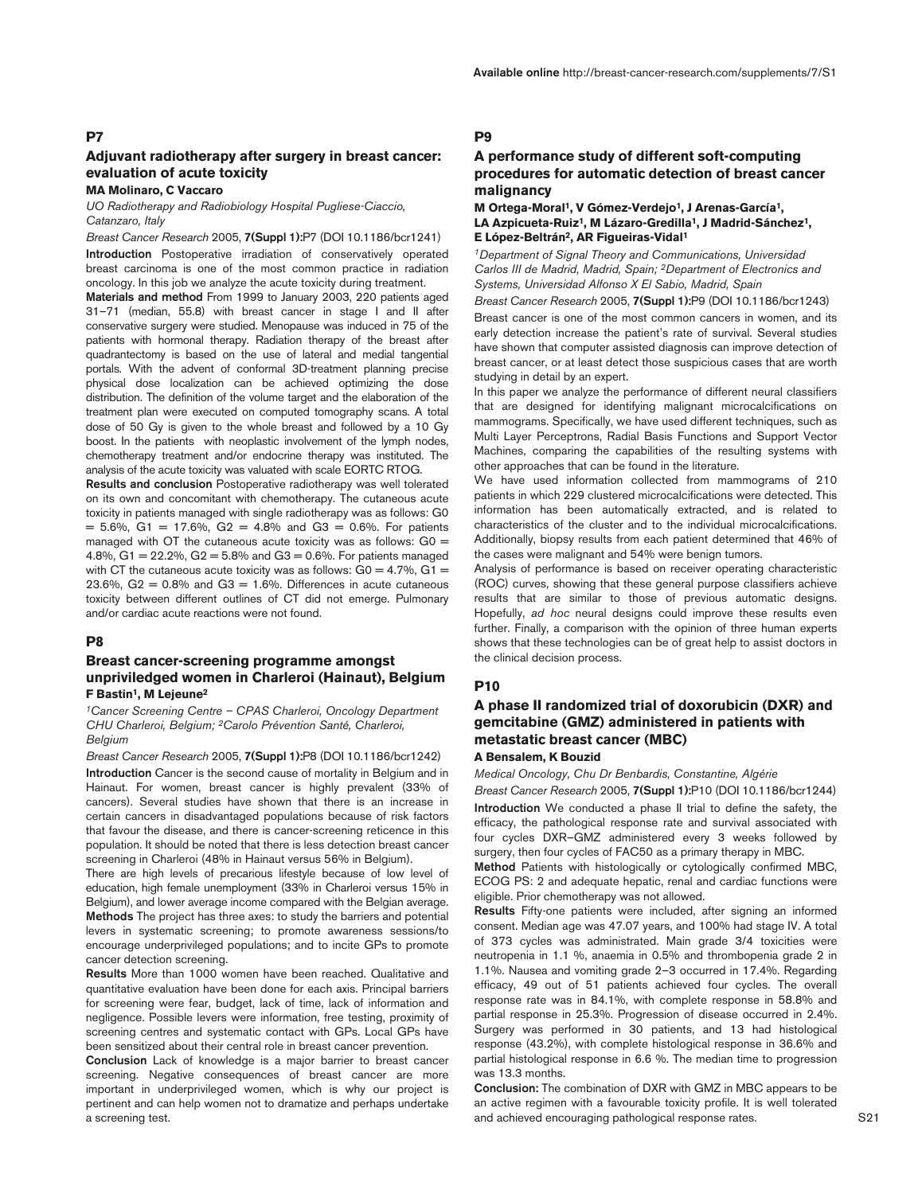## P7

### Adjuvant radiotherapy after surgery in breast cancer: evaluation of acute toxicity

**MA Molinaro, C Vaccaro**

*UO Radiotherapy and Radiobiology Hospital Pugliese-Ciaccio, Catanzaro, Italy*

*Breast Cancer Research* 2005, **7(Suppl 1):**P7 (DOI 10.1186/bcr1241)

**Introduction** Postoperative irradiation of conservatively operated breast carcinoma is one of the most common practice in radiation oncology. In this job we analyze the acute toxicity during treatment.

**Materials and method** From 1999 to January 2003, 220 patients aged 31–71 (median, 55.8) with breast cancer in stage I and II after conservative surgery were studied. Menopause was induced in 75 of the patients with hormonal therapy. Radiation therapy of the breast after quadrantectomy is based on the use of lateral and medial tangential portals. With the advent of conformal 3D-treatment planning precise physical dose localization can be achieved optimizing the dose distribution. The definition of the volume target and the elaboration of the treatment plan were executed on computed tomography scans. A total dose of 50 Gy is given to the whole breast and followed by a 10 Gy boost. In the patients with neoplastic involvement of the lymph nodes, chemotherapy treatment and/or endocrine therapy was instituted. The analysis of the acute toxicity was valuated with scale EORTC RTOG.

**Results and conclusion** Postoperative radiotherapy was well tolerated on its own and concomitant with chemotherapy. The cutaneous acute toxicity in patients managed with single radiotherapy was as follows: G0 = 5.6%, G1 = 17.6%, G2 = 4.8% and G3 = 0.6%. For patients managed with OT the cutaneous acute toxicity was as follows: G0 = 4.8%, G1 = 22.2%, G2 = 5.8% and G3 = 0.6%. For patients managed with CT the cutaneous acute toxicity was as follows: G0 = 4.7%, G1 = 23.6%, G2 = 0.8% and G3 = 1.6%. Differences in acute cutaneous toxicity between different outlines of CT did not emerge. Pulmonary and/or cardiac acute reactions were not found.

## P8

### Breast cancer-screening programme amongst unpriviledged women in Charleroi (Hainaut), Belgium

**F Bastin[1], M Lejeune[2]**

*[1]Cancer Screening Centre – CPAS Charleroi, Oncology Department CHU Charleroi, Belgium; [2]Carolo Prévention Santé, Charleroi, Belgium*

*Breast Cancer Research* 2005, **7(Suppl 1):**P8 (DOI 10.1186/bcr1242)

**Introduction** Cancer is the second cause of mortality in Belgium and in Hainaut. For women, breast cancer is highly prevalent (33% of cancers). Several studies have shown that there is an increase in certain cancers in disadvantaged populations because of risk factors that favour the disease, and there is cancer-screening reticence in this population. It should be noted that there is less detection breast cancer screening in Charleroi (48% in Hainaut versus 56% in Belgium).

There are high levels of precarious lifestyle because of low level of education, high female unemployment (33% in Charleroi versus 15% in Belgium), and lower average income compared with the Belgian average.

**Methods** The project has three axes: to study the barriers and potential levers in systematic screening; to promote awareness sessions/to encourage underprivileged populations; and to incite GPs to promote cancer detection screening.

**Results** More than 1000 women have been reached. Qualitative and quantitative evaluation have been done for each axis. Principal barriers for screening were fear, budget, lack of time, lack of information and negligence. Possible levers were information, free testing, proximity of screening centres and systematic contact with GPs. Local GPs have been sensitized about their central role in breast cancer prevention.

**Conclusion** Lack of knowledge is a major barrier to breast cancer screening. Negative consequences of breast cancer are more important in underprivileged women, which is why our project is pertinent and can help women not to dramatize and perhaps undertake a screening test.

## P9

### A performance study of different soft-computing procedures for automatic detection of breast cancer malignancy

**M Ortega-Moral[1], V Gómez-Verdejo[1], J Arenas-García[1], LA Azpicueta-Ruiz[1], M Lázaro-Gredilla[1], J Madrid-Sánchez[1], E López-Beltrán[2], AR Figueiras-Vidal[1]**

*[1]Department of Signal Theory and Communications, Universidad Carlos III de Madrid, Madrid, Spain; [2]Department of Electronics and Systems, Universidad Alfonso X El Sabio, Madrid, Spain*

*Breast Cancer Research* 2005, **7(Suppl 1):**P9 (DOI 10.1186/bcr1243)

Breast cancer is one of the most common cancers in women, and its early detection increase the patient's rate of survival. Several studies have shown that computer assisted diagnosis can improve detection of breast cancer, or at least detect those suspicious cases that are worth studying in detail by an expert.

In this paper we analyze the performance of different neural classifiers that are designed for identifying malignant microcalcifications on mammograms. Specifically, we have used different techniques, such as Multi Layer Perceptrons, Radial Basis Functions and Support Vector Machines, comparing the capabilities of the resulting systems with other approaches that can be found in the literature.

We have used information collected from mammograms of 210 patients in which 229 clustered microcalcifications were detected. This information has been automatically extracted, and is related to characteristics of the cluster and to the individual microcalcifications. Additionally, biopsy results from each patient determined that 46% of the cases were malignant and 54% were benign tumors.

Analysis of performance is based on receiver operating characteristic (ROC) curves, showing that these general purpose classifiers achieve results that are similar to those of previous automatic designs. Hopefully, *ad hoc* neural designs could improve these results even further. Finally, a comparison with the opinion of three human experts shows that these technologies can be of great help to assist doctors in the clinical decision process.

## P10

### A phase II randomized trial of doxorubicin (DXR) and gemcitabine (GMZ) administered in patients with metastatic breast cancer (MBC)

**A Bensalem, K Bouzid**

*Medical Oncology, Chu Dr Benbardis, Constantine, Algérie*

*Breast Cancer Research* 2005, **7(Suppl 1):**P10 (DOI 10.1186/bcr1244)

**Introduction** We conducted a phase II trial to define the safety, the efficacy, the pathological response rate and survival associated with four cycles DXR–GMZ administered every 3 weeks followed by surgery, then four cycles of FAC50 as a primary therapy in MBC.

**Method** Patients with histologically or cytologically confirmed MBC, ECOG PS: 2 and adequate hepatic, renal and cardiac functions were eligible. Prior chemotherapy was not allowed.

**Results** Fifty-one patients were included, after signing an informed consent. Median age was 47.07 years, and 100% had stage IV. A total of 373 cycles was administrated. Main grade 3/4 toxicities were neutropenia in 1.1 %, anaemia in 0.5% and thrombopenia grade 2 in 1.1%. Nausea and vomiting grade 2–3 occurred in 17.4%. Regarding efficacy, 49 out of 51 patients achieved four cycles. The overall response rate was in 84.1%, with complete response in 58.8% and partial response in 25.3%. Progression of disease occurred in 2.4%. Surgery was performed in 30 patients, and 13 had histological response (43.2%), with complete histological response in 36.6% and partial histological response in 6.6 %. The median time to progression was 13.3 months.

**Conclusion:** The combination of DXR with GMZ in MBC appears to be an active regimen with a favourable toxicity profile. It is well tolerated and achieved encouraging pathological response rates.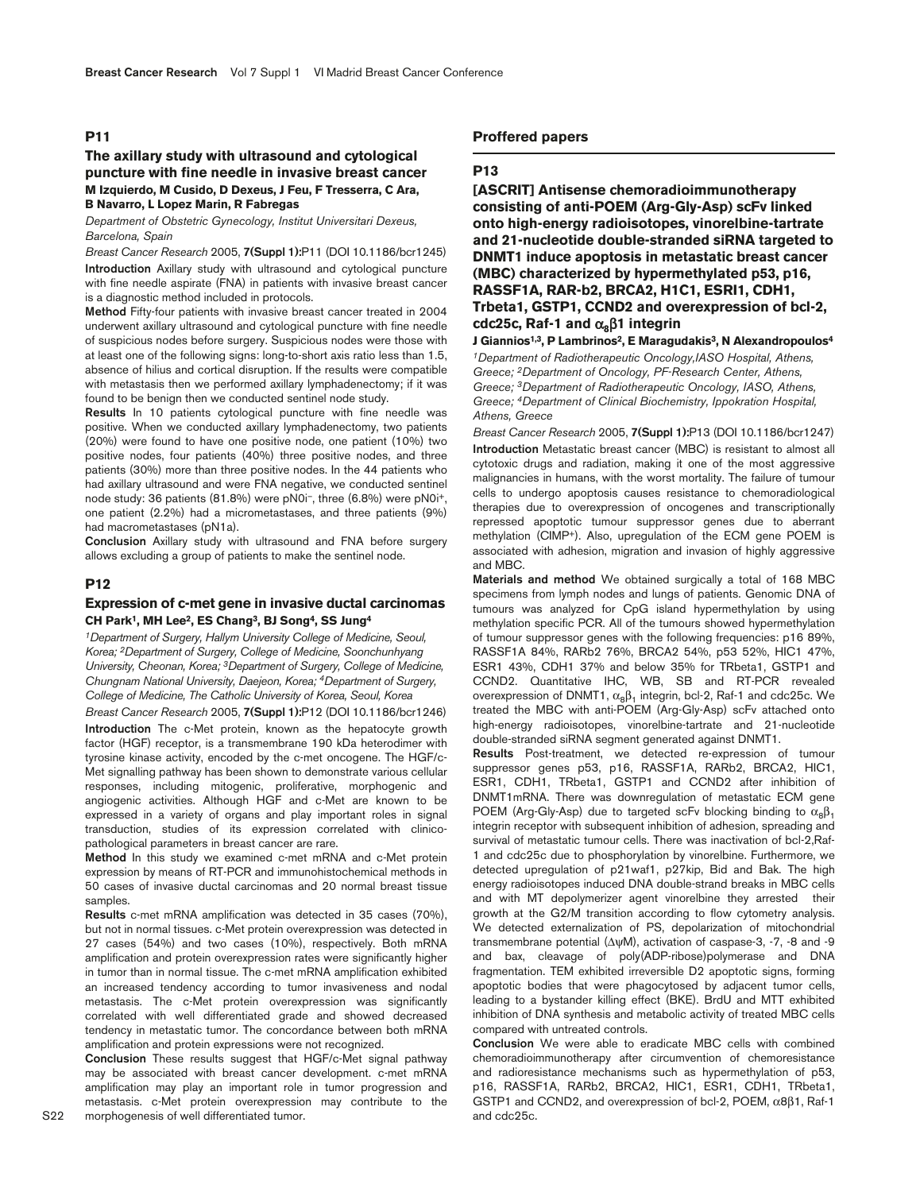## P11

### The axillary study with ultrasound and cytological puncture with fine needle in invasive breast cancer

**M Izquierdo, M Cusido, D Dexeus, J Feu, F Tresserra, C Ara, B Navarro, L Lopez Marin, R Fabregas**

*Department of Obstetric Gynecology, Institut Universitari Dexeus, Barcelona, Spain*

*Breast Cancer Research* 2005, **7(Suppl 1):**P11 (DOI 10.1186/bcr1245)

**Introduction** Axillary study with ultrasound and cytological puncture with fine needle aspirate (FNA) in patients with invasive breast cancer is a diagnostic method included in protocols.

**Method** Fifty-four patients with invasive breast cancer treated in 2004 underwent axillary ultrasound and cytological puncture with fine needle of suspicious nodes before surgery. Suspicious nodes were those with at least one of the following signs: long-to-short axis ratio less than 1.5, absence of hilius and cortical disruption. If the results were compatible with metastasis then we performed axillary lymphadenectomy; if it was found to be benign then we conducted sentinel node study.

**Results** In 10 patients cytological puncture with fine needle was positive. When we conducted axillary lymphadenectomy, two patients (20%) were found to have one positive node, one patient (10%) two positive nodes, four patients (40%) three positive nodes, and three patients (30%) more than three positive nodes. In the 44 patients who had axillary ultrasound and were FNA negative, we conducted sentinel node study: 36 patients (81.8%) were pN0i$^-$, three (6.8%) were pN0i$^+$, one patient (2.2%) had a micrometastases, and three patients (9%) had macrometastases (pN1a).

**Conclusion** Axillary study with ultrasound and FNA before surgery allows excluding a group of patients to make the sentinel node.

## P12

### Expression of c-met gene in invasive ductal carcinomas

**CH Park[1], MH Lee[2], ES Chang[3], BJ Song[4], SS Jung[4]**

*[1]Department of Surgery, Hallym University College of Medicine, Seoul, Korea; [2]Department of Surgery, College of Medicine, Soonchunhyang University, Cheonan, Korea; [3]Department of Surgery, College of Medicine, Chungnam National University, Daejeon, Korea; [4]Department of Surgery, College of Medicine, The Catholic University of Korea, Seoul, Korea*

*Breast Cancer Research* 2005, **7(Suppl 1):**P12 (DOI 10.1186/bcr1246)

**Introduction** The c-Met protein, known as the hepatocyte growth factor (HGF) receptor, is a transmembrane 190 kDa heterodimer with tyrosine kinase activity, encoded by the c-met oncogene. The HGF/c-Met signalling pathway has been shown to demonstrate various cellular responses, including mitogenic, proliferative, morphogenic and angiogenic activities. Although HGF and c-Met are known to be expressed in a variety of organs and play important roles in signal transduction, studies of its expression correlated with clinicopathological parameters in breast cancer are rare.

**Method** In this study we examined c-met mRNA and c-Met protein expression by means of RT-PCR and immunohistochemical methods in 50 cases of invasive ductal carcinomas and 20 normal breast tissue samples.

**Results** c-met mRNA amplification was detected in 35 cases (70%), but not in normal tissues. c-Met protein overexpression was detected in 27 cases (54%) and two cases (10%), respectively. Both mRNA amplification and protein overexpression rates were significantly higher in tumor than in normal tissue. The c-met mRNA amplification exhibited an increased tendency according to tumor invasiveness and nodal metastasis. The c-Met protein overexpression was significantly correlated with well differentiated grade and showed decreased tendency in metastatic tumor. The concordance between both mRNA amplification and protein expressions were not recognized.

**Conclusion** These results suggest that HGF/c-Met signal pathway may be associated with breast cancer development. c-met mRNA amplification may play an important role in tumor progression and metastasis. c-Met protein overexpression may contribute to the morphogenesis of well differentiated tumor.

## Proffered papers

## P13

### [ASCRIT] Antisense chemoradioimmunotherapy consisting of anti-POEM (Arg-Gly-Asp) scFv linked onto high-energy radioisotopes, vinorelbine-tartrate and 21-nucleotide double-stranded siRNA targeted to DNMT1 induce apoptosis in metastatic breast cancer (MBC) characterized by hypermethylated p53, p16, RASSF1A, RAR-b2, BRCA2, H1C1, ESRI1, CDH1, Trbeta1, GSTP1, CCND2 and overexpression of bcl-2, cdc25c, Raf-1 and $\alpha_8\beta1$ integrin

**J Giannios[1,3], P Lambrinos[2], E Maragudakis[3], N Alexandropoulos[4]**

*[1]Department of Radiotherapeutic Oncology,IASO Hospital, Athens, Greece; [2]Department of Oncology, PF-Research Center, Athens, Greece; [3]Department of Radiotherapeutic Oncology, IASO, Athens, Greece; [4]Department of Clinical Biochemistry, Ippokration Hospital, Athens, Greece*

*Breast Cancer Research* 2005, **7(Suppl 1):**P13 (DOI 10.1186/bcr1247)

**Introduction** Metastatic breast cancer (MBC) is resistant to almost all cytotoxic drugs and radiation, making it one of the most aggressive malignancies in humans, with the worst mortality. The failure of tumour cells to undergo apoptosis causes resistance to chemoradiological therapies due to overexpression of oncogenes and transcriptionally repressed apoptotic tumour suppressor genes due to aberrant methylation (CIMP$^+$). Also, upregulation of the ECM gene POEM is associated with adhesion, migration and invasion of highly aggressive and MBC.

**Materials and method** We obtained surgically a total of 168 MBC specimens from lymph nodes and lungs of patients. Genomic DNA of tumours was analyzed for CpG island hypermethylation by using methylation specific PCR. All of the tumours showed hypermethylation of tumour suppressor genes with the following frequencies: p16 89%, RASSF1A 84%, RARb2 76%, BRCA2 54%, p53 52%, HIC1 47%, ESR1 43%, CDH1 37% and below 35% for TRbeta1, GSTP1 and CCND2. Quantitative IHC, WB, SB and RT-PCR revealed overexpression of DNMT1, $\alpha_8\beta_1$ integrin, bcl-2, Raf-1 and cdc25c. We treated the MBC with anti-POEM (Arg-Gly-Asp) scFv attached onto high-energy radioisotopes, vinorelbine-tartrate and 21-nucleotide double-stranded siRNA segment generated against DNMT1.

**Results** Post-treatment, we detected re-expression of tumour suppressor genes p53, p16, RASSF1A, RARb2, BRCA2, HIC1, ESR1, CDH1, TRbeta1, GSTP1 and CCND2 after inhibition of DNMT1mRNA. There was downregulation of metastatic ECM gene POEM (Arg-Gly-Asp) due to targeted scFv blocking binding to $\alpha_8\beta_1$ integrin receptor with subsequent inhibition of adhesion, spreading and survival of metastatic tumour cells. There was inactivation of bcl-2,Raf-1 and cdc25c due to phosphorylation by vinorelbine. Furthermore, we detected upregulation of p21waf1, p27kip, Bid and Bak. The high energy radioisotopes induced DNA double-strand breaks in MBC cells and with MT depolymerizer agent vinorelbine they arrested their growth at the G2/M transition according to flow cytometry analysis. We detected externalization of PS, depolarization of mitochondrial transmembrane potential ($\Delta\psi$M), activation of caspase-3, -7, -8 and -9 and bax, cleavage of poly(ADP-ribose)polymerase and DNA fragmentation. TEM exhibited irreversible D2 apoptotic signs, forming apoptotic bodies that were phagocytosed by adjacent tumor cells, leading to a bystander killing effect (BKE). BrdU and MTT exhibited inhibition of DNA synthesis and metabolic activity of treated MBC cells compared with untreated controls.

**Conclusion** We were able to eradicate MBC cells with combined chemoradioimmunotherapy after circumvention of chemoresistance and radioresistance mechanisms such as hypermethylation of p53, p16, RASSF1A, RARb2, BRCA2, HIC1, ESR1, CDH1, TRbeta1, GSTP1 and CCND2, and overexpression of bcl-2, POEM, $\alpha8\beta1$, Raf-1 and cdc25c.